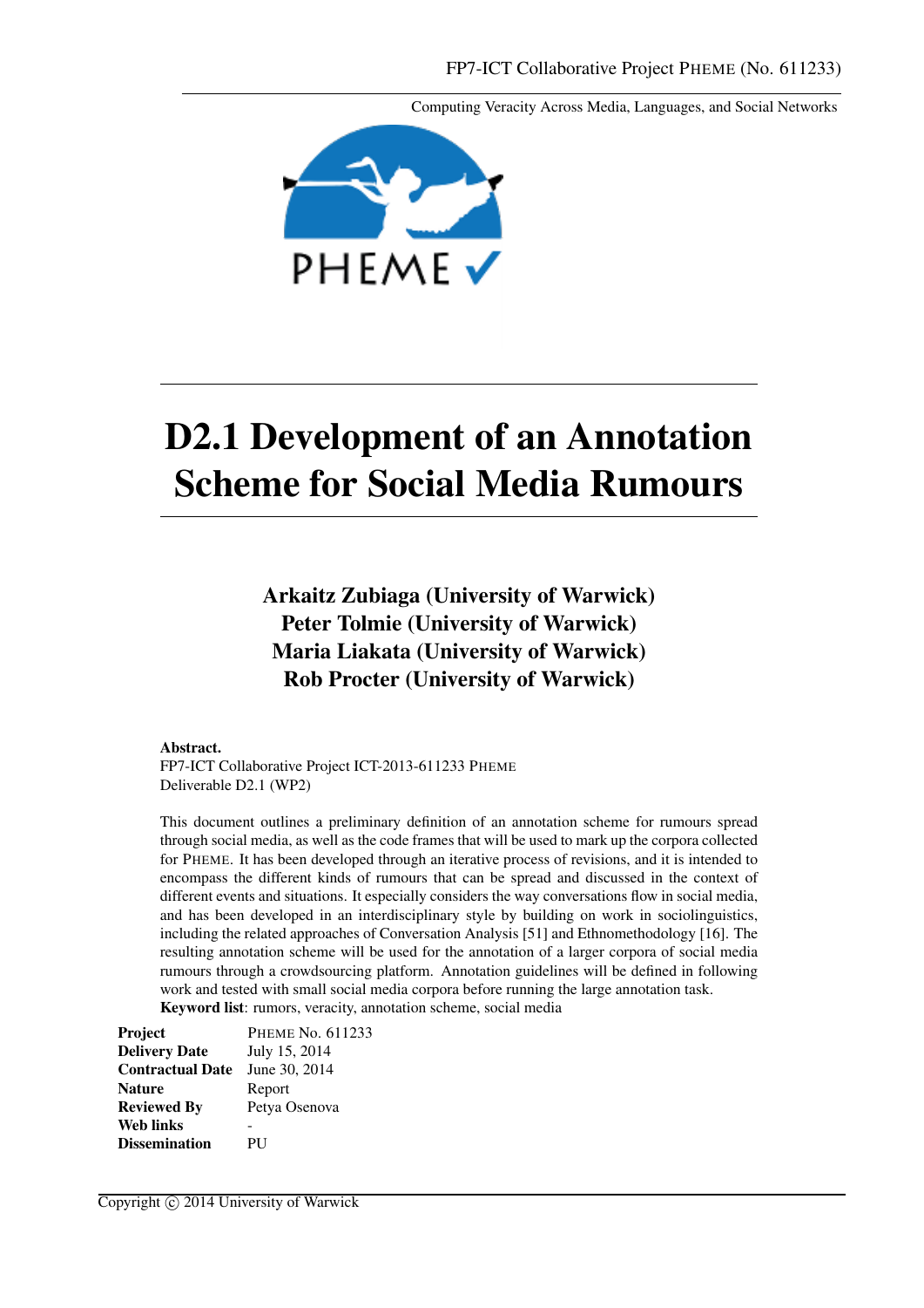FP7-ICT Collaborative Project PHEME (No. 611233)

Computing Veracity Across Media, Languages, and Social Networks

# D2.1 Development of an Annotation Scheme for Social Media Rumours

**Arkaitz Zubiaga (University of Warwick)**
**Peter Tolmie (University of Warwick)**
**Maria Liakata (University of Warwick)**
**Rob Procter (University of Warwick)**

**Abstract.**
FP7-ICT Collaborative Project ICT-2013-611233 PHEME
Deliverable D2.1 (WP2)

This document outlines a preliminary definition of an annotation scheme for rumours spread through social media, as well as the code frames that will be used to mark up the corpora collected for PHEME. It has been developed through an iterative process of revisions, and it is intended to encompass the different kinds of rumours that can be spread and discussed in the context of different events and situations. It especially considers the way conversations flow in social media, and has been developed in an interdisciplinary style by building on work in sociolinguistics, including the related approaches of Conversation Analysis [51] and Ethnomethodology [16]. The resulting annotation scheme will be used for the annotation of a larger corpora of social media rumours through a crowdsourcing platform. Annotation guidelines will be defined in following work and tested with small social media corpora before running the large annotation task.
**Keyword list**: rumors, veracity, annotation scheme, social media

| | |
|---|---|
| **Project** | PHEME No. 611233 |
| **Delivery Date** | July 15, 2014 |
| **Contractual Date** | June 30, 2014 |
| **Nature** | Report |
| **Reviewed By** | Petya Osenova |
| **Web links** | - |
| **Dissemination** | PU |

Copyright © 2014 University of Warwick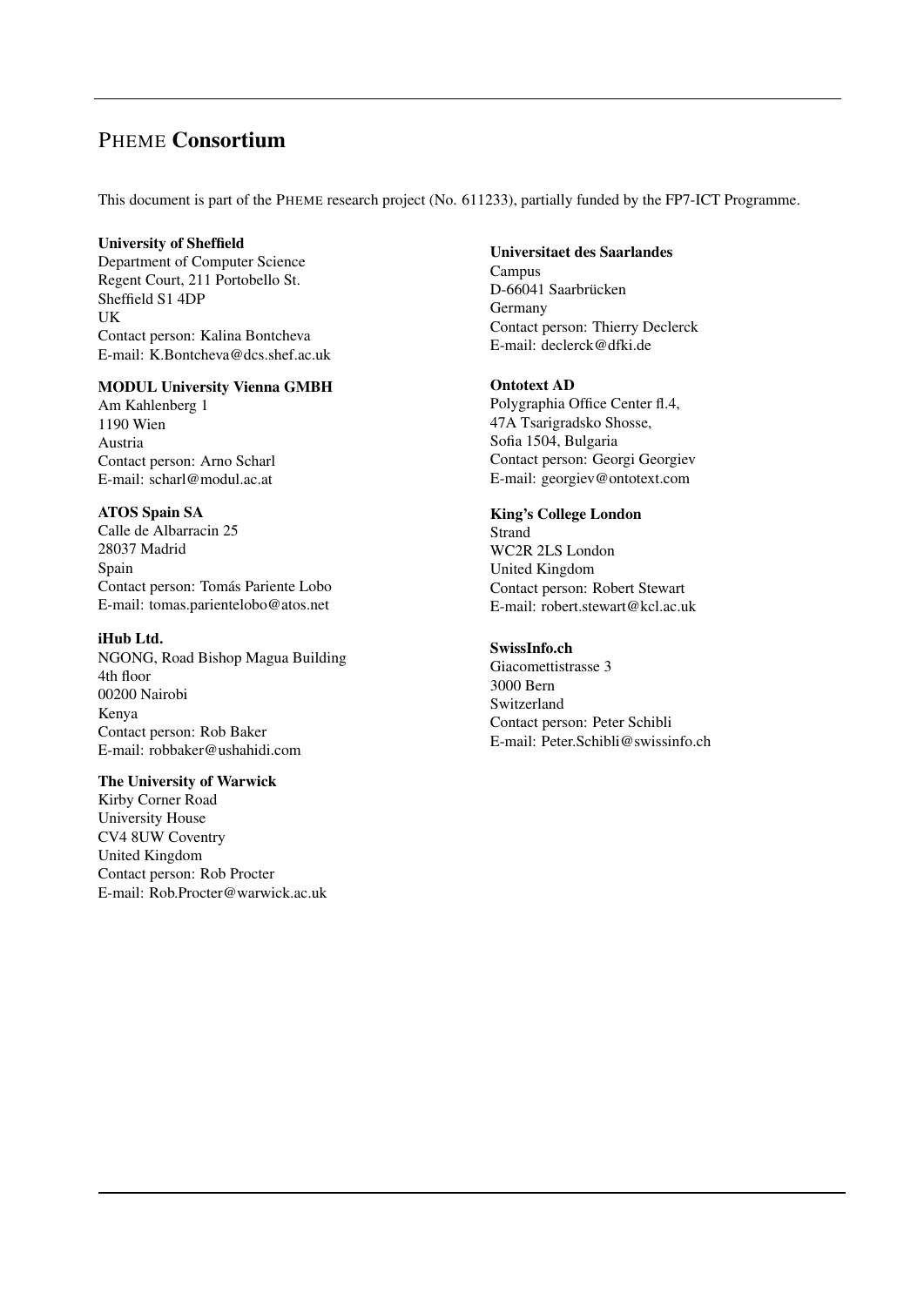# PHEME Consortium

This document is part of the PHEME research project (No. 611233), partially funded by the FP7-ICT Programme.

**University of Sheffield**
Department of Computer Science
Regent Court, 211 Portobello St.
Sheffield S1 4DP
UK
Contact person: Kalina Bontcheva
E-mail: K.Bontcheva@dcs.shef.ac.uk

**MODUL University Vienna GMBH**
Am Kahlenberg 1
1190 Wien
Austria
Contact person: Arno Scharl
E-mail: scharl@modul.ac.at

**ATOS Spain SA**
Calle de Albarracin 25
28037 Madrid
Spain
Contact person: Tomás Pariente Lobo
E-mail: tomas.parientelobo@atos.net

**iHub Ltd.**
NGONG, Road Bishop Magua Building
4th floor
00200 Nairobi
Kenya
Contact person: Rob Baker
E-mail: robbaker@ushahidi.com

**The University of Warwick**
Kirby Corner Road
University House
CV4 8UW Coventry
United Kingdom
Contact person: Rob Procter
E-mail: Rob.Procter@warwick.ac.uk

**Universitaet des Saarlandes**
Campus
D-66041 Saarbrücken
Germany
Contact person: Thierry Declerck
E-mail: declerck@dfki.de

**Ontotext AD**
Polygraphia Office Center fl.4,
47A Tsarigradsko Shosse,
Sofia 1504, Bulgaria
Contact person: Georgi Georgiev
E-mail: georgiev@ontotext.com

**King's College London**
Strand
WC2R 2LS London
United Kingdom
Contact person: Robert Stewart
E-mail: robert.stewart@kcl.ac.uk

**SwissInfo.ch**
Giacomettistrasse 3
3000 Bern
Switzerland
Contact person: Peter Schibli
E-mail: Peter.Schibli@swissinfo.ch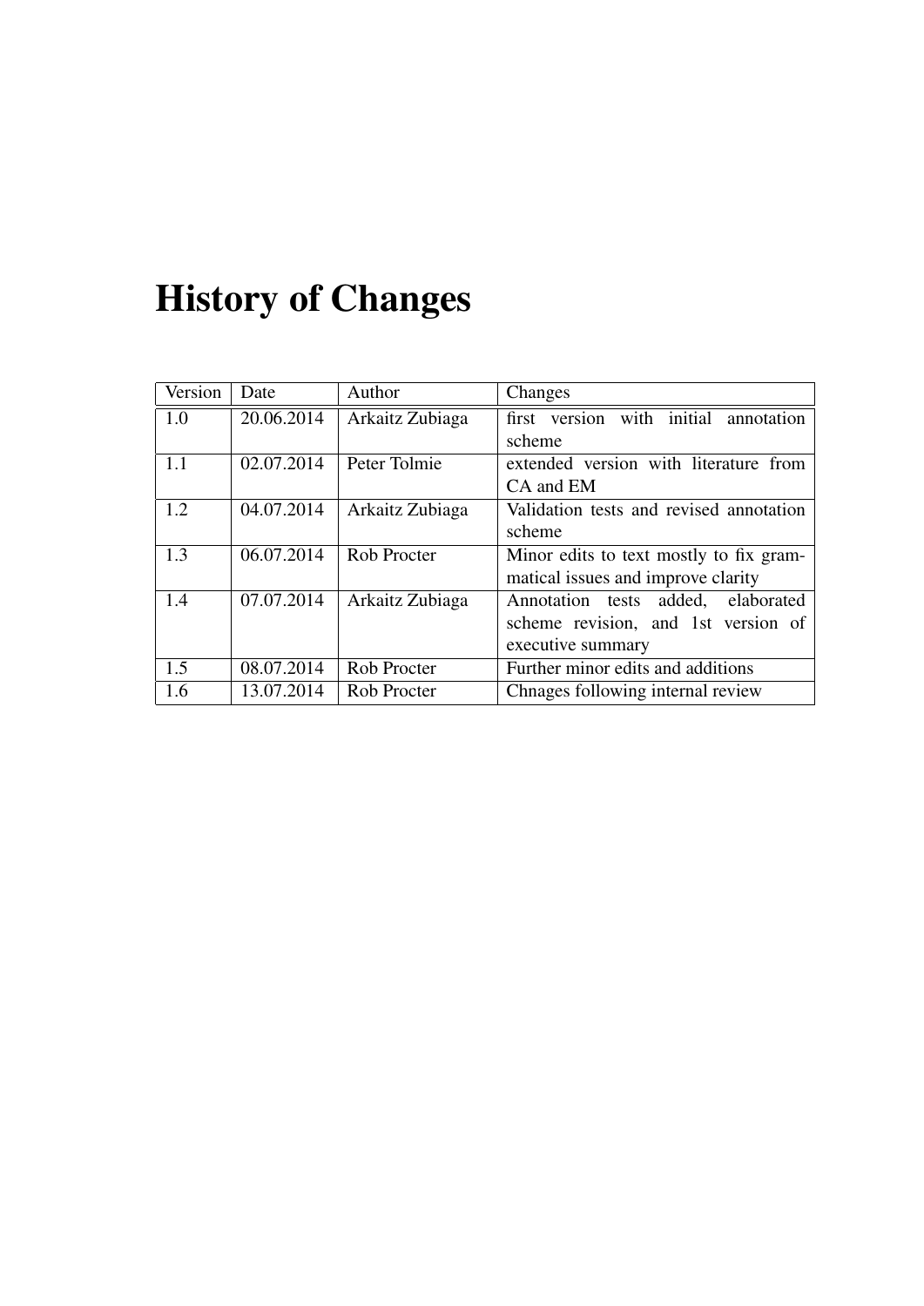# History of Changes

| Version | Date | Author | Changes |
|---|---|---|---|
| 1.0 | 20.06.2014 | Arkaitz Zubiaga | first version with initial annotation scheme |
| 1.1 | 02.07.2014 | Peter Tolmie | extended version with literature from CA and EM |
| 1.2 | 04.07.2014 | Arkaitz Zubiaga | Validation tests and revised annotation scheme |
| 1.3 | 06.07.2014 | Rob Procter | Minor edits to text mostly to fix grammatical issues and improve clarity |
| 1.4 | 07.07.2014 | Arkaitz Zubiaga | Annotation tests added, elaborated scheme revision, and 1st version of executive summary |
| 1.5 | 08.07.2014 | Rob Procter | Further minor edits and additions |
| 1.6 | 13.07.2014 | Rob Procter | Chnages following internal review |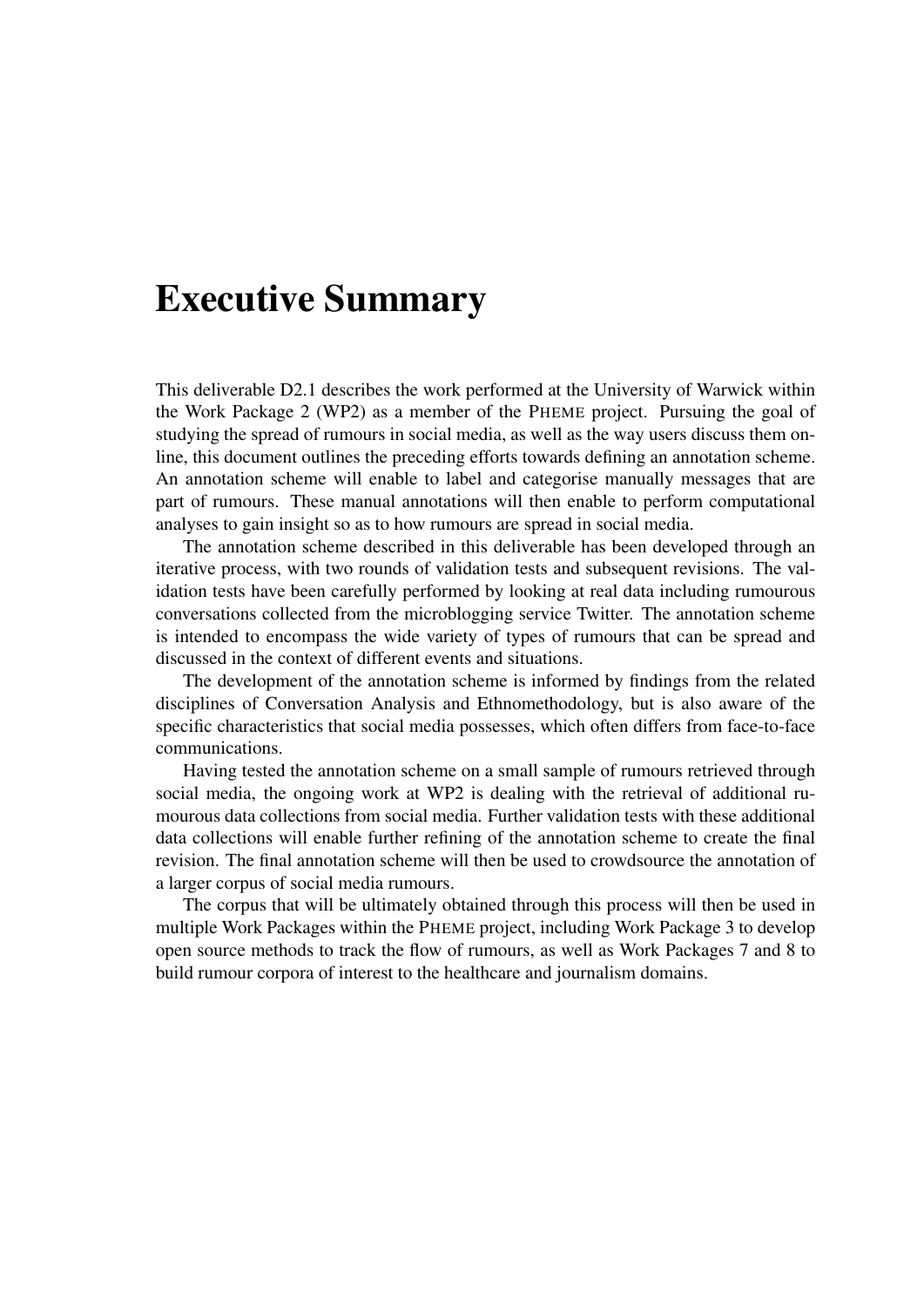# Executive Summary

This deliverable D2.1 describes the work performed at the University of Warwick within the Work Package 2 (WP2) as a member of the PHEME project. Pursuing the goal of studying the spread of rumours in social media, as well as the way users discuss them online, this document outlines the preceding efforts towards defining an annotation scheme. An annotation scheme will enable to label and categorise manually messages that are part of rumours. These manual annotations will then enable to perform computational analyses to gain insight so as to how rumours are spread in social media.

The annotation scheme described in this deliverable has been developed through an iterative process, with two rounds of validation tests and subsequent revisions. The validation tests have been carefully performed by looking at real data including rumourous conversations collected from the microblogging service Twitter. The annotation scheme is intended to encompass the wide variety of types of rumours that can be spread and discussed in the context of different events and situations.

The development of the annotation scheme is informed by findings from the related disciplines of Conversation Analysis and Ethnomethodology, but is also aware of the specific characteristics that social media possesses, which often differs from face-to-face communications.

Having tested the annotation scheme on a small sample of rumours retrieved through social media, the ongoing work at WP2 is dealing with the retrieval of additional rumourous data collections from social media. Further validation tests with these additional data collections will enable further refining of the annotation scheme to create the final revision. The final annotation scheme will then be used to crowdsource the annotation of a larger corpus of social media rumours.

The corpus that will be ultimately obtained through this process will then be used in multiple Work Packages within the PHEME project, including Work Package 3 to develop open source methods to track the flow of rumours, as well as Work Packages 7 and 8 to build rumour corpora of interest to the healthcare and journalism domains.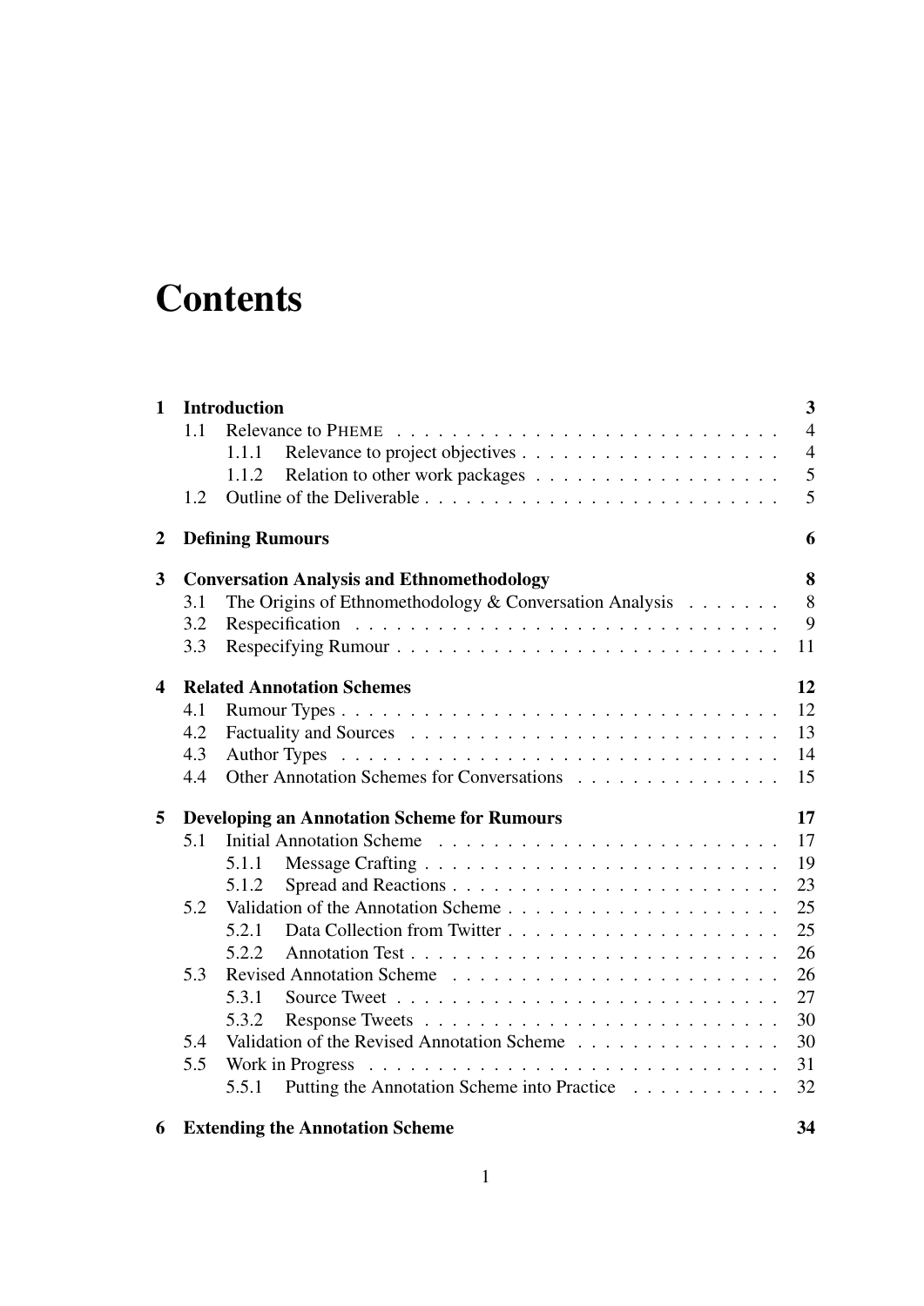# Contents

| | | |
|---|---|---|
| **1** | **Introduction** | **3** |
| | 1.1 Relevance to PHEME | 4 |
| | 1.1.1 Relevance to project objectives | 4 |
| | 1.1.2 Relation to other work packages | 5 |
| | 1.2 Outline of the Deliverable | 5 |
| **2** | **Defining Rumours** | **6** |
| **3** | **Conversation Analysis and Ethnomethodology** | **8** |
| | 3.1 The Origins of Ethnomethodology & Conversation Analysis | 8 |
| | 3.2 Respecification | 9 |
| | 3.3 Respecifying Rumour | 11 |
| **4** | **Related Annotation Schemes** | **12** |
| | 4.1 Rumour Types | 12 |
| | 4.2 Factuality and Sources | 13 |
| | 4.3 Author Types | 14 |
| | 4.4 Other Annotation Schemes for Conversations | 15 |
| **5** | **Developing an Annotation Scheme for Rumours** | **17** |
| | 5.1 Initial Annotation Scheme | 17 |
| | 5.1.1 Message Crafting | 19 |
| | 5.1.2 Spread and Reactions | 23 |
| | 5.2 Validation of the Annotation Scheme | 25 |
| | 5.2.1 Data Collection from Twitter | 25 |
| | 5.2.2 Annotation Test | 26 |
| | 5.3 Revised Annotation Scheme | 26 |
| | 5.3.1 Source Tweet | 27 |
| | 5.3.2 Response Tweets | 30 |
| | 5.4 Validation of the Revised Annotation Scheme | 30 |
| | 5.5 Work in Progress | 31 |
| | 5.5.1 Putting the Annotation Scheme into Practice | 32 |
| **6** | **Extending the Annotation Scheme** | **34** |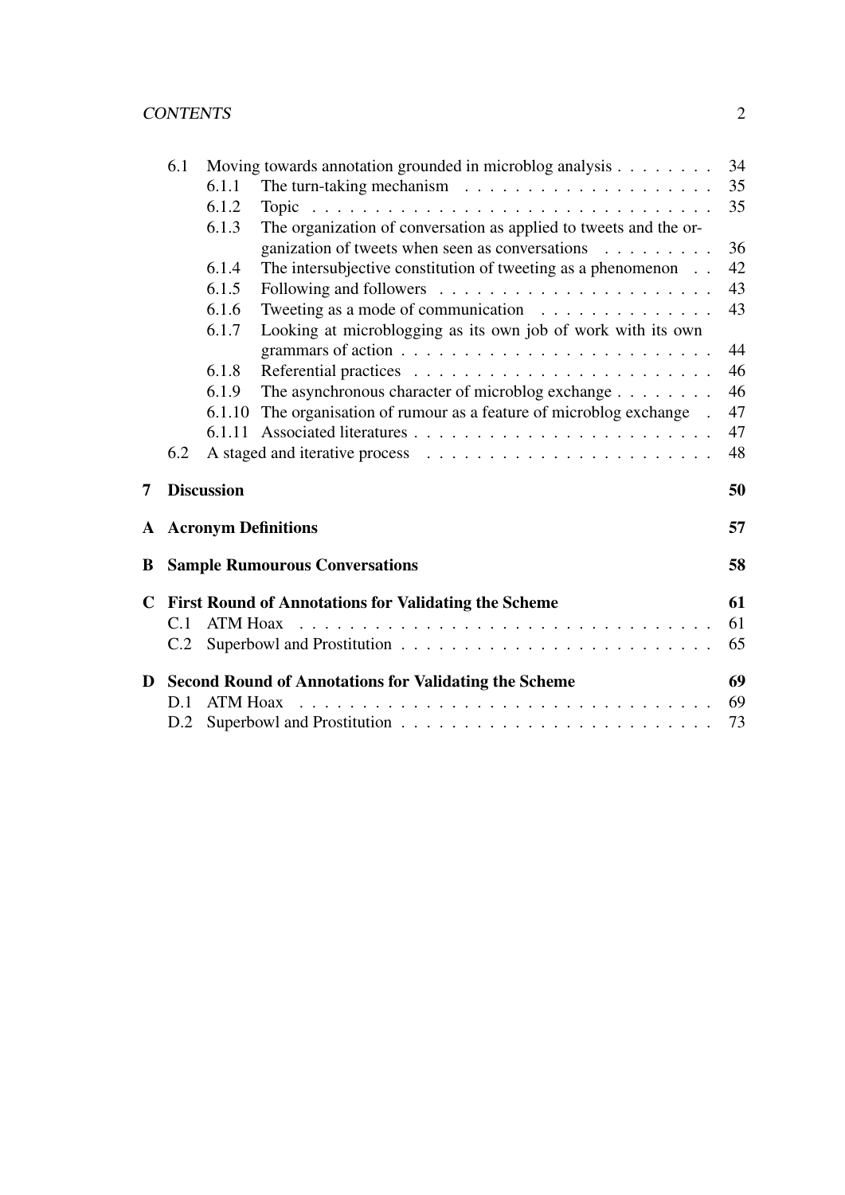- 6.1 Moving towards annotation grounded in microblog analysis . . . . . . . . 34
  - 6.1.1 The turn-taking mechanism . . . . . . . . . . . . . . . . . . . . 35
  - 6.1.2 Topic . . . . . . . . . . . . . . . . . . . . . . . . . . . . . . . . 35
  - 6.1.3 The organization of conversation as applied to tweets and the organization of tweets when seen as conversations . . . . . . . . . 36
  - 6.1.4 The intersubjective constitution of tweeting as a phenomenon . . 42
  - 6.1.5 Following and followers . . . . . . . . . . . . . . . . . . . . . . 43
  - 6.1.6 Tweeting as a mode of communication . . . . . . . . . . . . . . 43
  - 6.1.7 Looking at microblogging as its own job of work with its own grammars of action . . . . . . . . . . . . . . . . . . . . . . . . 44
  - 6.1.8 Referential practices . . . . . . . . . . . . . . . . . . . . . . . . 46
  - 6.1.9 The asynchronous character of microblog exchange . . . . . . . . 46
  - 6.1.10 The organisation of rumour as a feature of microblog exchange . 47
  - 6.1.11 Associated literatures . . . . . . . . . . . . . . . . . . . . . . . . 47
- 6.2 A staged and iterative process . . . . . . . . . . . . . . . . . . . . . . . 48

**7 Discussion** **50**

**A Acronym Definitions** **57**

**B Sample Rumourous Conversations** **58**

**C First Round of Annotations for Validating the Scheme** **61**

- C.1 ATM Hoax . . . . . . . . . . . . . . . . . . . . . . . . . . . . . . . . . . 61
- C.2 Superbowl and Prostitution . . . . . . . . . . . . . . . . . . . . . . . . . 65

**D Second Round of Annotations for Validating the Scheme** **69**

- D.1 ATM Hoax . . . . . . . . . . . . . . . . . . . . . . . . . . . . . . . . . . 69
- D.2 Superbowl and Prostitution . . . . . . . . . . . . . . . . . . . . . . . . . 73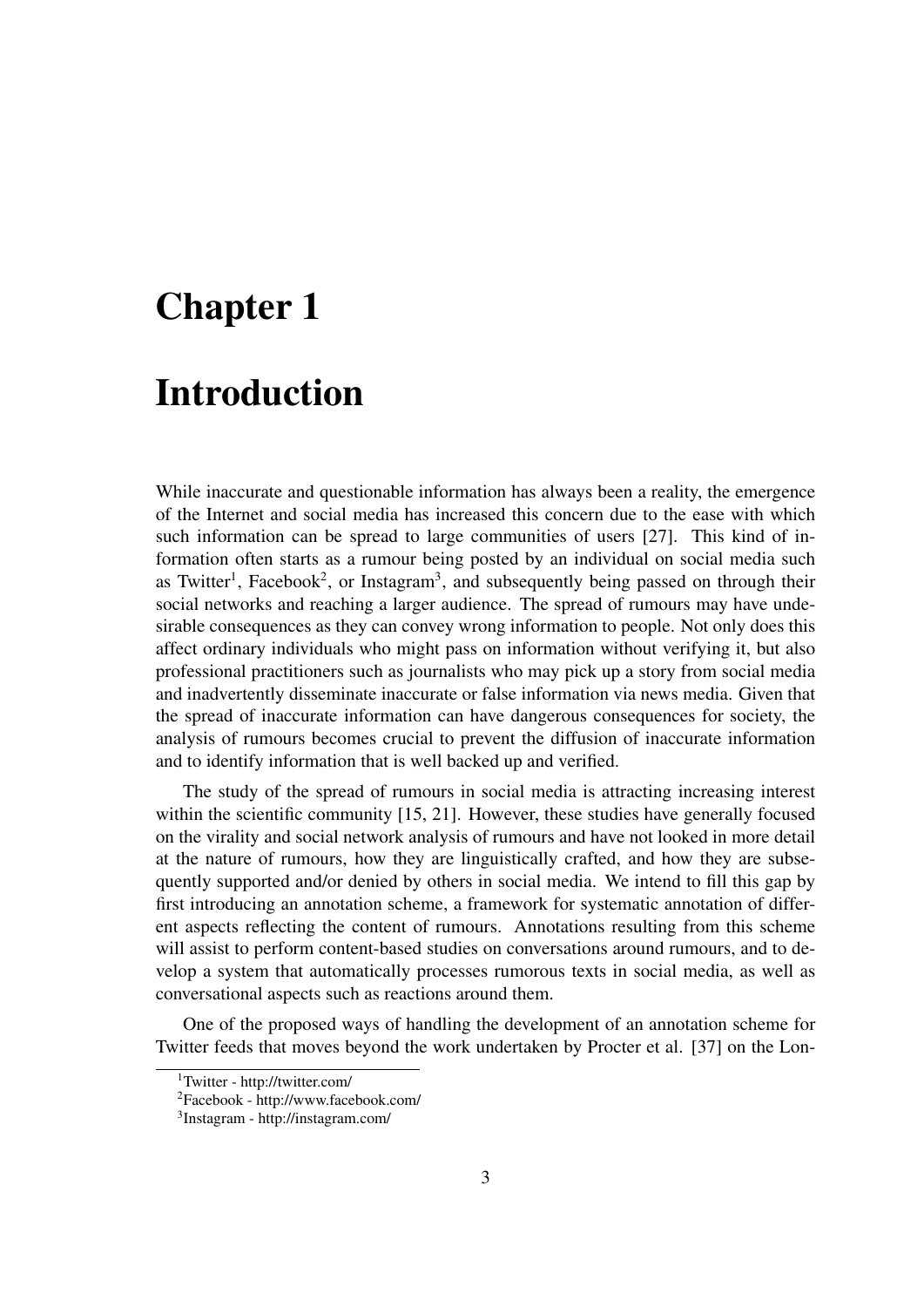# Chapter 1

# Introduction

While inaccurate and questionable information has always been a reality, the emergence of the Internet and social media has increased this concern due to the ease with which such information can be spread to large communities of users [27]. This kind of information often starts as a rumour being posted by an individual on social media such as Twitter[1], Facebook[2], or Instagram[3], and subsequently being passed on through their social networks and reaching a larger audience. The spread of rumours may have undesirable consequences as they can convey wrong information to people. Not only does this affect ordinary individuals who might pass on information without verifying it, but also professional practitioners such as journalists who may pick up a story from social media and inadvertently disseminate inaccurate or false information via news media. Given that the spread of inaccurate information can have dangerous consequences for society, the analysis of rumours becomes crucial to prevent the diffusion of inaccurate information and to identify information that is well backed up and verified.

The study of the spread of rumours in social media is attracting increasing interest within the scientific community [15, 21]. However, these studies have generally focused on the virality and social network analysis of rumours and have not looked in more detail at the nature of rumours, how they are linguistically crafted, and how they are subsequently supported and/or denied by others in social media. We intend to fill this gap by first introducing an annotation scheme, a framework for systematic annotation of different aspects reflecting the content of rumours. Annotations resulting from this scheme will assist to perform content-based studies on conversations around rumours, and to develop a system that automatically processes rumorous texts in social media, as well as conversational aspects such as reactions around them.

One of the proposed ways of handling the development of an annotation scheme for Twitter feeds that moves beyond the work undertaken by Procter et al. [37] on the Lon-

[1] Twitter - http://twitter.com/

[2] Facebook - http://www.facebook.com/

[3] Instagram - http://instagram.com/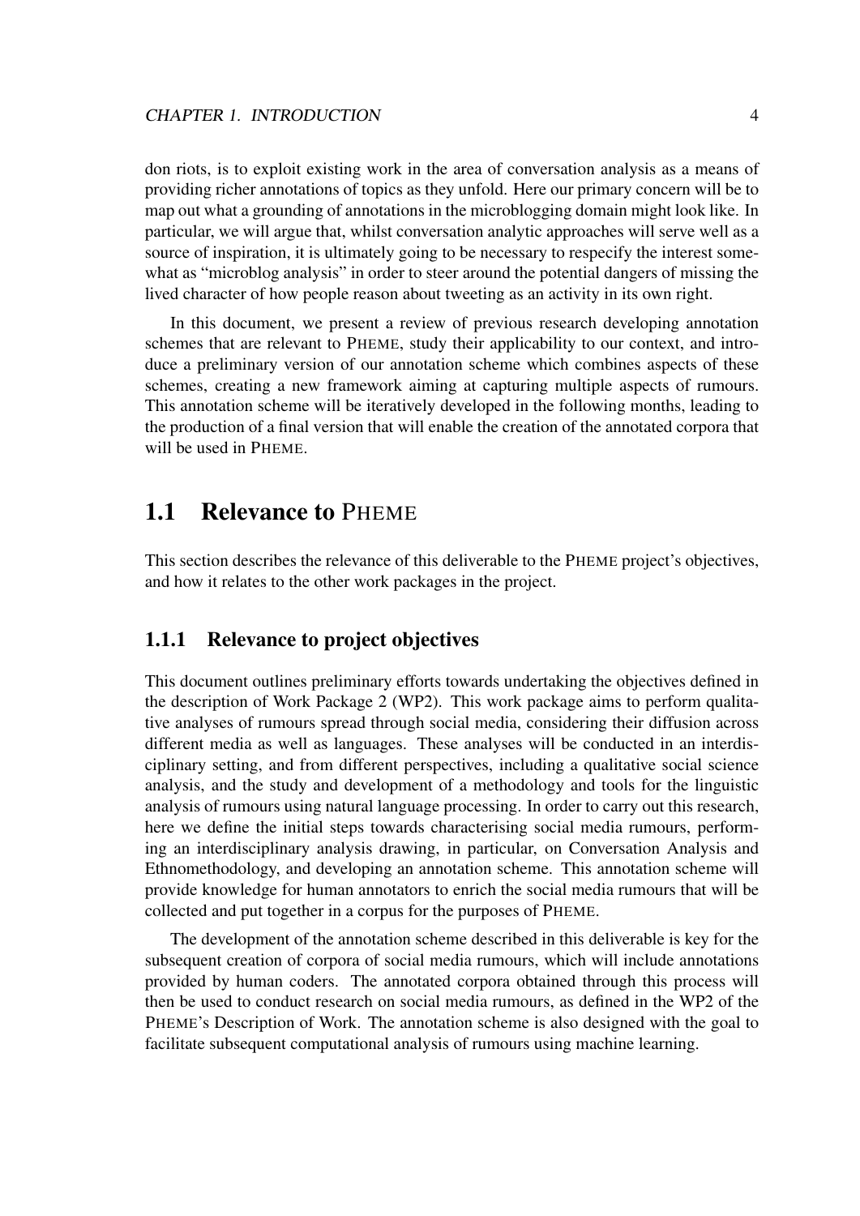don riots, is to exploit existing work in the area of conversation analysis as a means of providing richer annotations of topics as they unfold. Here our primary concern will be to map out what a grounding of annotations in the microblogging domain might look like. In particular, we will argue that, whilst conversation analytic approaches will serve well as a source of inspiration, it is ultimately going to be necessary to respecify the interest somewhat as "microblog analysis" in order to steer around the potential dangers of missing the lived character of how people reason about tweeting as an activity in its own right.

In this document, we present a review of previous research developing annotation schemes that are relevant to PHEME, study their applicability to our context, and introduce a preliminary version of our annotation scheme which combines aspects of these schemes, creating a new framework aiming at capturing multiple aspects of rumours. This annotation scheme will be iteratively developed in the following months, leading to the production of a final version that will enable the creation of the annotated corpora that will be used in PHEME.

## 1.1 Relevance to PHEME

This section describes the relevance of this deliverable to the PHEME project's objectives, and how it relates to the other work packages in the project.

### 1.1.1 Relevance to project objectives

This document outlines preliminary efforts towards undertaking the objectives defined in the description of Work Package 2 (WP2). This work package aims to perform qualitative analyses of rumours spread through social media, considering their diffusion across different media as well as languages. These analyses will be conducted in an interdisciplinary setting, and from different perspectives, including a qualitative social science analysis, and the study and development of a methodology and tools for the linguistic analysis of rumours using natural language processing. In order to carry out this research, here we define the initial steps towards characterising social media rumours, performing an interdisciplinary analysis drawing, in particular, on Conversation Analysis and Ethnomethodology, and developing an annotation scheme. This annotation scheme will provide knowledge for human annotators to enrich the social media rumours that will be collected and put together in a corpus for the purposes of PHEME.

The development of the annotation scheme described in this deliverable is key for the subsequent creation of corpora of social media rumours, which will include annotations provided by human coders. The annotated corpora obtained through this process will then be used to conduct research on social media rumours, as defined in the WP2 of the PHEME's Description of Work. The annotation scheme is also designed with the goal to facilitate subsequent computational analysis of rumours using machine learning.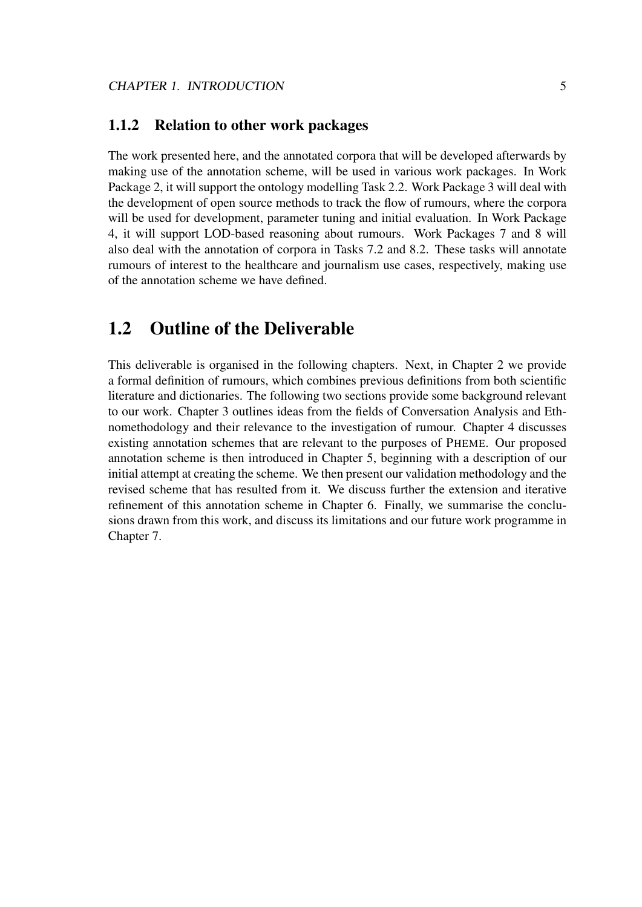### 1.1.2 Relation to other work packages

The work presented here, and the annotated corpora that will be developed afterwards by making use of the annotation scheme, will be used in various work packages. In Work Package 2, it will support the ontology modelling Task 2.2. Work Package 3 will deal with the development of open source methods to track the flow of rumours, where the corpora will be used for development, parameter tuning and initial evaluation. In Work Package 4, it will support LOD-based reasoning about rumours. Work Packages 7 and 8 will also deal with the annotation of corpora in Tasks 7.2 and 8.2. These tasks will annotate rumours of interest to the healthcare and journalism use cases, respectively, making use of the annotation scheme we have defined.

## 1.2 Outline of the Deliverable

This deliverable is organised in the following chapters. Next, in Chapter 2 we provide a formal definition of rumours, which combines previous definitions from both scientific literature and dictionaries. The following two sections provide some background relevant to our work. Chapter 3 outlines ideas from the fields of Conversation Analysis and Ethnomethodology and their relevance to the investigation of rumour. Chapter 4 discusses existing annotation schemes that are relevant to the purposes of PHEME. Our proposed annotation scheme is then introduced in Chapter 5, beginning with a description of our initial attempt at creating the scheme. We then present our validation methodology and the revised scheme that has resulted from it. We discuss further the extension and iterative refinement of this annotation scheme in Chapter 6. Finally, we summarise the conclusions drawn from this work, and discuss its limitations and our future work programme in Chapter 7.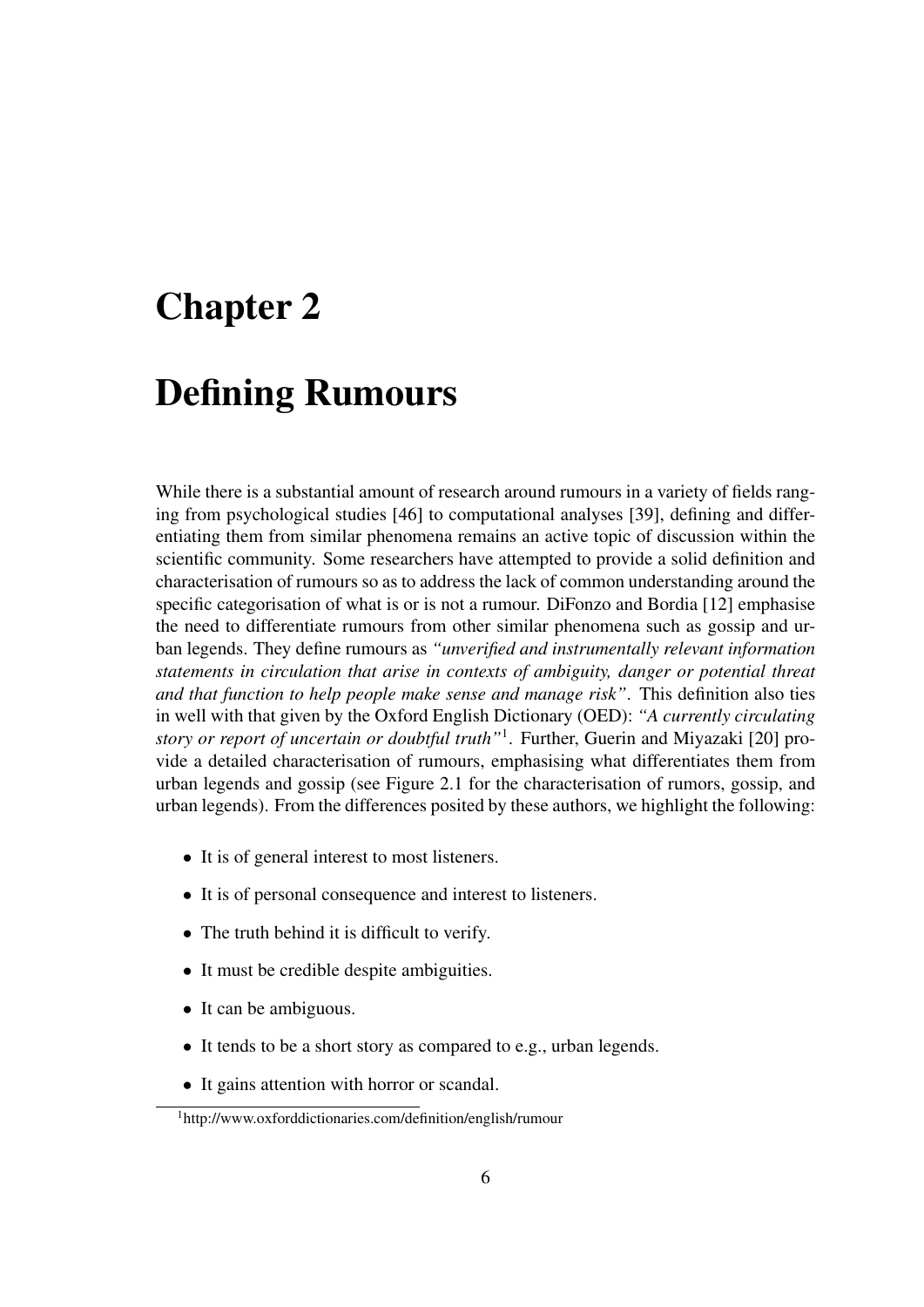# Chapter 2

# Defining Rumours

While there is a substantial amount of research around rumours in a variety of fields ranging from psychological studies [46] to computational analyses [39], defining and differentiating them from similar phenomena remains an active topic of discussion within the scientific community. Some researchers have attempted to provide a solid definition and characterisation of rumours so as to address the lack of common understanding around the specific categorisation of what is or is not a rumour. DiFonzo and Bordia [12] emphasise the need to differentiate rumours from other similar phenomena such as gossip and urban legends. They define rumours as *"unverified and instrumentally relevant information statements in circulation that arise in contexts of ambiguity, danger or potential threat and that function to help people make sense and manage risk"*. This definition also ties in well with that given by the Oxford English Dictionary (OED): *"A currently circulating story or report of uncertain or doubtful truth"*[1]. Further, Guerin and Miyazaki [20] provide a detailed characterisation of rumours, emphasising what differentiates them from urban legends and gossip (see Figure 2.1 for the characterisation of rumors, gossip, and urban legends). From the differences posited by these authors, we highlight the following:

- It is of general interest to most listeners.
- It is of personal consequence and interest to listeners.
- The truth behind it is difficult to verify.
- It must be credible despite ambiguities.
- It can be ambiguous.
- It tends to be a short story as compared to e.g., urban legends.
- It gains attention with horror or scandal.

[1] http://www.oxforddictionaries.com/definition/english/rumour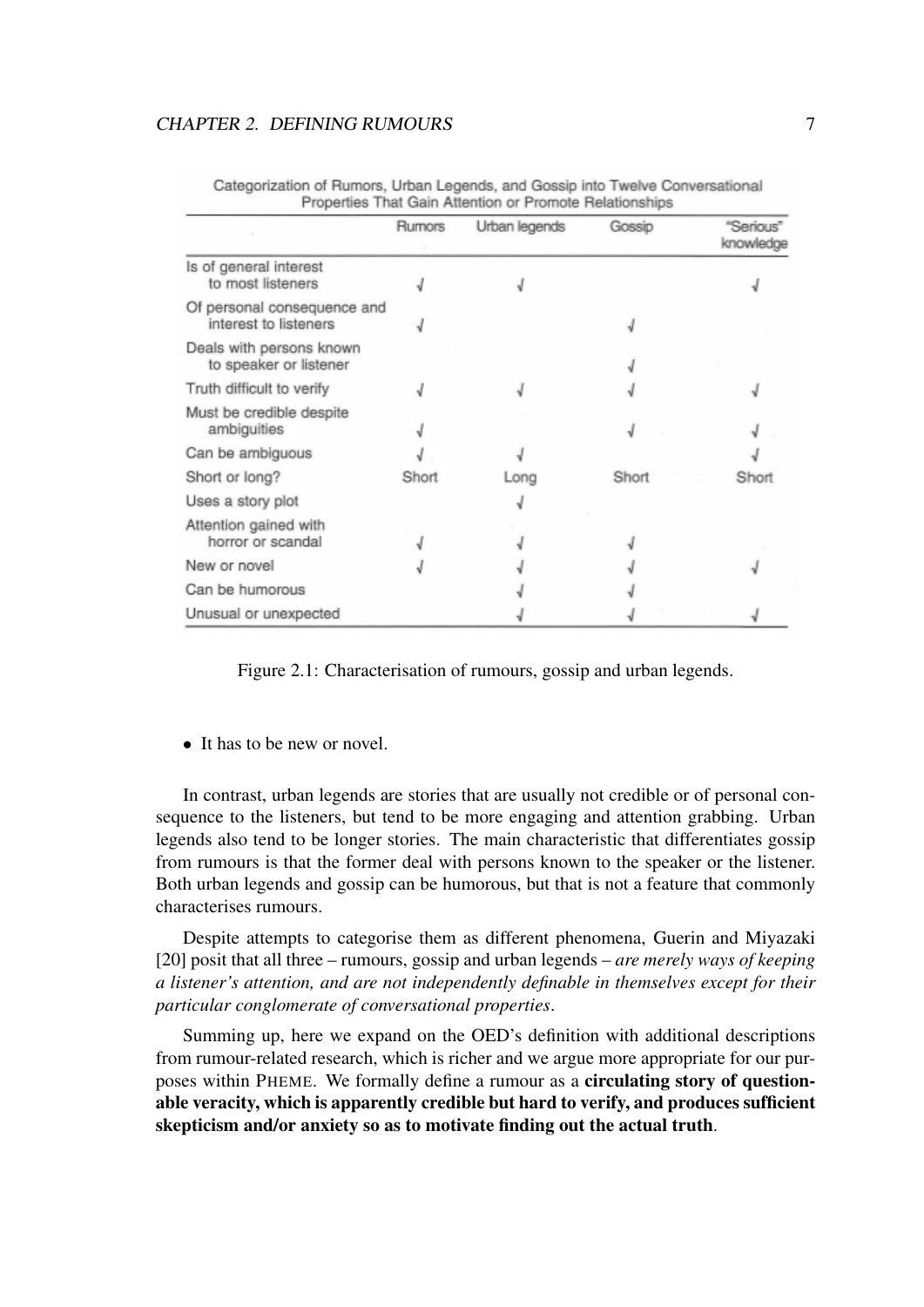Categorization of Rumors, Urban Legends, and Gossip into Twelve Conversational Properties That Gain Attention or Promote Relationships

| | Rumors | Urban legends | Gossip | "Serious" knowledge |
|---|---|---|---|---|
| Is of general interest to most listeners | √ | √ | | √ |
| Of personal consequence and interest to listeners | √ | | √ | |
| Deals with persons known to speaker or listener | | | √ | |
| Truth difficult to verify | √ | √ | √ | √ |
| Must be credible despite ambiguities | √ | | √ | √ |
| Can be ambiguous | √ | √ | | √ |
| Short or long? | Short | Long | Short | Short |
| Uses a story plot | | √ | | |
| Attention gained with horror or scandal | √ | √ | √ | |
| New or novel | √ | √ | √ | √ |
| Can be humorous | | √ | √ | |
| Unusual or unexpected | | √ | √ | √ |

Figure 2.1: Characterisation of rumours, gossip and urban legends.

- It has to be new or novel.

In contrast, urban legends are stories that are usually not credible or of personal consequence to the listeners, but tend to be more engaging and attention grabbing. Urban legends also tend to be longer stories. The main characteristic that differentiates gossip from rumours is that the former deal with persons known to the speaker or the listener. Both urban legends and gossip can be humorous, but that is not a feature that commonly characterises rumours.

Despite attempts to categorise them as different phenomena, Guerin and Miyazaki [20] posit that all three – rumours, gossip and urban legends – *are merely ways of keeping a listener's attention, and are not independently definable in themselves except for their particular conglomerate of conversational properties*.

Summing up, here we expand on the OED's definition with additional descriptions from rumour-related research, which is richer and we argue more appropriate for our purposes within PHEME. We formally define a rumour as a **circulating story of questionable veracity, which is apparently credible but hard to verify, and produces sufficient skepticism and/or anxiety so as to motivate finding out the actual truth**.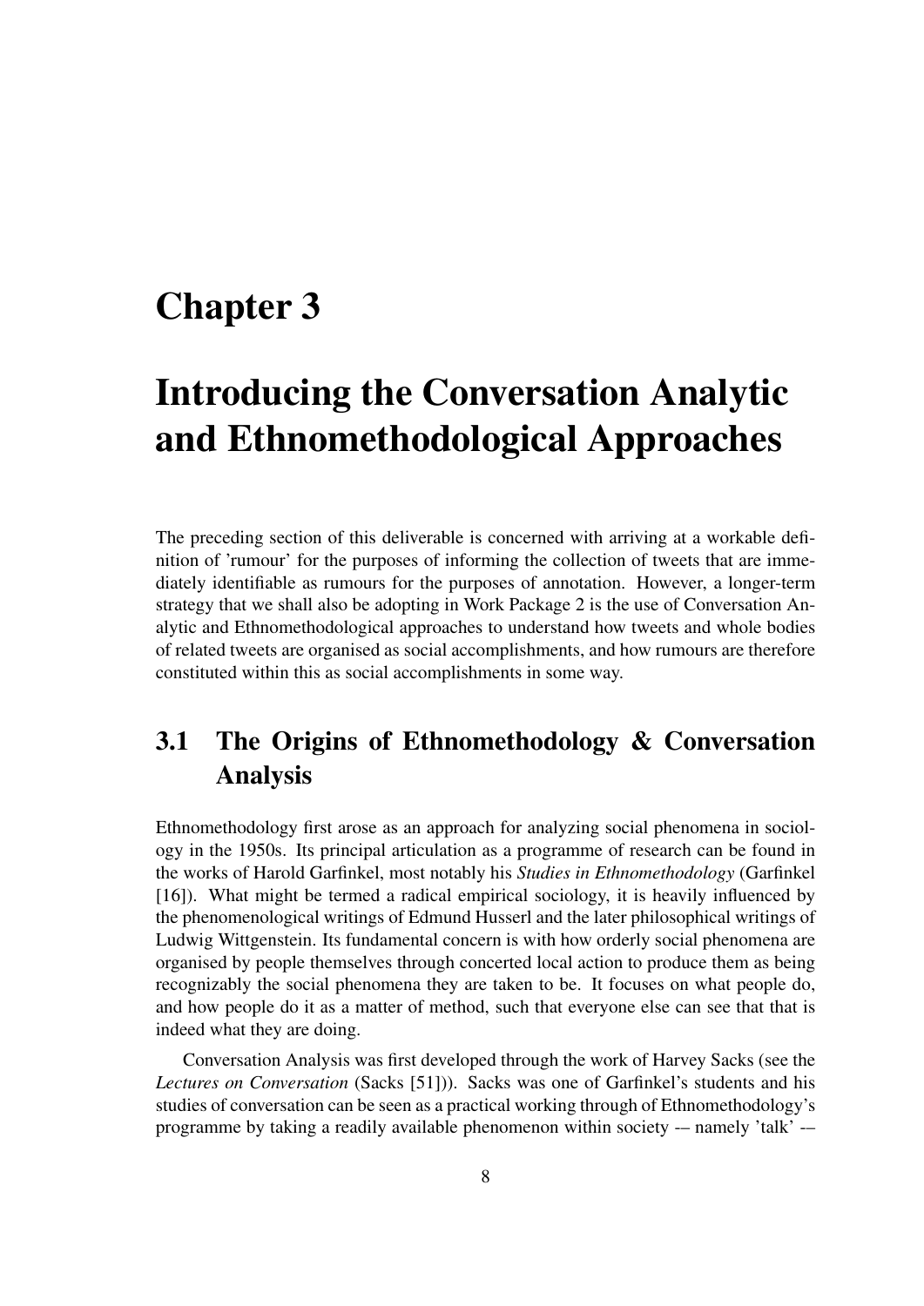# Chapter 3

# Introducing the Conversation Analytic and Ethnomethodological Approaches

The preceding section of this deliverable is concerned with arriving at a workable definition of 'rumour' for the purposes of informing the collection of tweets that are immediately identifiable as rumours for the purposes of annotation. However, a longer-term strategy that we shall also be adopting in Work Package 2 is the use of Conversation Analytic and Ethnomethodological approaches to understand how tweets and whole bodies of related tweets are organised as social accomplishments, and how rumours are therefore constituted within this as social accomplishments in some way.

## 3.1 The Origins of Ethnomethodology & Conversation Analysis

Ethnomethodology first arose as an approach for analyzing social phenomena in sociology in the 1950s. Its principal articulation as a programme of research can be found in the works of Harold Garfinkel, most notably his *Studies in Ethnomethodology* (Garfinkel [16]). What might be termed a radical empirical sociology, it is heavily influenced by the phenomenological writings of Edmund Husserl and the later philosophical writings of Ludwig Wittgenstein. Its fundamental concern is with how orderly social phenomena are organised by people themselves through concerted local action to produce them as being recognizably the social phenomena they are taken to be. It focuses on what people do, and how people do it as a matter of method, such that everyone else can see that that is indeed what they are doing.

Conversation Analysis was first developed through the work of Harvey Sacks (see the *Lectures on Conversation* (Sacks [51])). Sacks was one of Garfinkel's students and his studies of conversation can be seen as a practical working through of Ethnomethodology's programme by taking a readily available phenomenon within society -– namely 'talk' -–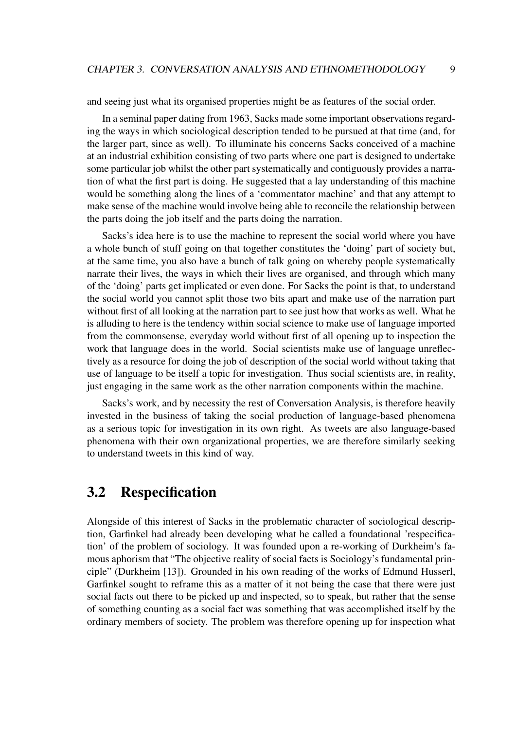and seeing just what its organised properties might be as features of the social order.

In a seminal paper dating from 1963, Sacks made some important observations regarding the ways in which sociological description tended to be pursued at that time (and, for the larger part, since as well). To illuminate his concerns Sacks conceived of a machine at an industrial exhibition consisting of two parts where one part is designed to undertake some particular job whilst the other part systematically and contiguously provides a narration of what the first part is doing. He suggested that a lay understanding of this machine would be something along the lines of a 'commentator machine' and that any attempt to make sense of the machine would involve being able to reconcile the relationship between the parts doing the job itself and the parts doing the narration.

Sacks's idea here is to use the machine to represent the social world where you have a whole bunch of stuff going on that together constitutes the 'doing' part of society but, at the same time, you also have a bunch of talk going on whereby people systematically narrate their lives, the ways in which their lives are organised, and through which many of the 'doing' parts get implicated or even done. For Sacks the point is that, to understand the social world you cannot split those two bits apart and make use of the narration part without first of all looking at the narration part to see just how that works as well. What he is alluding to here is the tendency within social science to make use of language imported from the commonsense, everyday world without first of all opening up to inspection the work that language does in the world. Social scientists make use of language unreflectively as a resource for doing the job of description of the social world without taking that use of language to be itself a topic for investigation. Thus social scientists are, in reality, just engaging in the same work as the other narration components within the machine.

Sacks's work, and by necessity the rest of Conversation Analysis, is therefore heavily invested in the business of taking the social production of language-based phenomena as a serious topic for investigation in its own right. As tweets are also language-based phenomena with their own organizational properties, we are therefore similarly seeking to understand tweets in this kind of way.

## 3.2 Respecification

Alongside of this interest of Sacks in the problematic character of sociological description, Garfinkel had already been developing what he called a foundational 'respecification' of the problem of sociology. It was founded upon a re-working of Durkheim's famous aphorism that "The objective reality of social facts is Sociology's fundamental principle" (Durkheim [13]). Grounded in his own reading of the works of Edmund Husserl, Garfinkel sought to reframe this as a matter of it not being the case that there were just social facts out there to be picked up and inspected, so to speak, but rather that the sense of something counting as a social fact was something that was accomplished itself by the ordinary members of society. The problem was therefore opening up for inspection what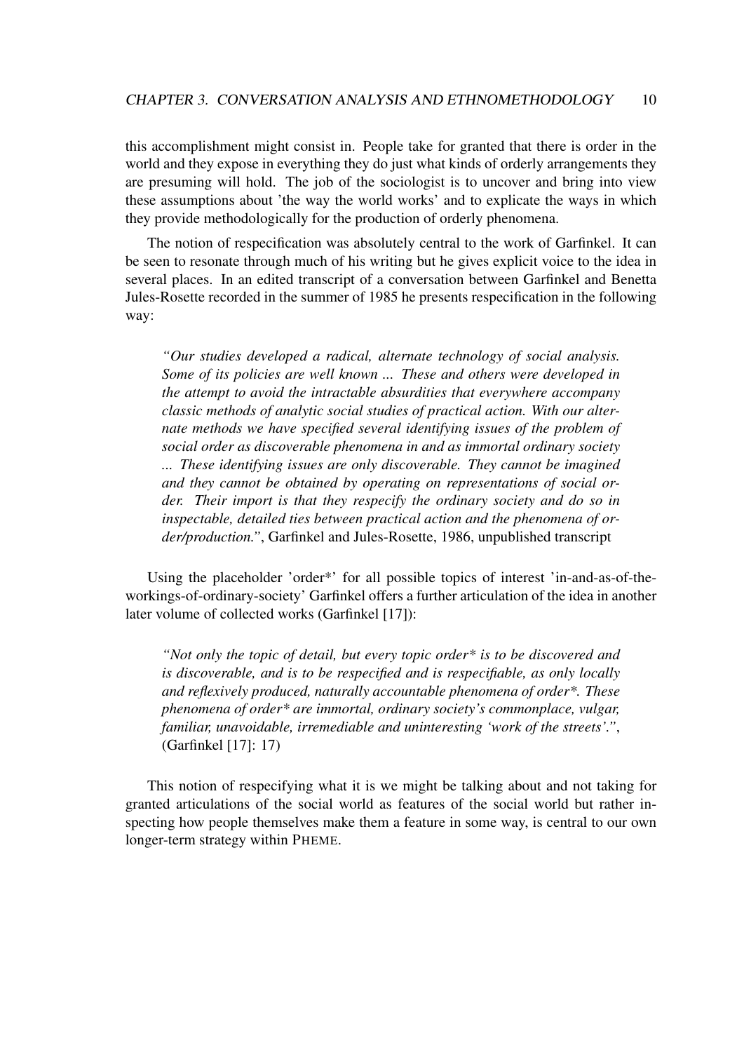this accomplishment might consist in. People take for granted that there is order in the world and they expose in everything they do just what kinds of orderly arrangements they are presuming will hold. The job of the sociologist is to uncover and bring into view these assumptions about 'the way the world works' and to explicate the ways in which they provide methodologically for the production of orderly phenomena.

The notion of respecification was absolutely central to the work of Garfinkel. It can be seen to resonate through much of his writing but he gives explicit voice to the idea in several places. In an edited transcript of a conversation between Garfinkel and Benetta Jules-Rosette recorded in the summer of 1985 he presents respecification in the following way:

> *"Our studies developed a radical, alternate technology of social analysis. Some of its policies are well known ... These and others were developed in the attempt to avoid the intractable absurdities that everywhere accompany classic methods of analytic social studies of practical action. With our alternate methods we have specified several identifying issues of the problem of social order as discoverable phenomena in and as immortal ordinary society ... These identifying issues are only discoverable. They cannot be imagined and they cannot be obtained by operating on representations of social order. Their import is that they respecify the ordinary society and do so in inspectable, detailed ties between practical action and the phenomena of order/production."*, Garfinkel and Jules-Rosette, 1986, unpublished transcript

Using the placeholder 'order*' for all possible topics of interest 'in-and-as-of-the-workings-of-ordinary-society' Garfinkel offers a further articulation of the idea in another later volume of collected works (Garfinkel [17]):

> *"Not only the topic of detail, but every topic order* is to be discovered and is discoverable, and is to be respecified and is respecifiable, as only locally and reflexively produced, naturally accountable phenomena of order*. These phenomena of order* are immortal, ordinary society's commonplace, vulgar, familiar, unavoidable, irremediable and uninteresting 'work of the streets'."*, (Garfinkel [17]: 17)

This notion of respecifying what it is we might be talking about and not taking for granted articulations of the social world as features of the social world but rather inspecting how people themselves make them a feature in some way, is central to our own longer-term strategy within PHEME.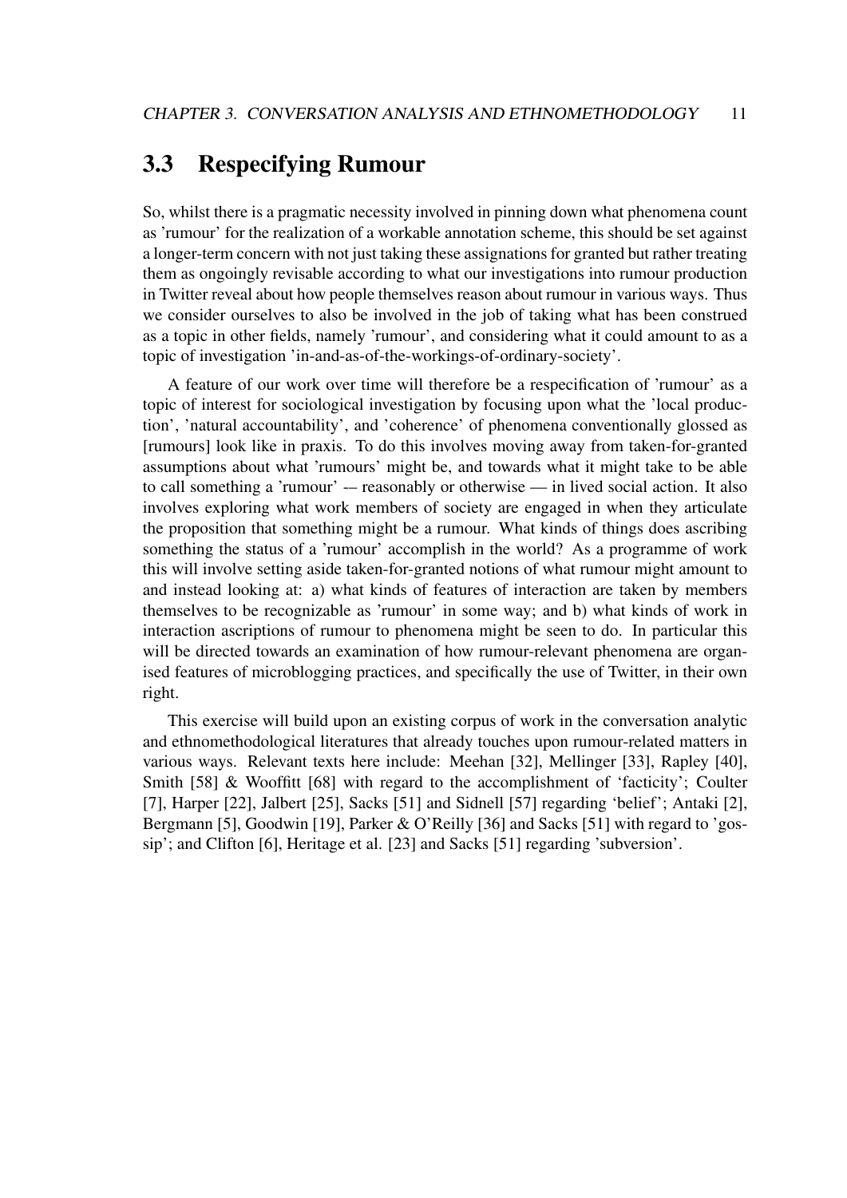## 3.3 Respecifying Rumour

So, whilst there is a pragmatic necessity involved in pinning down what phenomena count as 'rumour' for the realization of a workable annotation scheme, this should be set against a longer-term concern with not just taking these assignations for granted but rather treating them as ongoingly revisable according to what our investigations into rumour production in Twitter reveal about how people themselves reason about rumour in various ways. Thus we consider ourselves to also be involved in the job of taking what has been construed as a topic in other fields, namely 'rumour', and considering what it could amount to as a topic of investigation 'in-and-as-of-the-workings-of-ordinary-society'.

A feature of our work over time will therefore be a respecification of 'rumour' as a topic of interest for sociological investigation by focusing upon what the 'local production', 'natural accountability', and 'coherence' of phenomena conventionally glossed as [rumours] look like in praxis. To do this involves moving away from taken-for-granted assumptions about what 'rumours' might be, and towards what it might take to be able to call something a 'rumour' -– reasonably or otherwise — in lived social action. It also involves exploring what work members of society are engaged in when they articulate the proposition that something might be a rumour. What kinds of things does ascribing something the status of a 'rumour' accomplish in the world? As a programme of work this will involve setting aside taken-for-granted notions of what rumour might amount to and instead looking at: a) what kinds of features of interaction are taken by members themselves to be recognizable as 'rumour' in some way; and b) what kinds of work in interaction ascriptions of rumour to phenomena might be seen to do. In particular this will be directed towards an examination of how rumour-relevant phenomena are organised features of microblogging practices, and specifically the use of Twitter, in their own right.

This exercise will build upon an existing corpus of work in the conversation analytic and ethnomethodological literatures that already touches upon rumour-related matters in various ways. Relevant texts here include: Meehan [32], Mellinger [33], Rapley [40], Smith [58] & Wooffitt [68] with regard to the accomplishment of 'facticity'; Coulter [7], Harper [22], Jalbert [25], Sacks [51] and Sidnell [57] regarding 'belief'; Antaki [2], Bergmann [5], Goodwin [19], Parker & O'Reilly [36] and Sacks [51] with regard to 'gossip'; and Clifton [6], Heritage et al. [23] and Sacks [51] regarding 'subversion'.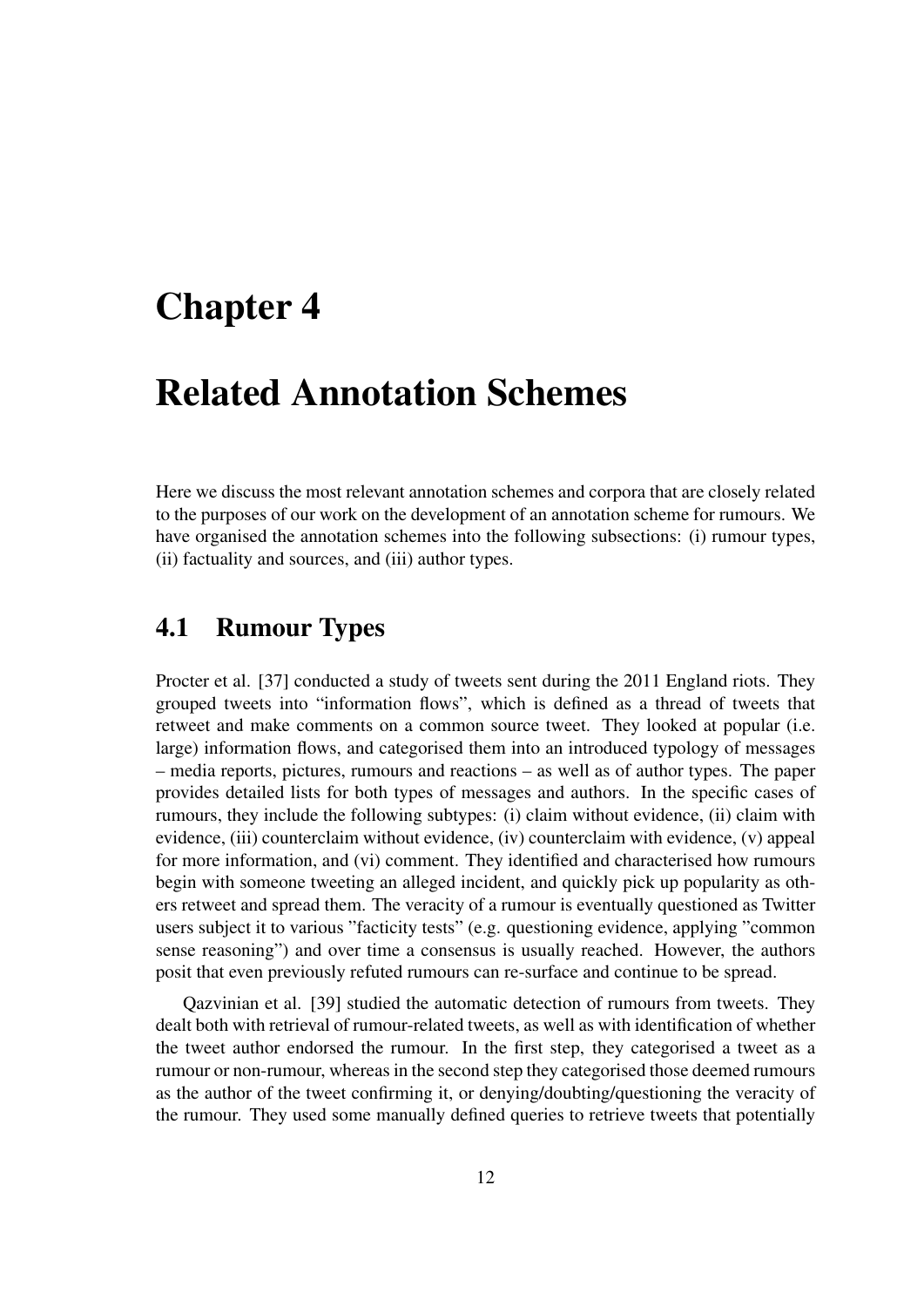# Chapter 4

# Related Annotation Schemes

Here we discuss the most relevant annotation schemes and corpora that are closely related to the purposes of our work on the development of an annotation scheme for rumours. We have organised the annotation schemes into the following subsections: (i) rumour types, (ii) factuality and sources, and (iii) author types.

## 4.1 Rumour Types

Procter et al. [37] conducted a study of tweets sent during the 2011 England riots. They grouped tweets into "information flows", which is defined as a thread of tweets that retweet and make comments on a common source tweet. They looked at popular (i.e. large) information flows, and categorised them into an introduced typology of messages – media reports, pictures, rumours and reactions – as well as of author types. The paper provides detailed lists for both types of messages and authors. In the specific cases of rumours, they include the following subtypes: (i) claim without evidence, (ii) claim with evidence, (iii) counterclaim without evidence, (iv) counterclaim with evidence, (v) appeal for more information, and (vi) comment. They identified and characterised how rumours begin with someone tweeting an alleged incident, and quickly pick up popularity as others retweet and spread them. The veracity of a rumour is eventually questioned as Twitter users subject it to various "facticity tests" (e.g. questioning evidence, applying "common sense reasoning") and over time a consensus is usually reached. However, the authors posit that even previously refuted rumours can re-surface and continue to be spread.

Qazvinian et al. [39] studied the automatic detection of rumours from tweets. They dealt both with retrieval of rumour-related tweets, as well as with identification of whether the tweet author endorsed the rumour. In the first step, they categorised a tweet as a rumour or non-rumour, whereas in the second step they categorised those deemed rumours as the author of the tweet confirming it, or denying/doubting/questioning the veracity of the rumour. They used some manually defined queries to retrieve tweets that potentially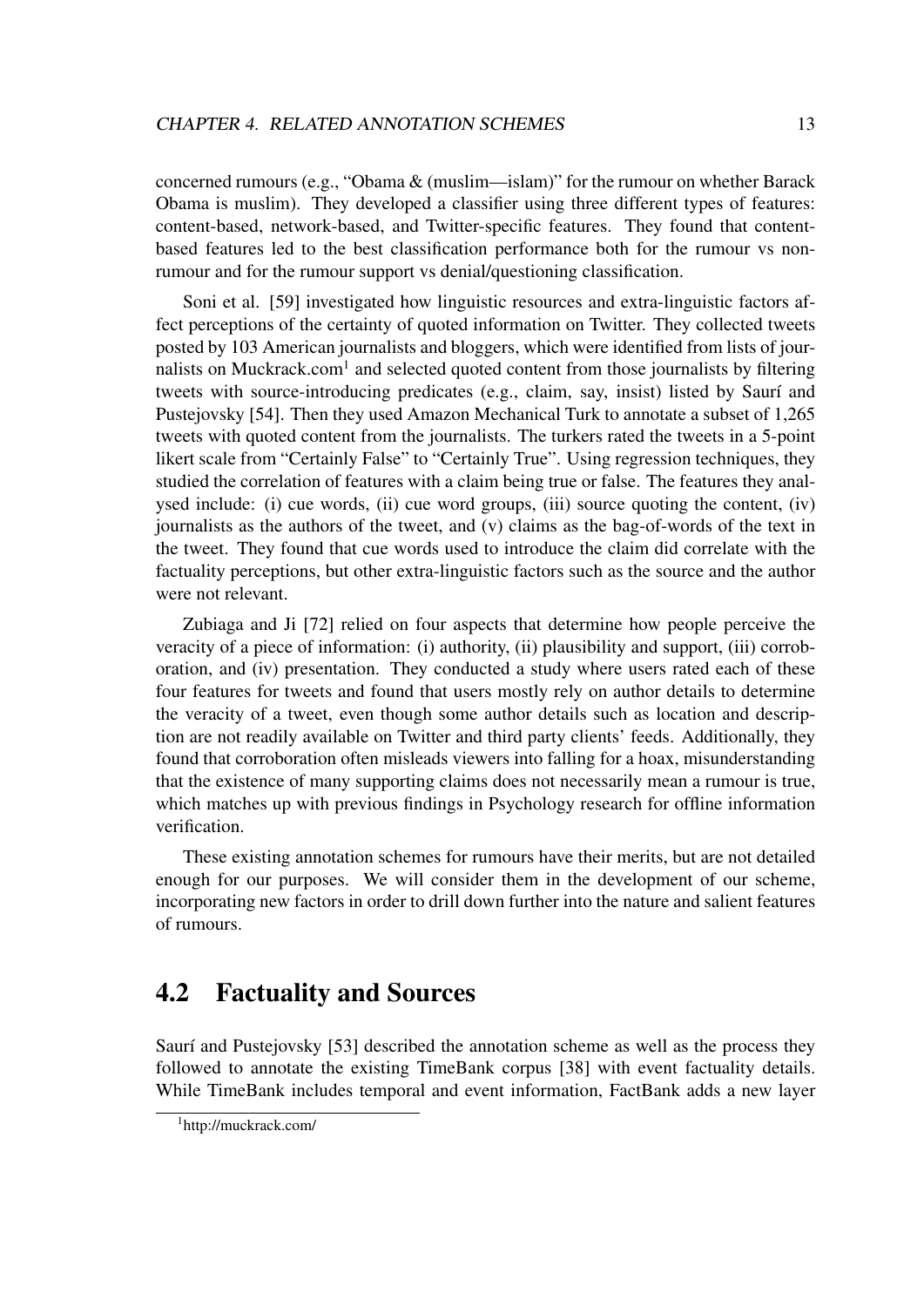concerned rumours (e.g., "Obama & (muslim—islam)" for the rumour on whether Barack Obama is muslim). They developed a classifier using three different types of features: content-based, network-based, and Twitter-specific features. They found that content-based features led to the best classification performance both for the rumour vs non-rumour and for the rumour support vs denial/questioning classification.

Soni et al. [59] investigated how linguistic resources and extra-linguistic factors affect perceptions of the certainty of quoted information on Twitter. They collected tweets posted by 103 American journalists and bloggers, which were identified from lists of journalists on Muckrack.com[1] and selected quoted content from those journalists by filtering tweets with source-introducing predicates (e.g., claim, say, insist) listed by Saurí and Pustejovsky [54]. Then they used Amazon Mechanical Turk to annotate a subset of 1,265 tweets with quoted content from the journalists. The turkers rated the tweets in a 5-point likert scale from "Certainly False" to "Certainly True". Using regression techniques, they studied the correlation of features with a claim being true or false. The features they analysed include: (i) cue words, (ii) cue word groups, (iii) source quoting the content, (iv) journalists as the authors of the tweet, and (v) claims as the bag-of-words of the text in the tweet. They found that cue words used to introduce the claim did correlate with the factuality perceptions, but other extra-linguistic factors such as the source and the author were not relevant.

Zubiaga and Ji [72] relied on four aspects that determine how people perceive the veracity of a piece of information: (i) authority, (ii) plausibility and support, (iii) corroboration, and (iv) presentation. They conducted a study where users rated each of these four features for tweets and found that users mostly rely on author details to determine the veracity of a tweet, even though some author details such as location and description are not readily available on Twitter and third party clients' feeds. Additionally, they found that corroboration often misleads viewers into falling for a hoax, misunderstanding that the existence of many supporting claims does not necessarily mean a rumour is true, which matches up with previous findings in Psychology research for offline information verification.

These existing annotation schemes for rumours have their merits, but are not detailed enough for our purposes. We will consider them in the development of our scheme, incorporating new factors in order to drill down further into the nature and salient features of rumours.

## 4.2 Factuality and Sources

Saurí and Pustejovsky [53] described the annotation scheme as well as the process they followed to annotate the existing TimeBank corpus [38] with event factuality details. While TimeBank includes temporal and event information, FactBank adds a new layer

[1] http://muckrack.com/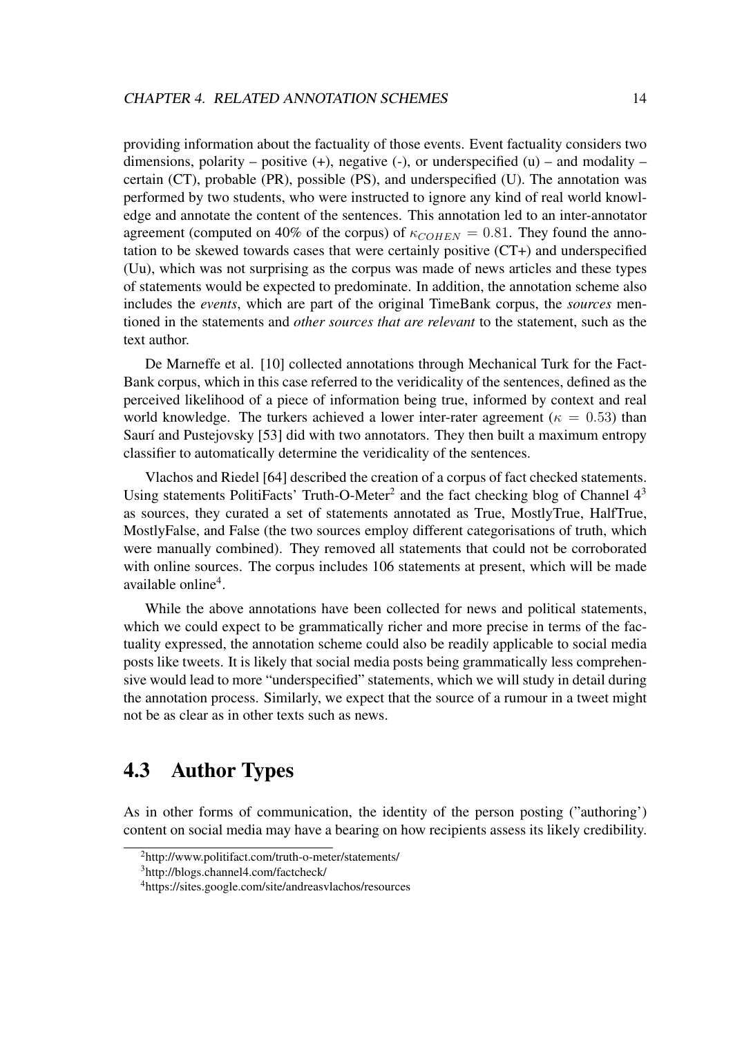providing information about the factuality of those events. Event factuality considers two dimensions, polarity – positive (+), negative (-), or underspecified (u) – and modality – certain (CT), probable (PR), possible (PS), and underspecified (U). The annotation was performed by two students, who were instructed to ignore any kind of real world knowledge and annotate the content of the sentences. This annotation led to an inter-annotator agreement (computed on 40% of the corpus) of $\kappa_{COHEN} = 0.81$. They found the annotation to be skewed towards cases that were certainly positive (CT+) and underspecified (Uu), which was not surprising as the corpus was made of news articles and these types of statements would be expected to predominate. In addition, the annotation scheme also includes the *events*, which are part of the original TimeBank corpus, the *sources* mentioned in the statements and *other sources that are relevant* to the statement, such as the text author.

De Marneffe et al. [10] collected annotations through Mechanical Turk for the FactBank corpus, which in this case referred to the veridicality of the sentences, defined as the perceived likelihood of a piece of information being true, informed by context and real world knowledge. The turkers achieved a lower inter-rater agreement ($\kappa = 0.53$) than Saurí and Pustejovsky [53] did with two annotators. They then built a maximum entropy classifier to automatically determine the veridicality of the sentences.

Vlachos and Riedel [64] described the creation of a corpus of fact checked statements. Using statements PolitiFacts' Truth-O-Meter[2] and the fact checking blog of Channel 4[3] as sources, they curated a set of statements annotated as True, MostlyTrue, HalfTrue, MostlyFalse, and False (the two sources employ different categorisations of truth, which were manually combined). They removed all statements that could not be corroborated with online sources. The corpus includes 106 statements at present, which will be made available online[4].

While the above annotations have been collected for news and political statements, which we could expect to be grammatically richer and more precise in terms of the factuality expressed, the annotation scheme could also be readily applicable to social media posts like tweets. It is likely that social media posts being grammatically less comprehensive would lead to more "underspecified" statements, which we will study in detail during the annotation process. Similarly, we expect that the source of a rumour in a tweet might not be as clear as in other texts such as news.

## 4.3 Author Types

As in other forms of communication, the identity of the person posting ("authoring') content on social media may have a bearing on how recipients assess its likely credibility.

[2] http://www.politifact.com/truth-o-meter/statements/

[3] http://blogs.channel4.com/factcheck/

[4] https://sites.google.com/site/andreasvlachos/resources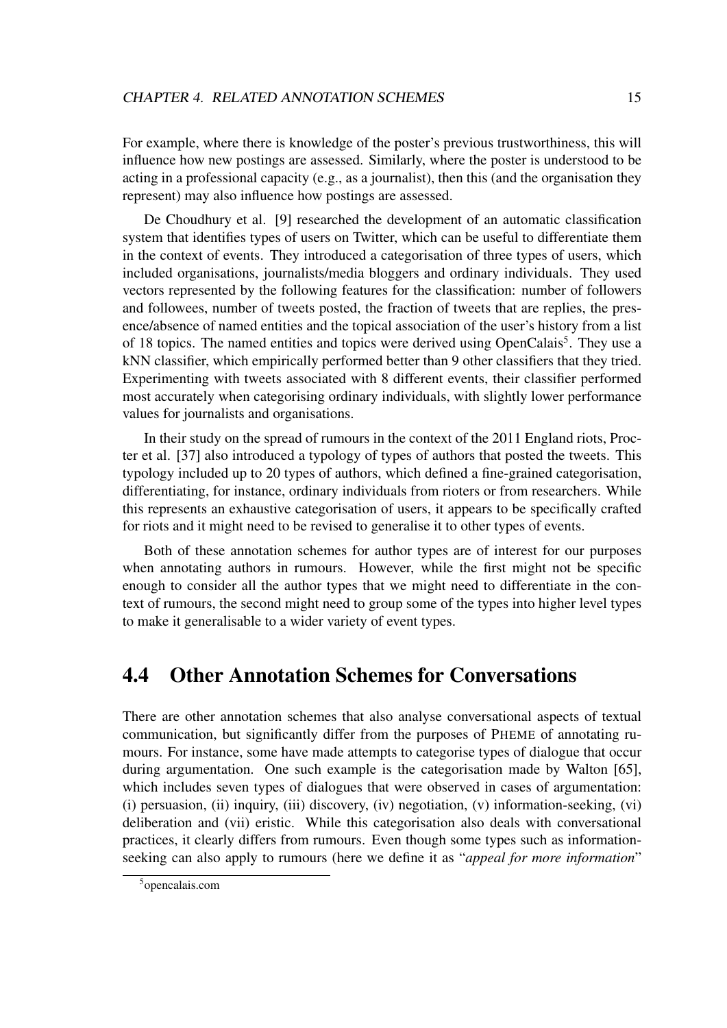For example, where there is knowledge of the poster's previous trustworthiness, this will influence how new postings are assessed. Similarly, where the poster is understood to be acting in a professional capacity (e.g., as a journalist), then this (and the organisation they represent) may also influence how postings are assessed.

De Choudhury et al. [9] researched the development of an automatic classification system that identifies types of users on Twitter, which can be useful to differentiate them in the context of events. They introduced a categorisation of three types of users, which included organisations, journalists/media bloggers and ordinary individuals. They used vectors represented by the following features for the classification: number of followers and followees, number of tweets posted, the fraction of tweets that are replies, the presence/absence of named entities and the topical association of the user's history from a list of 18 topics. The named entities and topics were derived using OpenCalais[5]. They use a kNN classifier, which empirically performed better than 9 other classifiers that they tried. Experimenting with tweets associated with 8 different events, their classifier performed most accurately when categorising ordinary individuals, with slightly lower performance values for journalists and organisations.

In their study on the spread of rumours in the context of the 2011 England riots, Procter et al. [37] also introduced a typology of types of authors that posted the tweets. This typology included up to 20 types of authors, which defined a fine-grained categorisation, differentiating, for instance, ordinary individuals from rioters or from researchers. While this represents an exhaustive categorisation of users, it appears to be specifically crafted for riots and it might need to be revised to generalise it to other types of events.

Both of these annotation schemes for author types are of interest for our purposes when annotating authors in rumours. However, while the first might not be specific enough to consider all the author types that we might need to differentiate in the context of rumours, the second might need to group some of the types into higher level types to make it generalisable to a wider variety of event types.

## 4.4 Other Annotation Schemes for Conversations

There are other annotation schemes that also analyse conversational aspects of textual communication, but significantly differ from the purposes of PHEME of annotating rumours. For instance, some have made attempts to categorise types of dialogue that occur during argumentation. One such example is the categorisation made by Walton [65], which includes seven types of dialogues that were observed in cases of argumentation: (i) persuasion, (ii) inquiry, (iii) discovery, (iv) negotiation, (v) information-seeking, (vi) deliberation and (vii) eristic. While this categorisation also deals with conversational practices, it clearly differs from rumours. Even though some types such as information-seeking can also apply to rumours (here we define it as "*appeal for more information*"

[5] opencalais.com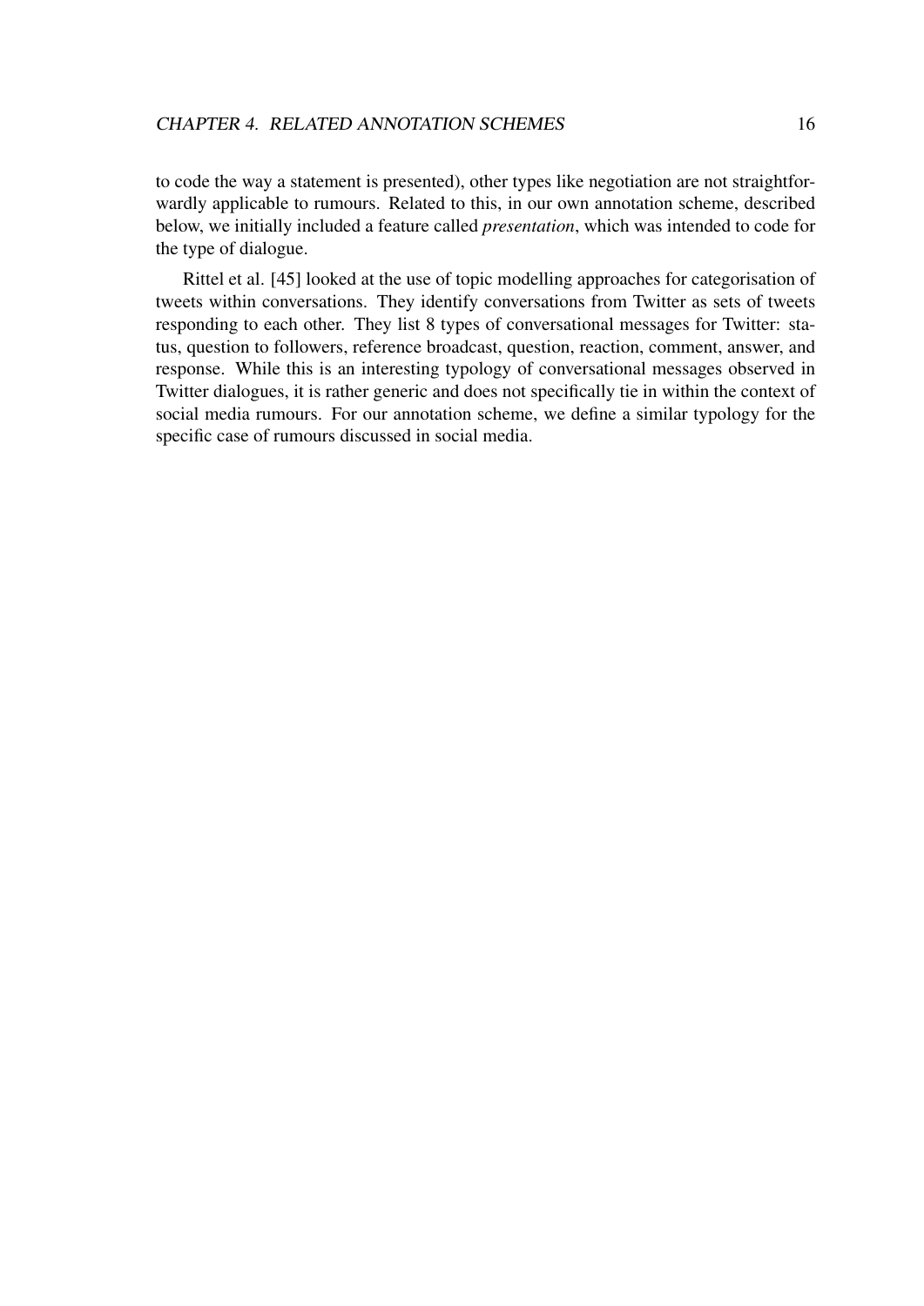to code the way a statement is presented), other types like negotiation are not straightforwardly applicable to rumours. Related to this, in our own annotation scheme, described below, we initially included a feature called *presentation*, which was intended to code for the type of dialogue.

Rittel et al. [45] looked at the use of topic modelling approaches for categorisation of tweets within conversations. They identify conversations from Twitter as sets of tweets responding to each other. They list 8 types of conversational messages for Twitter: status, question to followers, reference broadcast, question, reaction, comment, answer, and response. While this is an interesting typology of conversational messages observed in Twitter dialogues, it is rather generic and does not specifically tie in within the context of social media rumours. For our annotation scheme, we define a similar typology for the specific case of rumours discussed in social media.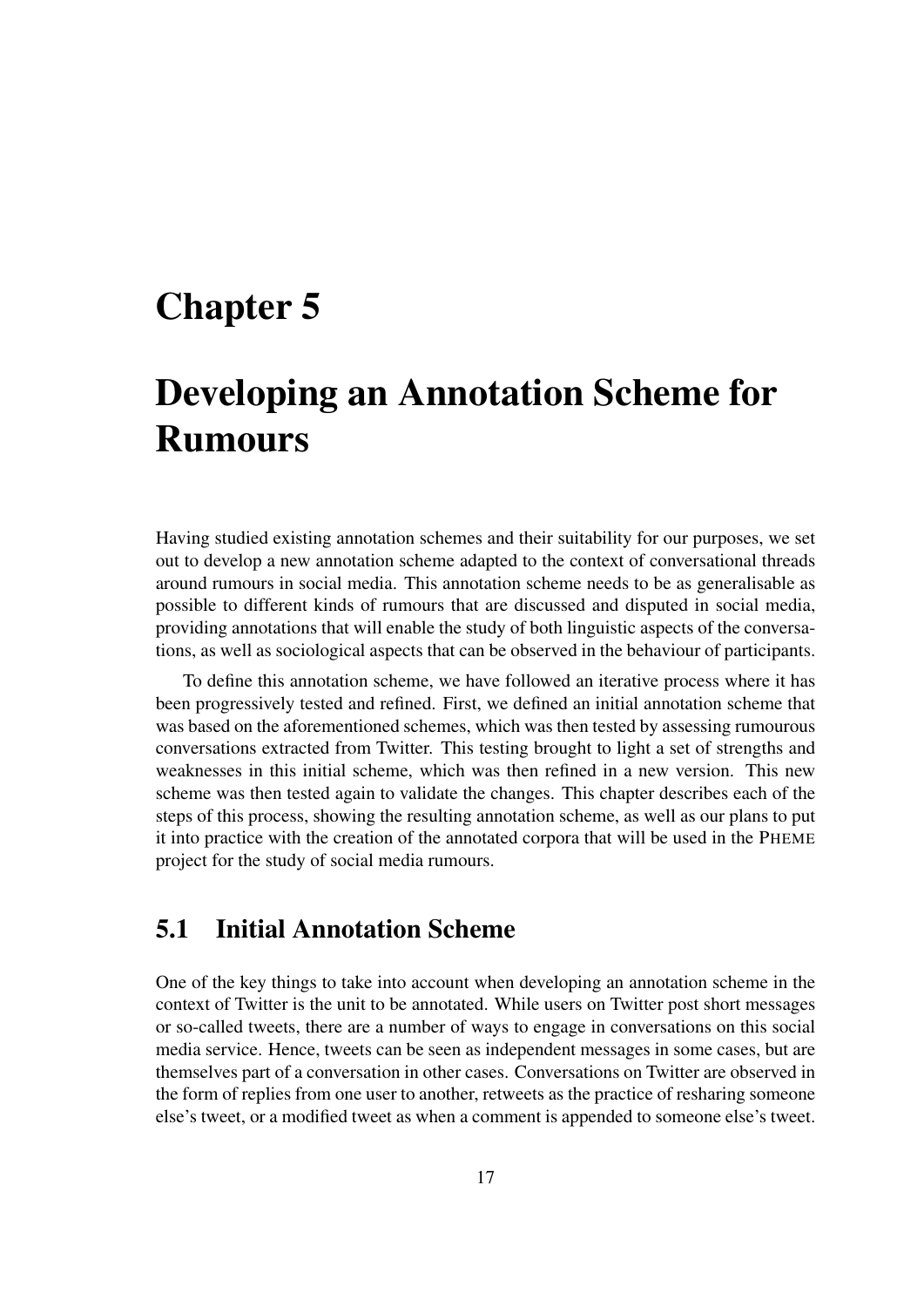# Chapter 5

# Developing an Annotation Scheme for Rumours

Having studied existing annotation schemes and their suitability for our purposes, we set out to develop a new annotation scheme adapted to the context of conversational threads around rumours in social media. This annotation scheme needs to be as generalisable as possible to different kinds of rumours that are discussed and disputed in social media, providing annotations that will enable the study of both linguistic aspects of the conversations, as well as sociological aspects that can be observed in the behaviour of participants.

To define this annotation scheme, we have followed an iterative process where it has been progressively tested and refined. First, we defined an initial annotation scheme that was based on the aforementioned schemes, which was then tested by assessing rumourous conversations extracted from Twitter. This testing brought to light a set of strengths and weaknesses in this initial scheme, which was then refined in a new version. This new scheme was then tested again to validate the changes. This chapter describes each of the steps of this process, showing the resulting annotation scheme, as well as our plans to put it into practice with the creation of the annotated corpora that will be used in the PHEME project for the study of social media rumours.

## 5.1 Initial Annotation Scheme

One of the key things to take into account when developing an annotation scheme in the context of Twitter is the unit to be annotated. While users on Twitter post short messages or so-called tweets, there are a number of ways to engage in conversations on this social media service. Hence, tweets can be seen as independent messages in some cases, but are themselves part of a conversation in other cases. Conversations on Twitter are observed in the form of replies from one user to another, retweets as the practice of resharing someone else's tweet, or a modified tweet as when a comment is appended to someone else's tweet.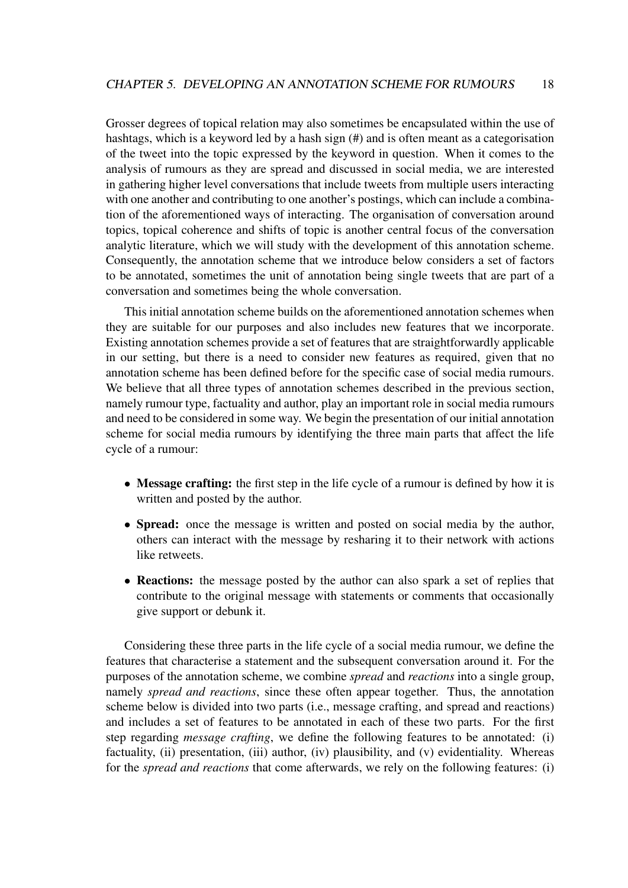Grosser degrees of topical relation may also sometimes be encapsulated within the use of hashtags, which is a keyword led by a hash sign (#) and is often meant as a categorisation of the tweet into the topic expressed by the keyword in question. When it comes to the analysis of rumours as they are spread and discussed in social media, we are interested in gathering higher level conversations that include tweets from multiple users interacting with one another and contributing to one another's postings, which can include a combination of the aforementioned ways of interacting. The organisation of conversation around topics, topical coherence and shifts of topic is another central focus of the conversation analytic literature, which we will study with the development of this annotation scheme. Consequently, the annotation scheme that we introduce below considers a set of factors to be annotated, sometimes the unit of annotation being single tweets that are part of a conversation and sometimes being the whole conversation.

This initial annotation scheme builds on the aforementioned annotation schemes when they are suitable for our purposes and also includes new features that we incorporate. Existing annotation schemes provide a set of features that are straightforwardly applicable in our setting, but there is a need to consider new features as required, given that no annotation scheme has been defined before for the specific case of social media rumours. We believe that all three types of annotation schemes described in the previous section, namely rumour type, factuality and author, play an important role in social media rumours and need to be considered in some way. We begin the presentation of our initial annotation scheme for social media rumours by identifying the three main parts that affect the life cycle of a rumour:

- **Message crafting:** the first step in the life cycle of a rumour is defined by how it is written and posted by the author.
- **Spread:** once the message is written and posted on social media by the author, others can interact with the message by resharing it to their network with actions like retweets.
- **Reactions:** the message posted by the author can also spark a set of replies that contribute to the original message with statements or comments that occasionally give support or debunk it.

Considering these three parts in the life cycle of a social media rumour, we define the features that characterise a statement and the subsequent conversation around it. For the purposes of the annotation scheme, we combine *spread* and *reactions* into a single group, namely *spread and reactions*, since these often appear together. Thus, the annotation scheme below is divided into two parts (i.e., message crafting, and spread and reactions) and includes a set of features to be annotated in each of these two parts. For the first step regarding *message crafting*, we define the following features to be annotated: (i) factuality, (ii) presentation, (iii) author, (iv) plausibility, and (v) evidentiality. Whereas for the *spread and reactions* that come afterwards, we rely on the following features: (i)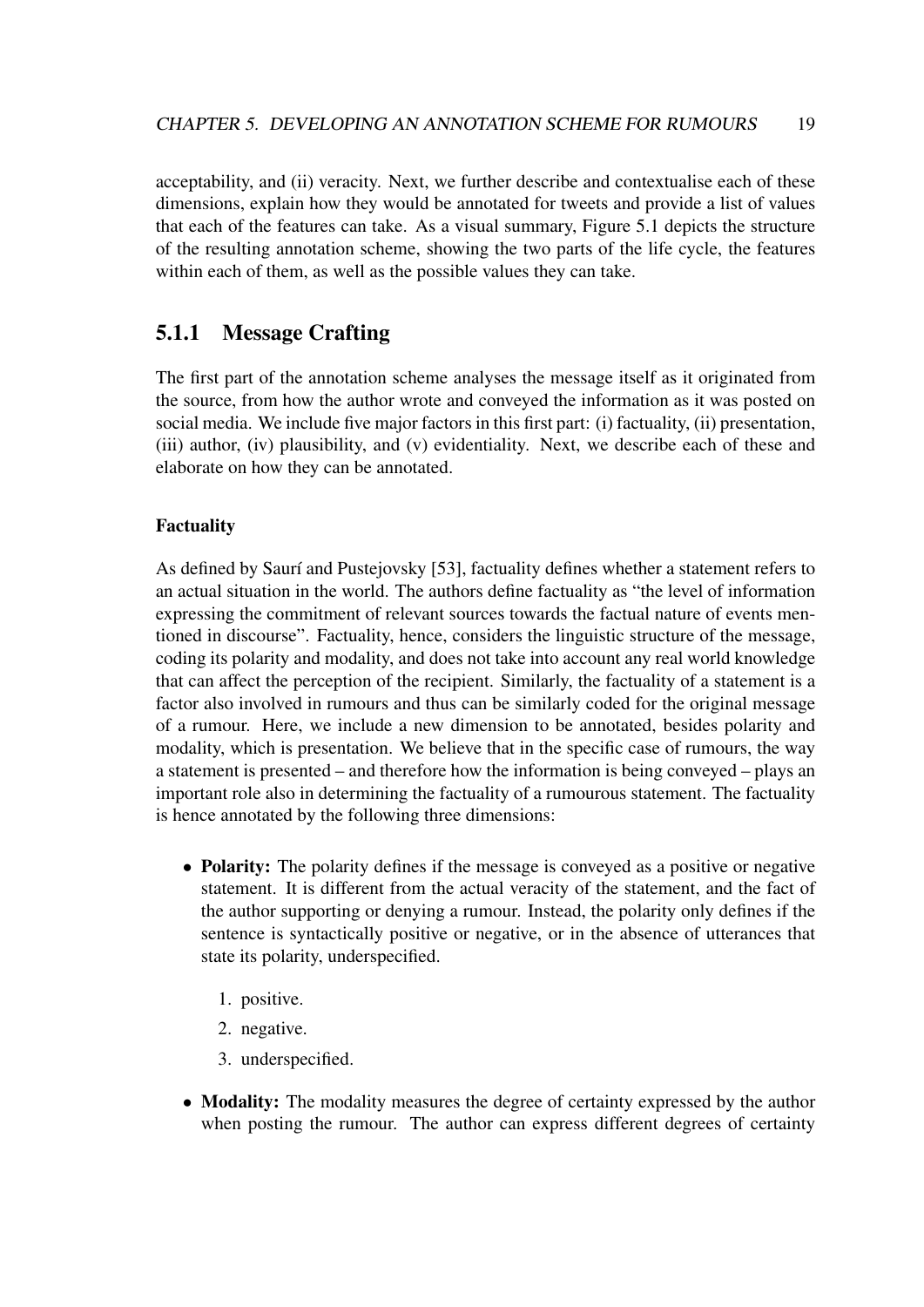acceptability, and (ii) veracity. Next, we further describe and contextualise each of these dimensions, explain how they would be annotated for tweets and provide a list of values that each of the features can take. As a visual summary, Figure 5.1 depicts the structure of the resulting annotation scheme, showing the two parts of the life cycle, the features within each of them, as well as the possible values they can take.

### 5.1.1 Message Crafting

The first part of the annotation scheme analyses the message itself as it originated from the source, from how the author wrote and conveyed the information as it was posted on social media. We include five major factors in this first part: (i) factuality, (ii) presentation, (iii) author, (iv) plausibility, and (v) evidentiality. Next, we describe each of these and elaborate on how they can be annotated.

#### Factuality

As defined by Saurí and Pustejovsky [53], factuality defines whether a statement refers to an actual situation in the world. The authors define factuality as "the level of information expressing the commitment of relevant sources towards the factual nature of events mentioned in discourse". Factuality, hence, considers the linguistic structure of the message, coding its polarity and modality, and does not take into account any real world knowledge that can affect the perception of the recipient. Similarly, the factuality of a statement is a factor also involved in rumours and thus can be similarly coded for the original message of a rumour. Here, we include a new dimension to be annotated, besides polarity and modality, which is presentation. We believe that in the specific case of rumours, the way a statement is presented – and therefore how the information is being conveyed – plays an important role also in determining the factuality of a rumourous statement. The factuality is hence annotated by the following three dimensions:

- **Polarity:** The polarity defines if the message is conveyed as a positive or negative statement. It is different from the actual veracity of the statement, and the fact of the author supporting or denying a rumour. Instead, the polarity only defines if the sentence is syntactically positive or negative, or in the absence of utterances that state its polarity, underspecified.

    1. positive.
    2. negative.
    3. underspecified.

- **Modality:** The modality measures the degree of certainty expressed by the author when posting the rumour. The author can express different degrees of certainty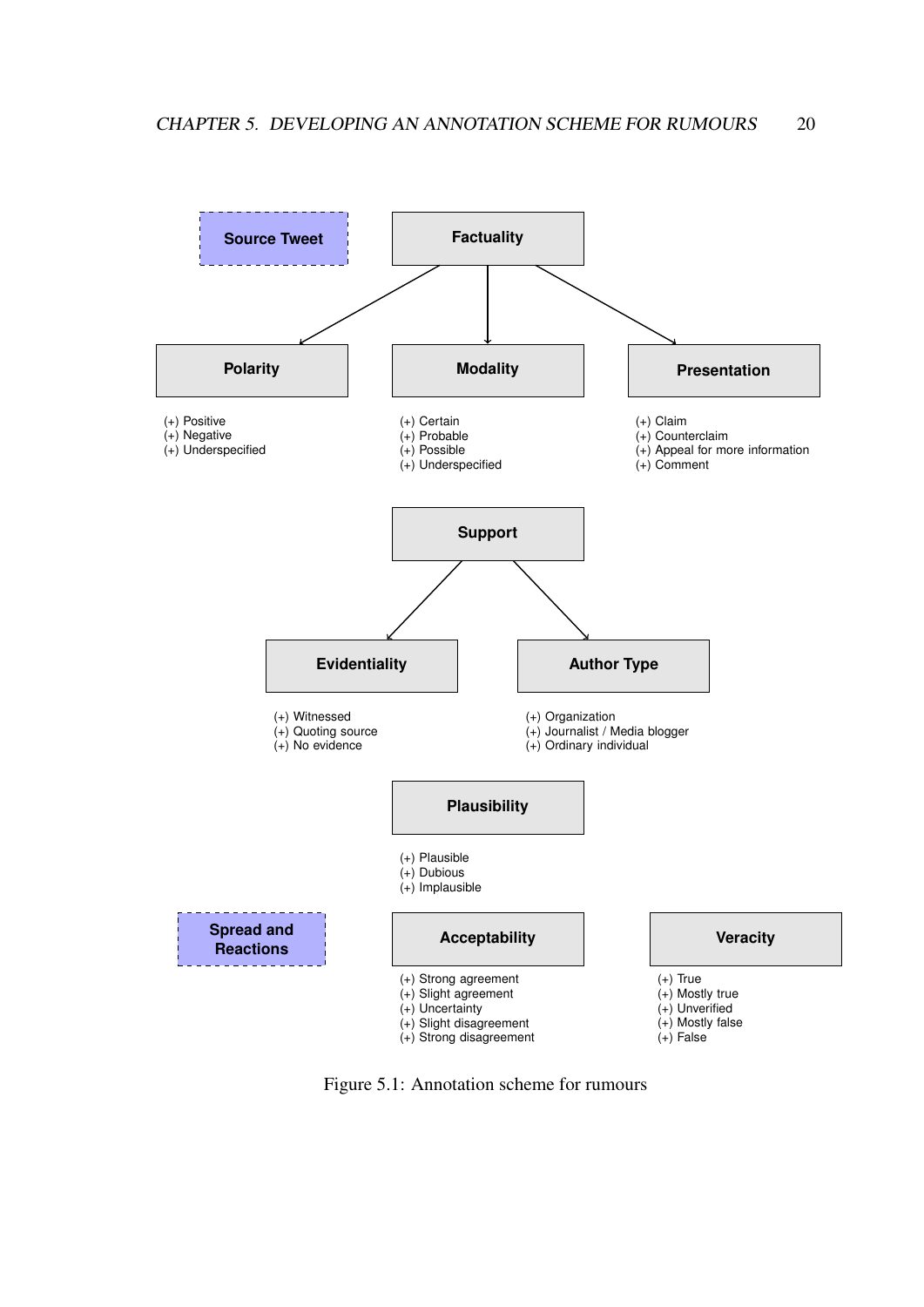**Source Tweet**

**Factuality**

- **Polarity**
  - (+) Positive
  - (+) Negative
  - (+) Underspecified
- **Modality**
  - (+) Certain
  - (+) Probable
  - (+) Possible
  - (+) Underspecified
- **Presentation**
  - (+) Claim
  - (+) Counterclaim
  - (+) Appeal for more information
  - (+) Comment

**Support**

- **Evidentiality**
  - (+) Witnessed
  - (+) Quoting source
  - (+) No evidence
- **Author Type**
  - (+) Organization
  - (+) Journalist / Media blogger
  - (+) Ordinary individual

**Plausibility**

- (+) Plausible
- (+) Dubious
- (+) Implausible

**Spread and Reactions**

**Acceptability**

- (+) Strong agreement
- (+) Slight agreement
- (+) Uncertainty
- (+) Slight disagreement
- (+) Strong disagreement

**Veracity**

- (+) True
- (+) Mostly true
- (+) Unverified
- (+) Mostly false
- (+) False

Figure 5.1: Annotation scheme for rumours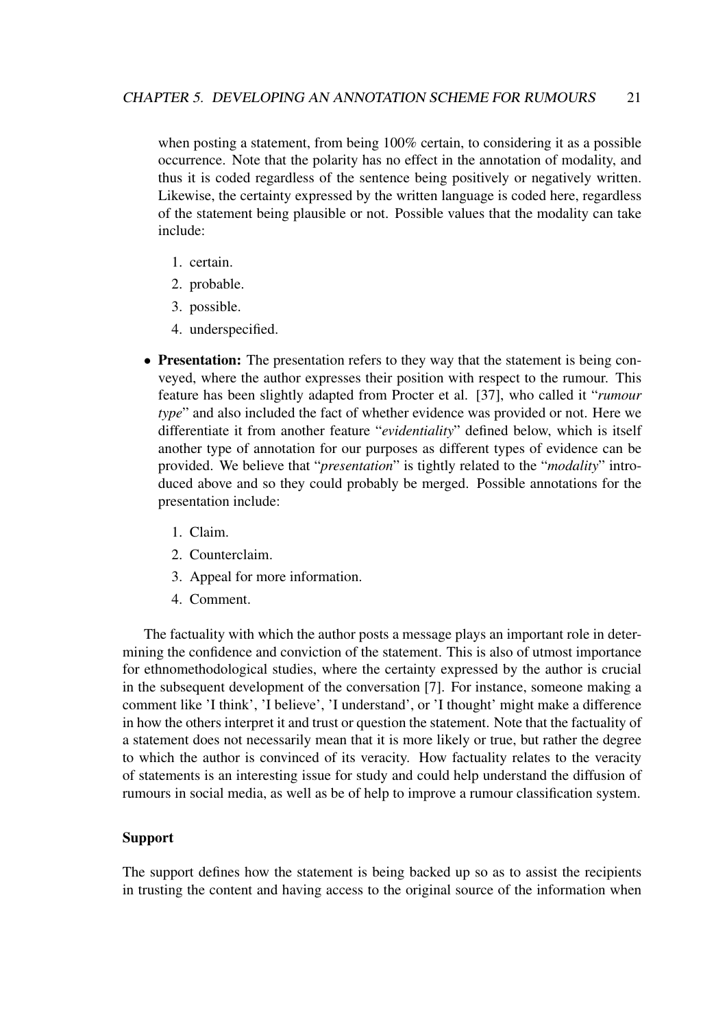when posting a statement, from being 100% certain, to considering it as a possible occurrence. Note that the polarity has no effect in the annotation of modality, and thus it is coded regardless of the sentence being positively or negatively written. Likewise, the certainty expressed by the written language is coded here, regardless of the statement being plausible or not. Possible values that the modality can take include:

1. certain.
2. probable.
3. possible.
4. underspecified.

- **Presentation:** The presentation refers to they way that the statement is being conveyed, where the author expresses their position with respect to the rumour. This feature has been slightly adapted from Procter et al. [37], who called it "*rumour type*" and also included the fact of whether evidence was provided or not. Here we differentiate it from another feature "*evidentiality*" defined below, which is itself another type of annotation for our purposes as different types of evidence can be provided. We believe that "*presentation*" is tightly related to the "*modality*" introduced above and so they could probably be merged. Possible annotations for the presentation include:

  1. Claim.
  2. Counterclaim.
  3. Appeal for more information.
  4. Comment.

The factuality with which the author posts a message plays an important role in determining the confidence and conviction of the statement. This is also of utmost importance for ethnomethodological studies, where the certainty expressed by the author is crucial in the subsequent development of the conversation [7]. For instance, someone making a comment like 'I think', 'I believe', 'I understand', or 'I thought' might make a difference in how the others interpret it and trust or question the statement. Note that the factuality of a statement does not necessarily mean that it is more likely or true, but rather the degree to which the author is convinced of its veracity. How factuality relates to the veracity of statements is an interesting issue for study and could help understand the diffusion of rumours in social media, as well as be of help to improve a rumour classification system.

### Support

The support defines how the statement is being backed up so as to assist the recipients in trusting the content and having access to the original source of the information when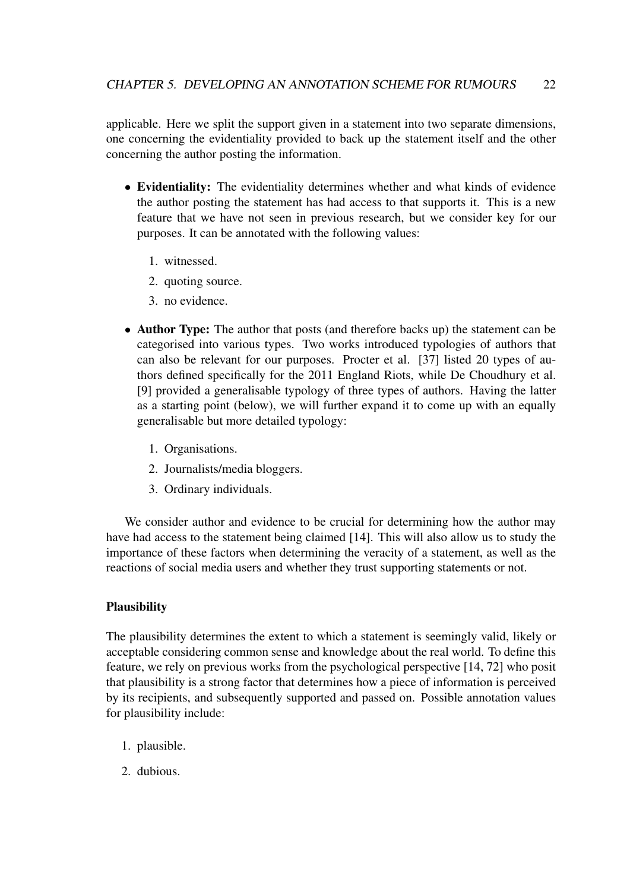applicable. Here we split the support given in a statement into two separate dimensions, one concerning the evidentiality provided to back up the statement itself and the other concerning the author posting the information.

- **Evidentiality:** The evidentiality determines whether and what kinds of evidence the author posting the statement has had access to that supports it. This is a new feature that we have not seen in previous research, but we consider key for our purposes. It can be annotated with the following values:
  1. witnessed.
  2. quoting source.
  3. no evidence.
- **Author Type:** The author that posts (and therefore backs up) the statement can be categorised into various types. Two works introduced typologies of authors that can also be relevant for our purposes. Procter et al. [37] listed 20 types of authors defined specifically for the 2011 England Riots, while De Choudhury et al. [9] provided a generalisable typology of three types of authors. Having the latter as a starting point (below), we will further expand it to come up with an equally generalisable but more detailed typology:
  1. Organisations.
  2. Journalists/media bloggers.
  3. Ordinary individuals.

We consider author and evidence to be crucial for determining how the author may have had access to the statement being claimed [14]. This will also allow us to study the importance of these factors when determining the veracity of a statement, as well as the reactions of social media users and whether they trust supporting statements or not.

#### Plausibility

The plausibility determines the extent to which a statement is seemingly valid, likely or acceptable considering common sense and knowledge about the real world. To define this feature, we rely on previous works from the psychological perspective [14, 72] who posit that plausibility is a strong factor that determines how a piece of information is perceived by its recipients, and subsequently supported and passed on. Possible annotation values for plausibility include:

1. plausible.
2. dubious.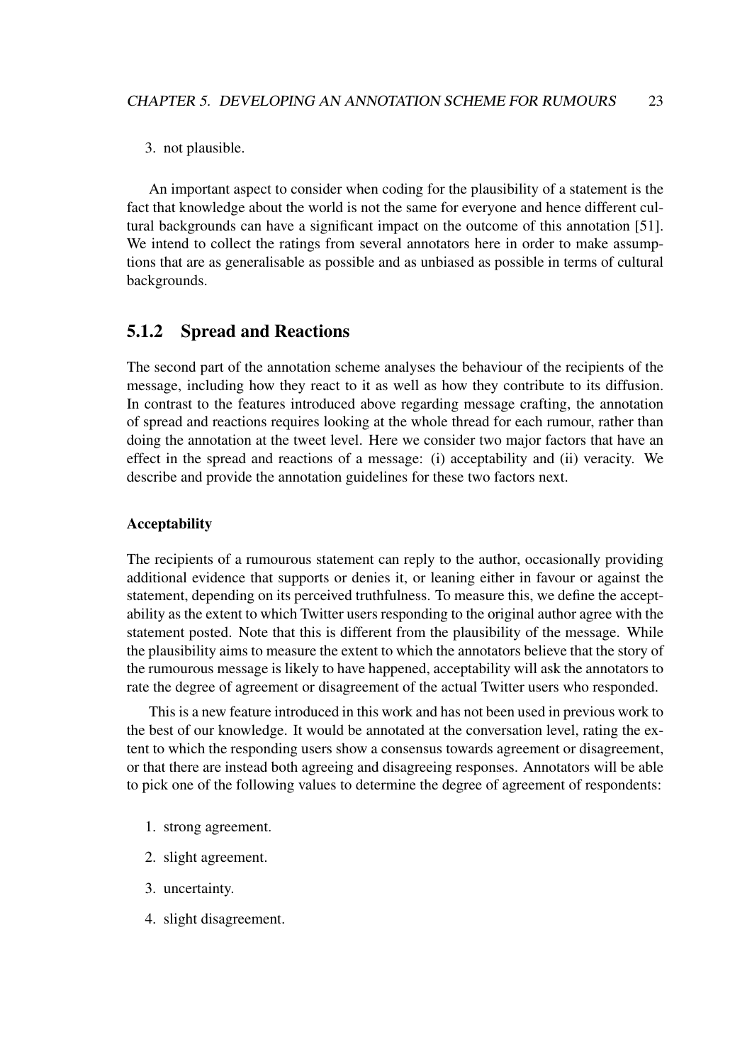3. not plausible.

An important aspect to consider when coding for the plausibility of a statement is the fact that knowledge about the world is not the same for everyone and hence different cultural backgrounds can have a significant impact on the outcome of this annotation [51]. We intend to collect the ratings from several annotators here in order to make assumptions that are as generalisable as possible and as unbiased as possible in terms of cultural backgrounds.

### 5.1.2 Spread and Reactions

The second part of the annotation scheme analyses the behaviour of the recipients of the message, including how they react to it as well as how they contribute to its diffusion. In contrast to the features introduced above regarding message crafting, the annotation of spread and reactions requires looking at the whole thread for each rumour, rather than doing the annotation at the tweet level. Here we consider two major factors that have an effect in the spread and reactions of a message: (i) acceptability and (ii) veracity. We describe and provide the annotation guidelines for these two factors next.

#### Acceptability

The recipients of a rumourous statement can reply to the author, occasionally providing additional evidence that supports or denies it, or leaning either in favour or against the statement, depending on its perceived truthfulness. To measure this, we define the acceptability as the extent to which Twitter users responding to the original author agree with the statement posted. Note that this is different from the plausibility of the message. While the plausibility aims to measure the extent to which the annotators believe that the story of the rumourous message is likely to have happened, acceptability will ask the annotators to rate the degree of agreement or disagreement of the actual Twitter users who responded.

This is a new feature introduced in this work and has not been used in previous work to the best of our knowledge. It would be annotated at the conversation level, rating the extent to which the responding users show a consensus towards agreement or disagreement, or that there are instead both agreeing and disagreeing responses. Annotators will be able to pick one of the following values to determine the degree of agreement of respondents:

1. strong agreement.
2. slight agreement.
3. uncertainty.
4. slight disagreement.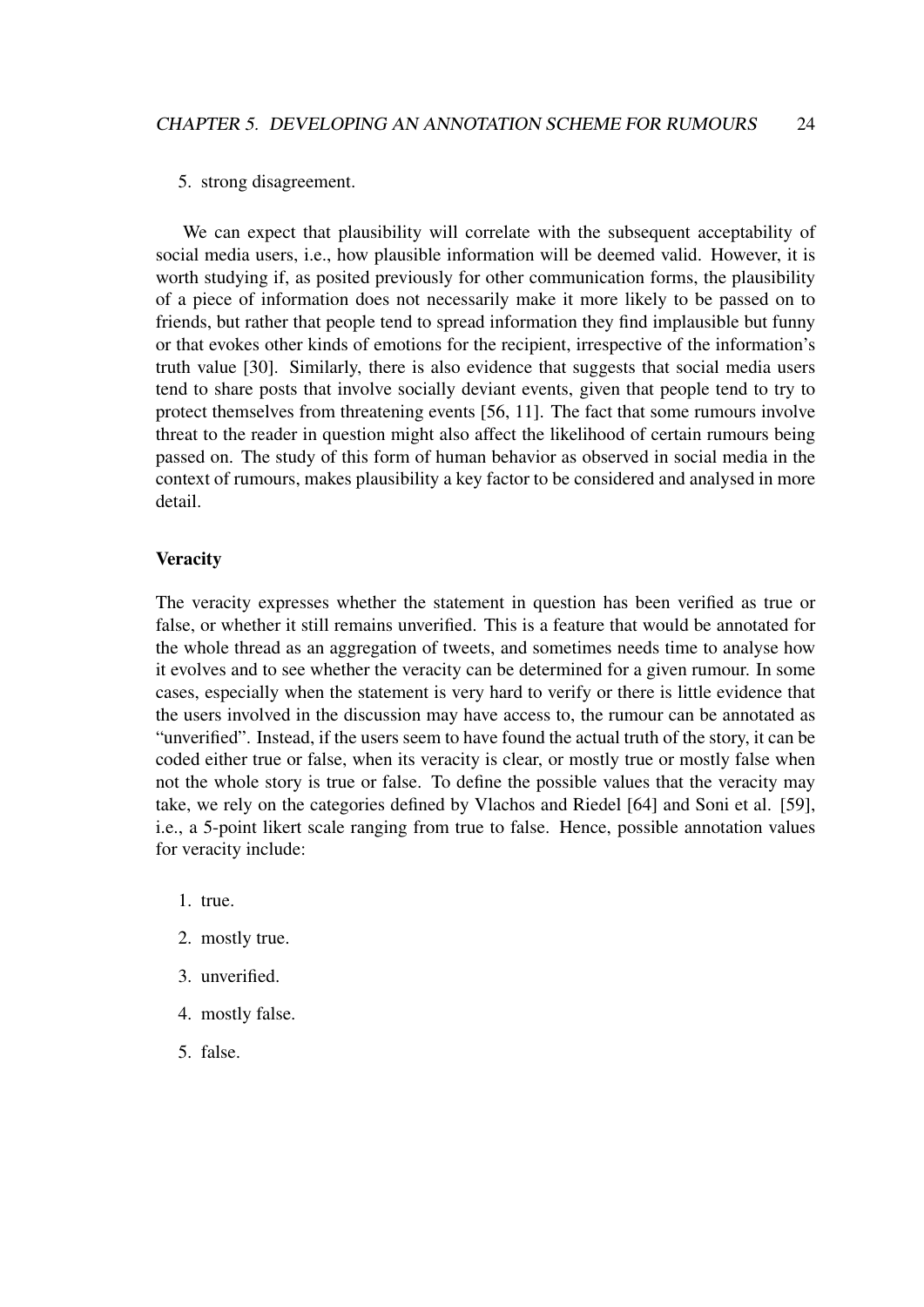5. strong disagreement.

We can expect that plausibility will correlate with the subsequent acceptability of social media users, i.e., how plausible information will be deemed valid. However, it is worth studying if, as posited previously for other communication forms, the plausibility of a piece of information does not necessarily make it more likely to be passed on to friends, but rather that people tend to spread information they find implausible but funny or that evokes other kinds of emotions for the recipient, irrespective of the information's truth value [30]. Similarly, there is also evidence that suggests that social media users tend to share posts that involve socially deviant events, given that people tend to try to protect themselves from threatening events [56, 11]. The fact that some rumours involve threat to the reader in question might also affect the likelihood of certain rumours being passed on. The study of this form of human behavior as observed in social media in the context of rumours, makes plausibility a key factor to be considered and analysed in more detail.

**Veracity**

The veracity expresses whether the statement in question has been verified as true or false, or whether it still remains unverified. This is a feature that would be annotated for the whole thread as an aggregation of tweets, and sometimes needs time to analyse how it evolves and to see whether the veracity can be determined for a given rumour. In some cases, especially when the statement is very hard to verify or there is little evidence that the users involved in the discussion may have access to, the rumour can be annotated as "unverified". Instead, if the users seem to have found the actual truth of the story, it can be coded either true or false, when its veracity is clear, or mostly true or mostly false when not the whole story is true or false. To define the possible values that the veracity may take, we rely on the categories defined by Vlachos and Riedel [64] and Soni et al. [59], i.e., a 5-point likert scale ranging from true to false. Hence, possible annotation values for veracity include:

1. true.
2. mostly true.
3. unverified.
4. mostly false.
5. false.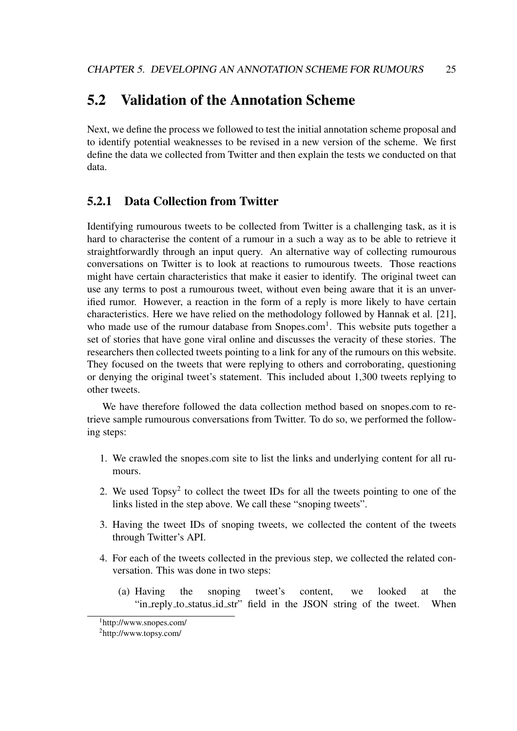## 5.2 Validation of the Annotation Scheme

Next, we define the process we followed to test the initial annotation scheme proposal and to identify potential weaknesses to be revised in a new version of the scheme. We first define the data we collected from Twitter and then explain the tests we conducted on that data.

### 5.2.1 Data Collection from Twitter

Identifying rumourous tweets to be collected from Twitter is a challenging task, as it is hard to characterise the content of a rumour in a such a way as to be able to retrieve it straightforwardly through an input query. An alternative way of collecting rumourous conversations on Twitter is to look at reactions to rumourous tweets. Those reactions might have certain characteristics that make it easier to identify. The original tweet can use any terms to post a rumourous tweet, without even being aware that it is an unverified rumor. However, a reaction in the form of a reply is more likely to have certain characteristics. Here we have relied on the methodology followed by Hannak et al. [21], who made use of the rumour database from Snopes.com[1]. This website puts together a set of stories that have gone viral online and discusses the veracity of these stories. The researchers then collected tweets pointing to a link for any of the rumours on this website. They focused on the tweets that were replying to others and corroborating, questioning or denying the original tweet's statement. This included about 1,300 tweets replying to other tweets.

We have therefore followed the data collection method based on snopes.com to retrieve sample rumourous conversations from Twitter. To do so, we performed the following steps:

1. We crawled the snopes.com site to list the links and underlying content for all rumours.
2. We used Topsy[2] to collect the tweet IDs for all the tweets pointing to one of the links listed in the step above. We call these "snoping tweets".
3. Having the tweet IDs of snoping tweets, we collected the content of the tweets through Twitter's API.
4. For each of the tweets collected in the previous step, we collected the related conversation. This was done in two steps:
   (a) Having the snoping tweet's content, we looked at the "in_reply_to_status_id_str" field in the JSON string of the tweet. When

[1] http://www.snopes.com/

[2] http://www.topsy.com/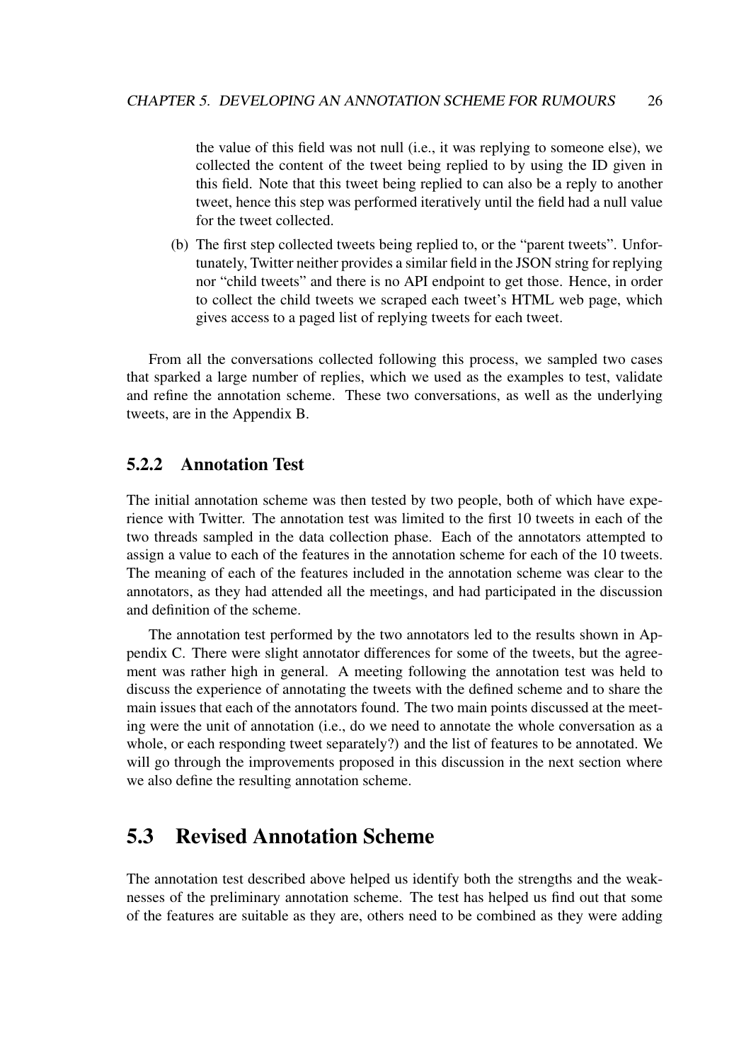the value of this field was not null (i.e., it was replying to someone else), we collected the content of the tweet being replied to by using the ID given in this field. Note that this tweet being replied to can also be a reply to another tweet, hence this step was performed iteratively until the field had a null value for the tweet collected.

(b) The first step collected tweets being replied to, or the "parent tweets". Unfortunately, Twitter neither provides a similar field in the JSON string for replying nor "child tweets" and there is no API endpoint to get those. Hence, in order to collect the child tweets we scraped each tweet's HTML web page, which gives access to a paged list of replying tweets for each tweet.

From all the conversations collected following this process, we sampled two cases that sparked a large number of replies, which we used as the examples to test, validate and refine the annotation scheme. These two conversations, as well as the underlying tweets, are in the Appendix B.

### 5.2.2 Annotation Test

The initial annotation scheme was then tested by two people, both of which have experience with Twitter. The annotation test was limited to the first 10 tweets in each of the two threads sampled in the data collection phase. Each of the annotators attempted to assign a value to each of the features in the annotation scheme for each of the 10 tweets. The meaning of each of the features included in the annotation scheme was clear to the annotators, as they had attended all the meetings, and had participated in the discussion and definition of the scheme.

The annotation test performed by the two annotators led to the results shown in Appendix C. There were slight annotator differences for some of the tweets, but the agreement was rather high in general. A meeting following the annotation test was held to discuss the experience of annotating the tweets with the defined scheme and to share the main issues that each of the annotators found. The two main points discussed at the meeting were the unit of annotation (i.e., do we need to annotate the whole conversation as a whole, or each responding tweet separately?) and the list of features to be annotated. We will go through the improvements proposed in this discussion in the next section where we also define the resulting annotation scheme.

## 5.3 Revised Annotation Scheme

The annotation test described above helped us identify both the strengths and the weaknesses of the preliminary annotation scheme. The test has helped us find out that some of the features are suitable as they are, others need to be combined as they were adding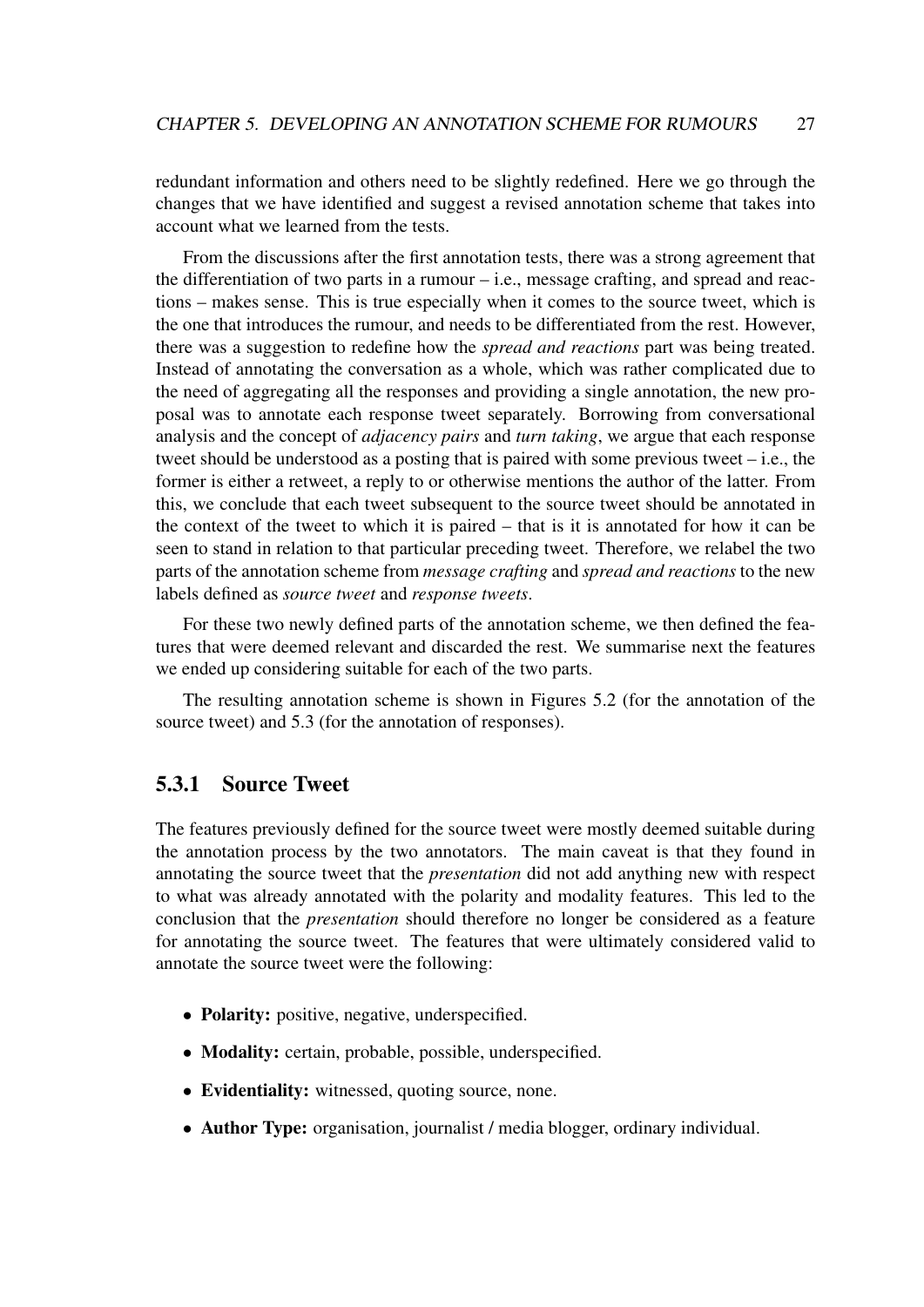redundant information and others need to be slightly redefined. Here we go through the changes that we have identified and suggest a revised annotation scheme that takes into account what we learned from the tests.

From the discussions after the first annotation tests, there was a strong agreement that the differentiation of two parts in a rumour – i.e., message crafting, and spread and reactions – makes sense. This is true especially when it comes to the source tweet, which is the one that introduces the rumour, and needs to be differentiated from the rest. However, there was a suggestion to redefine how the *spread and reactions* part was being treated. Instead of annotating the conversation as a whole, which was rather complicated due to the need of aggregating all the responses and providing a single annotation, the new proposal was to annotate each response tweet separately. Borrowing from conversational analysis and the concept of *adjacency pairs* and *turn taking*, we argue that each response tweet should be understood as a posting that is paired with some previous tweet – i.e., the former is either a retweet, a reply to or otherwise mentions the author of the latter. From this, we conclude that each tweet subsequent to the source tweet should be annotated in the context of the tweet to which it is paired – that is it is annotated for how it can be seen to stand in relation to that particular preceding tweet. Therefore, we relabel the two parts of the annotation scheme from *message crafting* and *spread and reactions* to the new labels defined as *source tweet* and *response tweets*.

For these two newly defined parts of the annotation scheme, we then defined the features that were deemed relevant and discarded the rest. We summarise next the features we ended up considering suitable for each of the two parts.

The resulting annotation scheme is shown in Figures 5.2 (for the annotation of the source tweet) and 5.3 (for the annotation of responses).

### 5.3.1 Source Tweet

The features previously defined for the source tweet were mostly deemed suitable during the annotation process by the two annotators. The main caveat is that they found in annotating the source tweet that the *presentation* did not add anything new with respect to what was already annotated with the polarity and modality features. This led to the conclusion that the *presentation* should therefore no longer be considered as a feature for annotating the source tweet. The features that were ultimately considered valid to annotate the source tweet were the following:

- **Polarity:** positive, negative, underspecified.
- **Modality:** certain, probable, possible, underspecified.
- **Evidentiality:** witnessed, quoting source, none.
- **Author Type:** organisation, journalist / media blogger, ordinary individual.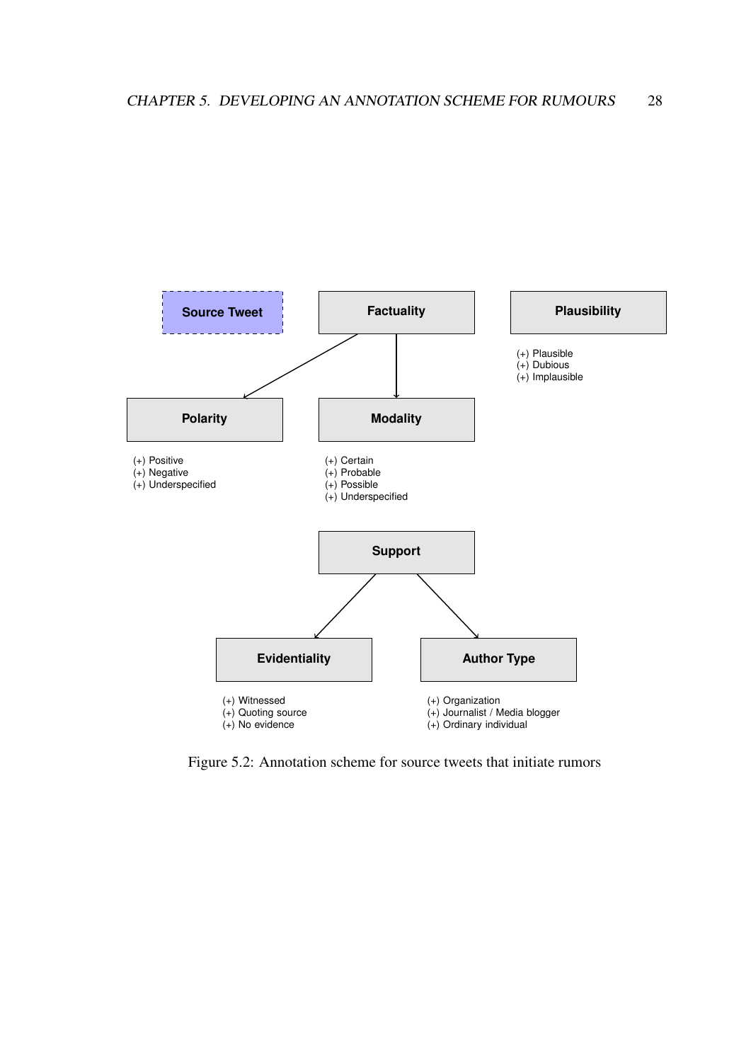Source Tweet

Factuality

Plausibility

- (+) Plausible
- (+) Dubious
- (+) Implausible

Polarity

- (+) Positive
- (+) Negative
- (+) Underspecified

Modality

- (+) Certain
- (+) Probable
- (+) Possible
- (+) Underspecified

Support

Evidentiality

- (+) Witnessed
- (+) Quoting source
- (+) No evidence

Author Type

- (+) Organization
- (+) Journalist / Media blogger
- (+) Ordinary individual

Figure 5.2: Annotation scheme for source tweets that initiate rumors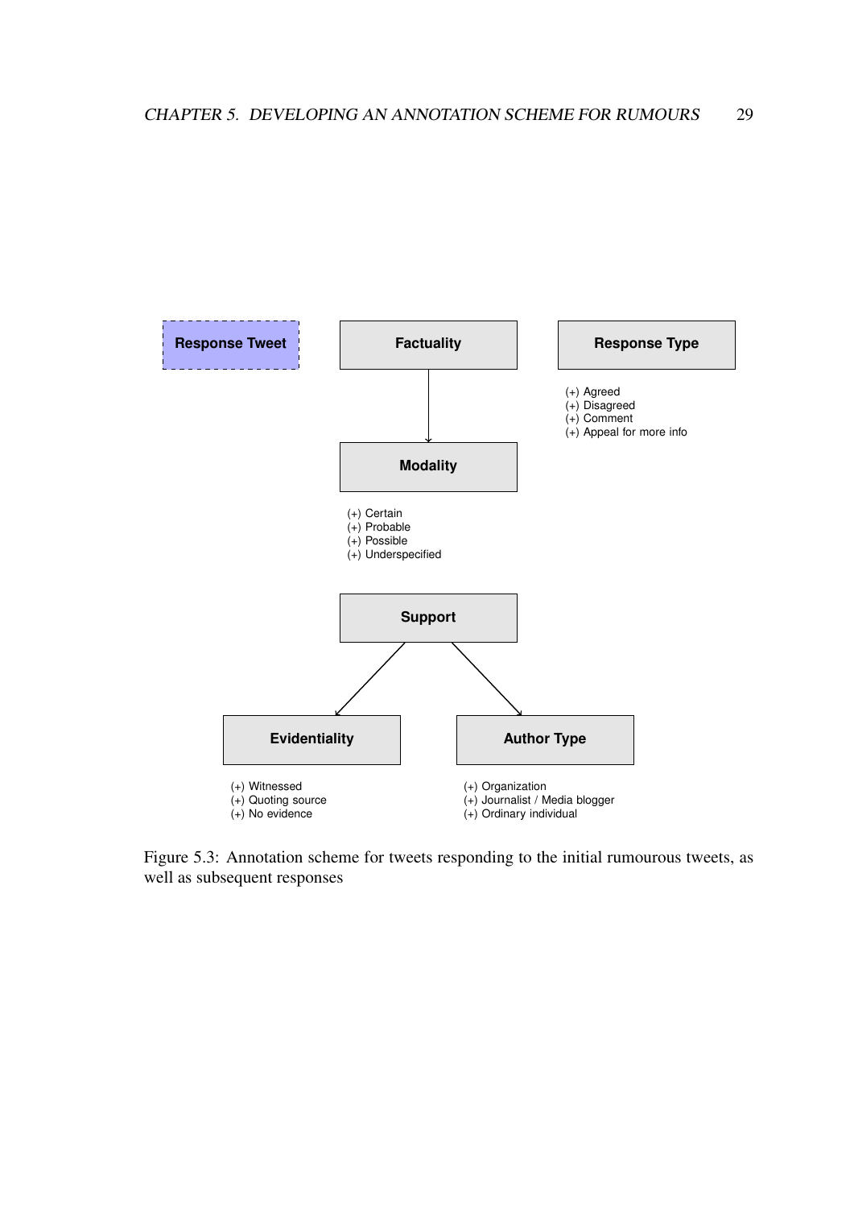**Response Tweet**

**Factuality**

**Modality**

- (+) Certain
- (+) Probable
- (+) Possible
- (+) Underspecified

**Response Type**

- (+) Agreed
- (+) Disagreed
- (+) Comment
- (+) Appeal for more info

**Support**

**Evidentiality**

- (+) Witnessed
- (+) Quoting source
- (+) No evidence

**Author Type**

- (+) Organization
- (+) Journalist / Media blogger
- (+) Ordinary individual

Figure 5.3: Annotation scheme for tweets responding to the initial rumourous tweets, as well as subsequent responses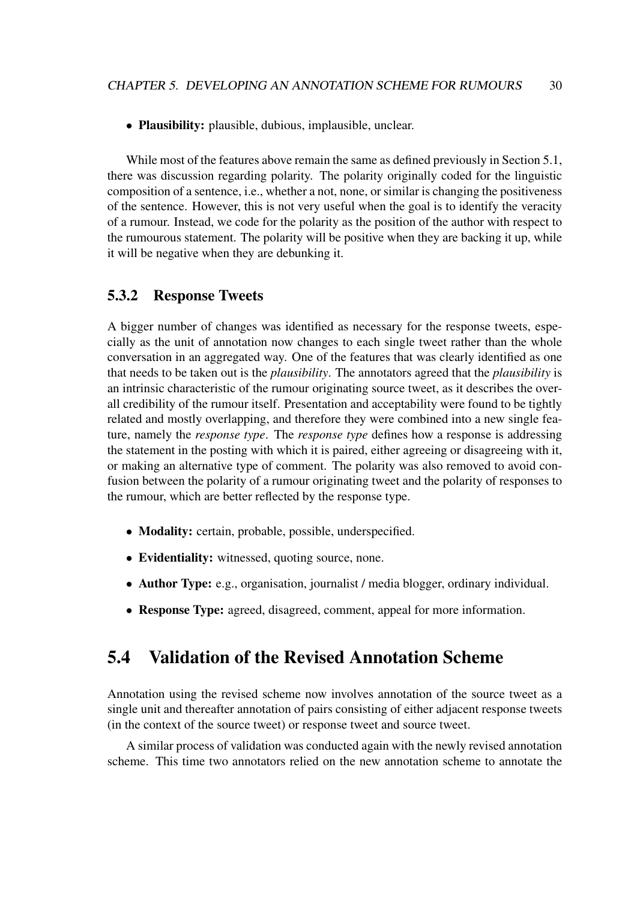- **Plausibility:** plausible, dubious, implausible, unclear.

While most of the features above remain the same as defined previously in Section 5.1, there was discussion regarding polarity. The polarity originally coded for the linguistic composition of a sentence, i.e., whether a not, none, or similar is changing the positiveness of the sentence. However, this is not very useful when the goal is to identify the veracity of a rumour. Instead, we code for the polarity as the position of the author with respect to the rumourous statement. The polarity will be positive when they are backing it up, while it will be negative when they are debunking it.

### 5.3.2 Response Tweets

A bigger number of changes was identified as necessary for the response tweets, especially as the unit of annotation now changes to each single tweet rather than the whole conversation in an aggregated way. One of the features that was clearly identified as one that needs to be taken out is the *plausibility*. The annotators agreed that the *plausibility* is an intrinsic characteristic of the rumour originating source tweet, as it describes the overall credibility of the rumour itself. Presentation and acceptability were found to be tightly related and mostly overlapping, and therefore they were combined into a new single feature, namely the *response type*. The *response type* defines how a response is addressing the statement in the posting with which it is paired, either agreeing or disagreeing with it, or making an alternative type of comment. The polarity was also removed to avoid confusion between the polarity of a rumour originating tweet and the polarity of responses to the rumour, which are better reflected by the response type.

- **Modality:** certain, probable, possible, underspecified.
- **Evidentiality:** witnessed, quoting source, none.
- **Author Type:** e.g., organisation, journalist / media blogger, ordinary individual.
- **Response Type:** agreed, disagreed, comment, appeal for more information.

## 5.4 Validation of the Revised Annotation Scheme

Annotation using the revised scheme now involves annotation of the source tweet as a single unit and thereafter annotation of pairs consisting of either adjacent response tweets (in the context of the source tweet) or response tweet and source tweet.

A similar process of validation was conducted again with the newly revised annotation scheme. This time two annotators relied on the new annotation scheme to annotate the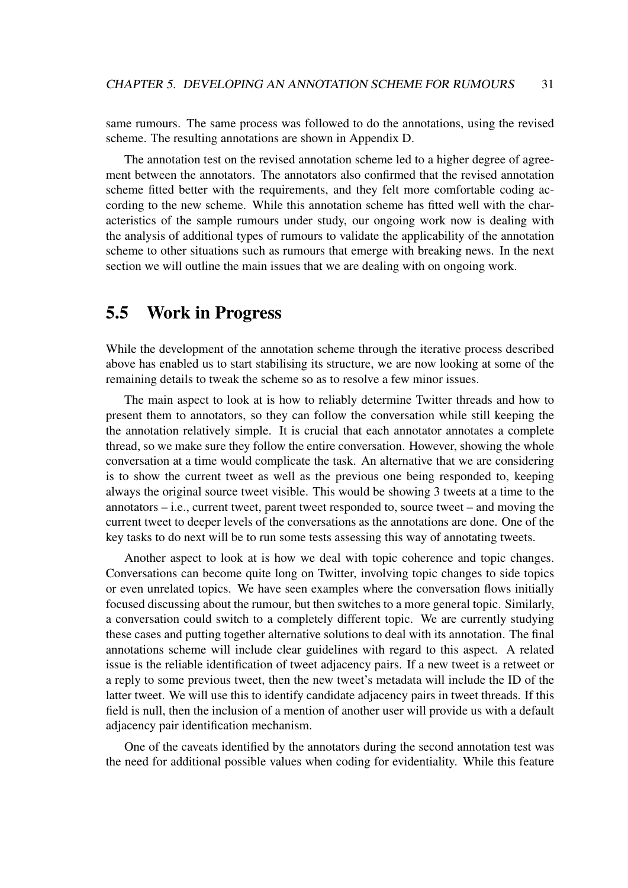same rumours. The same process was followed to do the annotations, using the revised scheme. The resulting annotations are shown in Appendix D.

The annotation test on the revised annotation scheme led to a higher degree of agreement between the annotators. The annotators also confirmed that the revised annotation scheme fitted better with the requirements, and they felt more comfortable coding according to the new scheme. While this annotation scheme has fitted well with the characteristics of the sample rumours under study, our ongoing work now is dealing with the analysis of additional types of rumours to validate the applicability of the annotation scheme to other situations such as rumours that emerge with breaking news. In the next section we will outline the main issues that we are dealing with on ongoing work.

## 5.5 Work in Progress

While the development of the annotation scheme through the iterative process described above has enabled us to start stabilising its structure, we are now looking at some of the remaining details to tweak the scheme so as to resolve a few minor issues.

The main aspect to look at is how to reliably determine Twitter threads and how to present them to annotators, so they can follow the conversation while still keeping the the annotation relatively simple. It is crucial that each annotator annotates a complete thread, so we make sure they follow the entire conversation. However, showing the whole conversation at a time would complicate the task. An alternative that we are considering is to show the current tweet as well as the previous one being responded to, keeping always the original source tweet visible. This would be showing 3 tweets at a time to the annotators – i.e., current tweet, parent tweet responded to, source tweet – and moving the current tweet to deeper levels of the conversations as the annotations are done. One of the key tasks to do next will be to run some tests assessing this way of annotating tweets.

Another aspect to look at is how we deal with topic coherence and topic changes. Conversations can become quite long on Twitter, involving topic changes to side topics or even unrelated topics. We have seen examples where the conversation flows initially focused discussing about the rumour, but then switches to a more general topic. Similarly, a conversation could switch to a completely different topic. We are currently studying these cases and putting together alternative solutions to deal with its annotation. The final annotations scheme will include clear guidelines with regard to this aspect. A related issue is the reliable identification of tweet adjacency pairs. If a new tweet is a retweet or a reply to some previous tweet, then the new tweet's metadata will include the ID of the latter tweet. We will use this to identify candidate adjacency pairs in tweet threads. If this field is null, then the inclusion of a mention of another user will provide us with a default adjacency pair identification mechanism.

One of the caveats identified by the annotators during the second annotation test was the need for additional possible values when coding for evidentiality. While this feature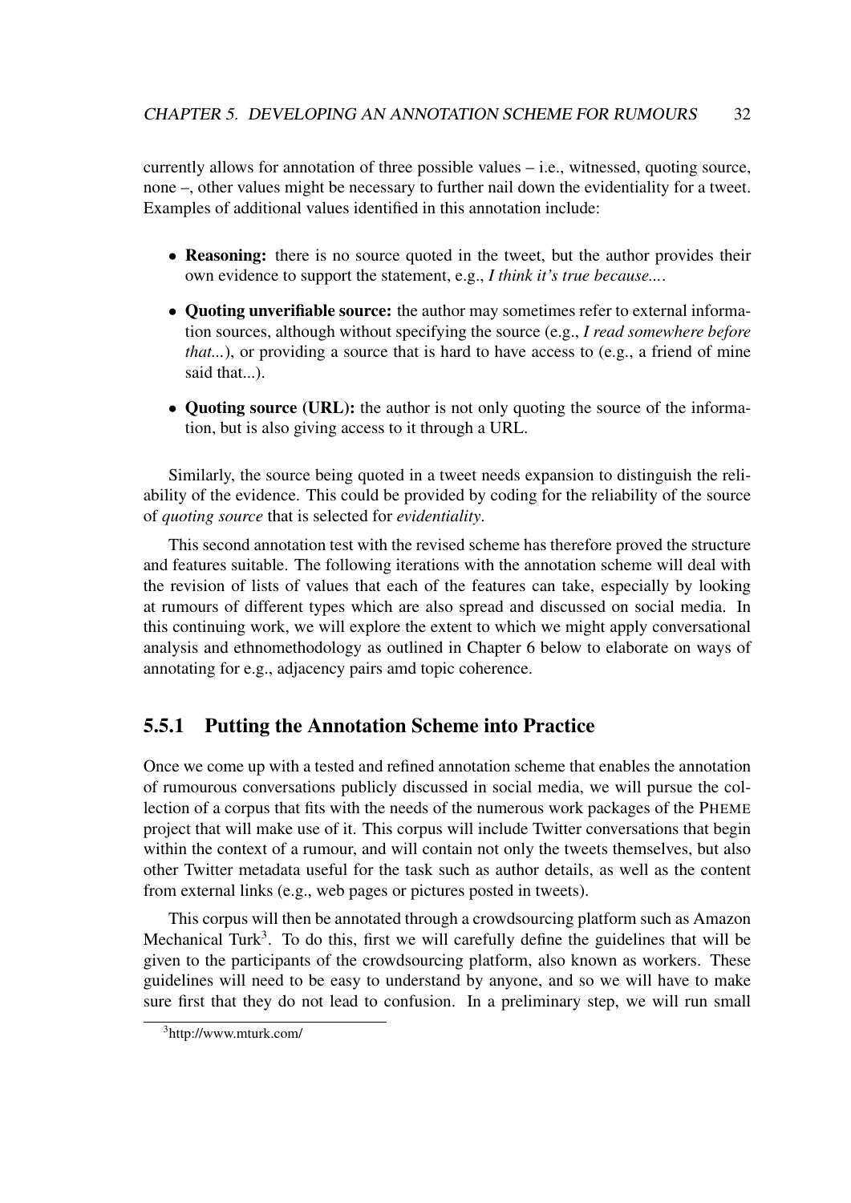currently allows for annotation of three possible values – i.e., witnessed, quoting source, none –, other values might be necessary to further nail down the evidentiality for a tweet. Examples of additional values identified in this annotation include:

- **Reasoning:** there is no source quoted in the tweet, but the author provides their own evidence to support the statement, e.g., *I think it's true because...*.
- **Quoting unverifiable source:** the author may sometimes refer to external information sources, although without specifying the source (e.g., *I read somewhere before that...*), or providing a source that is hard to have access to (e.g., a friend of mine said that...).
- **Quoting source (URL):** the author is not only quoting the source of the information, but is also giving access to it through a URL.

Similarly, the source being quoted in a tweet needs expansion to distinguish the reliability of the evidence. This could be provided by coding for the reliability of the source of *quoting source* that is selected for *evidentiality*.

This second annotation test with the revised scheme has therefore proved the structure and features suitable. The following iterations with the annotation scheme will deal with the revision of lists of values that each of the features can take, especially by looking at rumours of different types which are also spread and discussed on social media. In this continuing work, we will explore the extent to which we might apply conversational analysis and ethnomethodology as outlined in Chapter 6 below to elaborate on ways of annotating for e.g., adjacency pairs amd topic coherence.

### 5.5.1 Putting the Annotation Scheme into Practice

Once we come up with a tested and refined annotation scheme that enables the annotation of rumourous conversations publicly discussed in social media, we will pursue the collection of a corpus that fits with the needs of the numerous work packages of the PHEME project that will make use of it. This corpus will include Twitter conversations that begin within the context of a rumour, and will contain not only the tweets themselves, but also other Twitter metadata useful for the task such as author details, as well as the content from external links (e.g., web pages or pictures posted in tweets).

This corpus will then be annotated through a crowdsourcing platform such as Amazon Mechanical Turk[3]. To do this, first we will carefully define the guidelines that will be given to the participants of the crowdsourcing platform, also known as workers. These guidelines will need to be easy to understand by anyone, and so we will have to make sure first that they do not lead to confusion. In a preliminary step, we will run small

[3]http://www.mturk.com/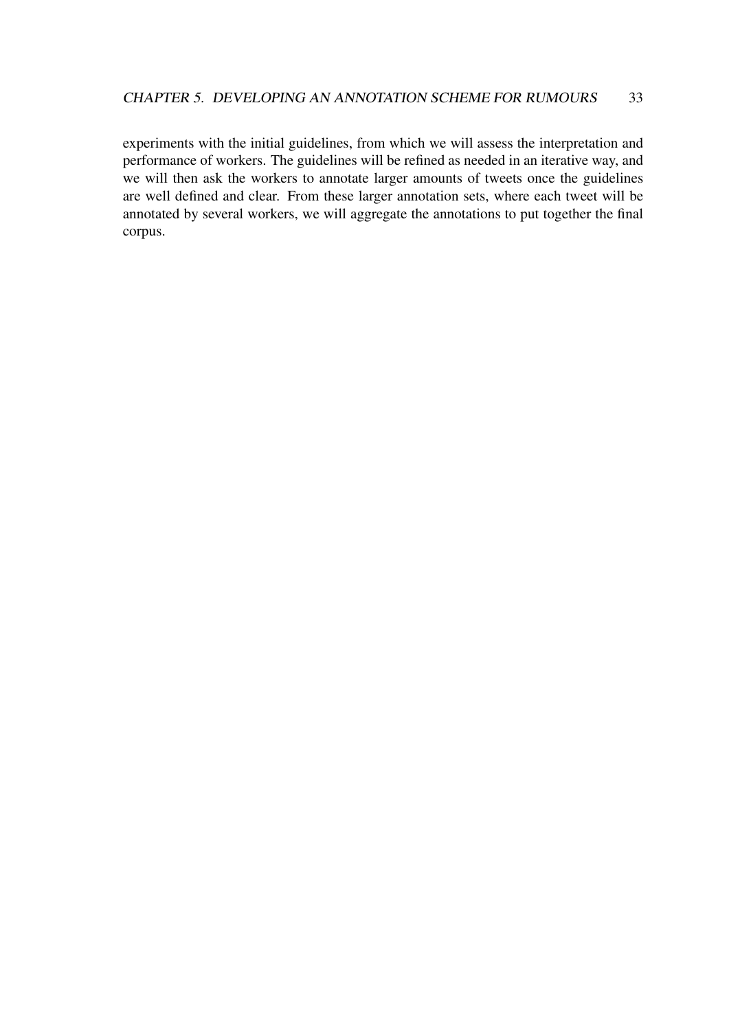experiments with the initial guidelines, from which we will assess the interpretation and performance of workers. The guidelines will be refined as needed in an iterative way, and we will then ask the workers to annotate larger amounts of tweets once the guidelines are well defined and clear. From these larger annotation sets, where each tweet will be annotated by several workers, we will aggregate the annotations to put together the final corpus.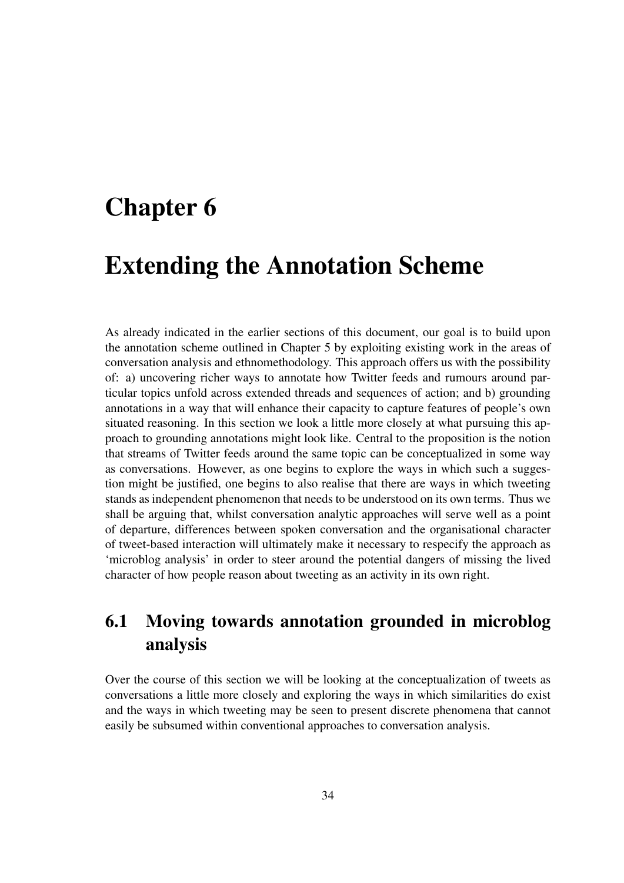# Chapter 6

# Extending the Annotation Scheme

As already indicated in the earlier sections of this document, our goal is to build upon the annotation scheme outlined in Chapter 5 by exploiting existing work in the areas of conversation analysis and ethnomethodology. This approach offers us with the possibility of: a) uncovering richer ways to annotate how Twitter feeds and rumours around particular topics unfold across extended threads and sequences of action; and b) grounding annotations in a way that will enhance their capacity to capture features of people's own situated reasoning. In this section we look a little more closely at what pursuing this approach to grounding annotations might look like. Central to the proposition is the notion that streams of Twitter feeds around the same topic can be conceptualized in some way as conversations. However, as one begins to explore the ways in which such a suggestion might be justified, one begins to also realise that there are ways in which tweeting stands as independent phenomenon that needs to be understood on its own terms. Thus we shall be arguing that, whilst conversation analytic approaches will serve well as a point of departure, differences between spoken conversation and the organisational character of tweet-based interaction will ultimately make it necessary to respecify the approach as 'microblog analysis' in order to steer around the potential dangers of missing the lived character of how people reason about tweeting as an activity in its own right.

## 6.1 Moving towards annotation grounded in microblog analysis

Over the course of this section we will be looking at the conceptualization of tweets as conversations a little more closely and exploring the ways in which similarities do exist and the ways in which tweeting may be seen to present discrete phenomena that cannot easily be subsumed within conventional approaches to conversation analysis.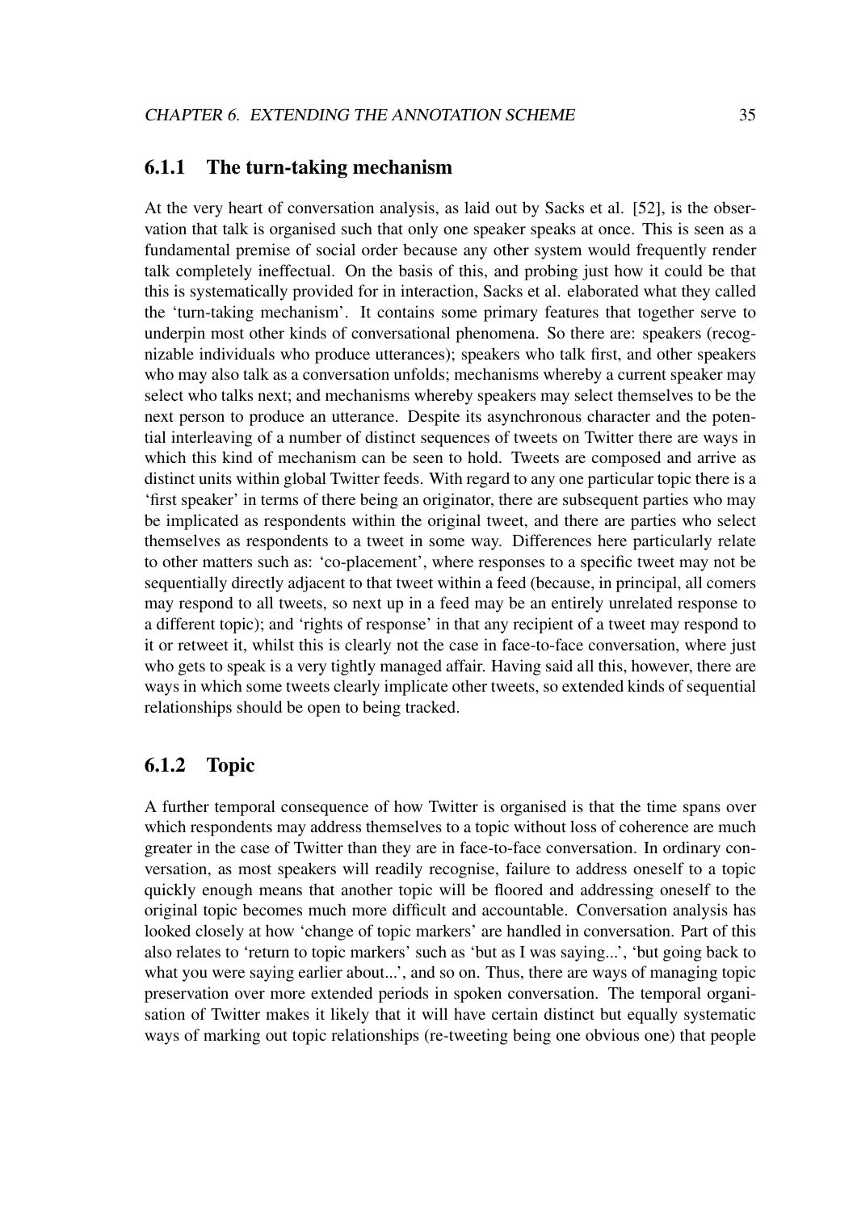### 6.1.1 The turn-taking mechanism

At the very heart of conversation analysis, as laid out by Sacks et al. [52], is the observation that talk is organised such that only one speaker speaks at once. This is seen as a fundamental premise of social order because any other system would frequently render talk completely ineffectual. On the basis of this, and probing just how it could be that this is systematically provided for in interaction, Sacks et al. elaborated what they called the 'turn-taking mechanism'. It contains some primary features that together serve to underpin most other kinds of conversational phenomena. So there are: speakers (recognizable individuals who produce utterances); speakers who talk first, and other speakers who may also talk as a conversation unfolds; mechanisms whereby a current speaker may select who talks next; and mechanisms whereby speakers may select themselves to be the next person to produce an utterance. Despite its asynchronous character and the potential interleaving of a number of distinct sequences of tweets on Twitter there are ways in which this kind of mechanism can be seen to hold. Tweets are composed and arrive as distinct units within global Twitter feeds. With regard to any one particular topic there is a 'first speaker' in terms of there being an originator, there are subsequent parties who may be implicated as respondents within the original tweet, and there are parties who select themselves as respondents to a tweet in some way. Differences here particularly relate to other matters such as: 'co-placement', where responses to a specific tweet may not be sequentially directly adjacent to that tweet within a feed (because, in principal, all comers may respond to all tweets, so next up in a feed may be an entirely unrelated response to a different topic); and 'rights of response' in that any recipient of a tweet may respond to it or retweet it, whilst this is clearly not the case in face-to-face conversation, where just who gets to speak is a very tightly managed affair. Having said all this, however, there are ways in which some tweets clearly implicate other tweets, so extended kinds of sequential relationships should be open to being tracked.

### 6.1.2 Topic

A further temporal consequence of how Twitter is organised is that the time spans over which respondents may address themselves to a topic without loss of coherence are much greater in the case of Twitter than they are in face-to-face conversation. In ordinary conversation, as most speakers will readily recognise, failure to address oneself to a topic quickly enough means that another topic will be floored and addressing oneself to the original topic becomes much more difficult and accountable. Conversation analysis has looked closely at how 'change of topic markers' are handled in conversation. Part of this also relates to 'return to topic markers' such as 'but as I was saying...', 'but going back to what you were saying earlier about...', and so on. Thus, there are ways of managing topic preservation over more extended periods in spoken conversation. The temporal organisation of Twitter makes it likely that it will have certain distinct but equally systematic ways of marking out topic relationships (re-tweeting being one obvious one) that people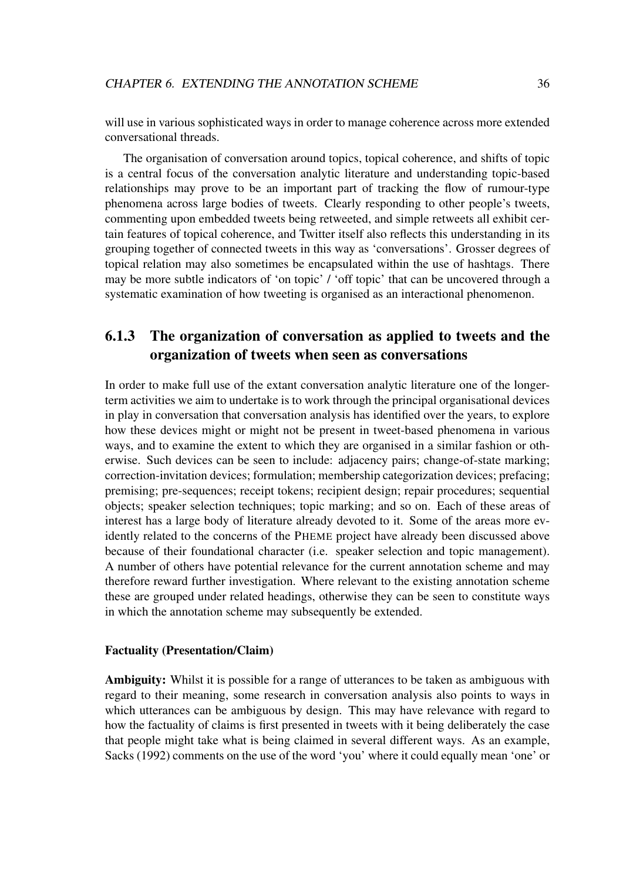will use in various sophisticated ways in order to manage coherence across more extended conversational threads.

The organisation of conversation around topics, topical coherence, and shifts of topic is a central focus of the conversation analytic literature and understanding topic-based relationships may prove to be an important part of tracking the flow of rumour-type phenomena across large bodies of tweets. Clearly responding to other people's tweets, commenting upon embedded tweets being retweeted, and simple retweets all exhibit certain features of topical coherence, and Twitter itself also reflects this understanding in its grouping together of connected tweets in this way as 'conversations'. Grosser degrees of topical relation may also sometimes be encapsulated within the use of hashtags. There may be more subtle indicators of 'on topic' / 'off topic' that can be uncovered through a systematic examination of how tweeting is organised as an interactional phenomenon.

### 6.1.3 The organization of conversation as applied to tweets and the organization of tweets when seen as conversations

In order to make full use of the extant conversation analytic literature one of the longer-term activities we aim to undertake is to work through the principal organisational devices in play in conversation that conversation analysis has identified over the years, to explore how these devices might or might not be present in tweet-based phenomena in various ways, and to examine the extent to which they are organised in a similar fashion or otherwise. Such devices can be seen to include: adjacency pairs; change-of-state marking; correction-invitation devices; formulation; membership categorization devices; prefacing; premising; pre-sequences; receipt tokens; recipient design; repair procedures; sequential objects; speaker selection techniques; topic marking; and so on. Each of these areas of interest has a large body of literature already devoted to it. Some of the areas more evidently related to the concerns of the PHEME project have already been discussed above because of their foundational character (i.e. speaker selection and topic management). A number of others have potential relevance for the current annotation scheme and may therefore reward further investigation. Where relevant to the existing annotation scheme these are grouped under related headings, otherwise they can be seen to constitute ways in which the annotation scheme may subsequently be extended.

#### Factuality (Presentation/Claim)

**Ambiguity:** Whilst it is possible for a range of utterances to be taken as ambiguous with regard to their meaning, some research in conversation analysis also points to ways in which utterances can be ambiguous by design. This may have relevance with regard to how the factuality of claims is first presented in tweets with it being deliberately the case that people might take what is being claimed in several different ways. As an example, Sacks (1992) comments on the use of the word 'you' where it could equally mean 'one' or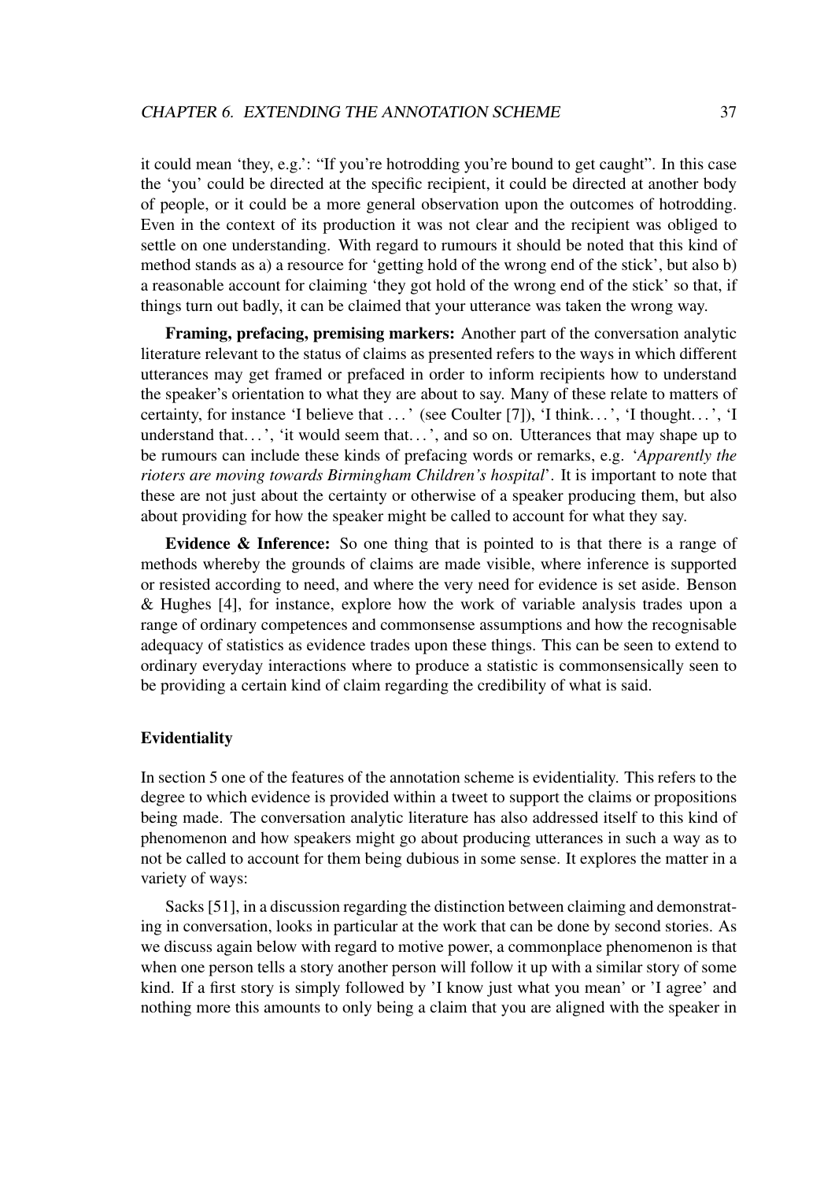it could mean 'they, e.g.': "If you're hotrodding you're bound to get caught". In this case the 'you' could be directed at the specific recipient, it could be directed at another body of people, or it could be a more general observation upon the outcomes of hotrodding. Even in the context of its production it was not clear and the recipient was obliged to settle on one understanding. With regard to rumours it should be noted that this kind of method stands as a) a resource for 'getting hold of the wrong end of the stick', but also b) a reasonable account for claiming 'they got hold of the wrong end of the stick' so that, if things turn out badly, it can be claimed that your utterance was taken the wrong way.

**Framing, prefacing, premising markers:** Another part of the conversation analytic literature relevant to the status of claims as presented refers to the ways in which different utterances may get framed or prefaced in order to inform recipients how to understand the speaker's orientation to what they are about to say. Many of these relate to matters of certainty, for instance 'I believe that ...' (see Coulter [7]), 'I think...', 'I thought...', 'I understand that...', 'it would seem that...', and so on. Utterances that may shape up to be rumours can include these kinds of prefacing words or remarks, e.g. '*Apparently the rioters are moving towards Birmingham Children's hospital*'. It is important to note that these are not just about the certainty or otherwise of a speaker producing them, but also about providing for how the speaker might be called to account for what they say.

**Evidence & Inference:** So one thing that is pointed to is that there is a range of methods whereby the grounds of claims are made visible, where inference is supported or resisted according to need, and where the very need for evidence is set aside. Benson & Hughes [4], for instance, explore how the work of variable analysis trades upon a range of ordinary competences and commonsense assumptions and how the recognisable adequacy of statistics as evidence trades upon these things. This can be seen to extend to ordinary everyday interactions where to produce a statistic is commonsensically seen to be providing a certain kind of claim regarding the credibility of what is said.

### Evidentiality

In section 5 one of the features of the annotation scheme is evidentiality. This refers to the degree to which evidence is provided within a tweet to support the claims or propositions being made. The conversation analytic literature has also addressed itself to this kind of phenomenon and how speakers might go about producing utterances in such a way as to not be called to account for them being dubious in some sense. It explores the matter in a variety of ways:

Sacks [51], in a discussion regarding the distinction between claiming and demonstrating in conversation, looks in particular at the work that can be done by second stories. As we discuss again below with regard to motive power, a commonplace phenomenon is that when one person tells a story another person will follow it up with a similar story of some kind. If a first story is simply followed by 'I know just what you mean' or 'I agree' and nothing more this amounts to only being a claim that you are aligned with the speaker in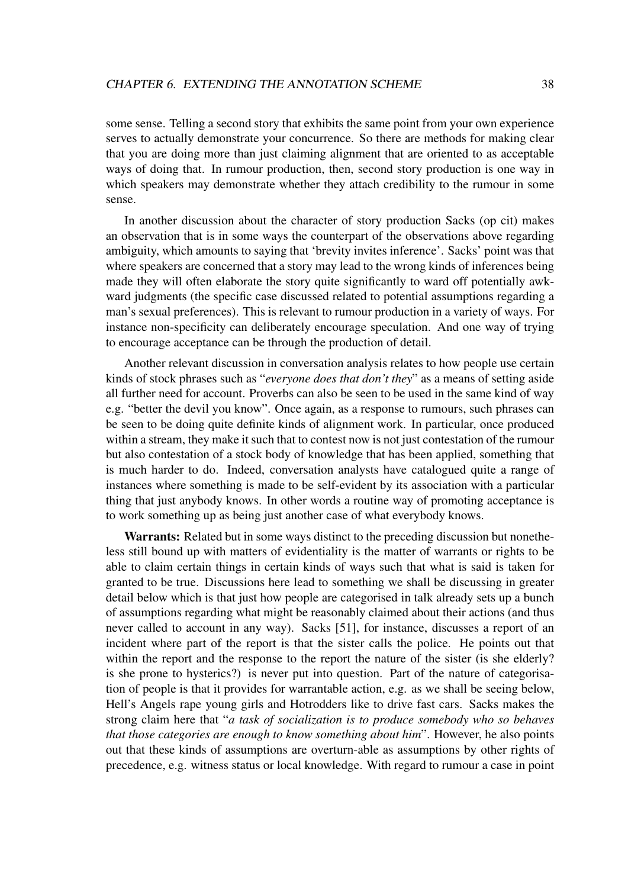some sense. Telling a second story that exhibits the same point from your own experience serves to actually demonstrate your concurrence. So there are methods for making clear that you are doing more than just claiming alignment that are oriented to as acceptable ways of doing that. In rumour production, then, second story production is one way in which speakers may demonstrate whether they attach credibility to the rumour in some sense.

In another discussion about the character of story production Sacks (op cit) makes an observation that is in some ways the counterpart of the observations above regarding ambiguity, which amounts to saying that 'brevity invites inference'. Sacks' point was that where speakers are concerned that a story may lead to the wrong kinds of inferences being made they will often elaborate the story quite significantly to ward off potentially awkward judgments (the specific case discussed related to potential assumptions regarding a man's sexual preferences). This is relevant to rumour production in a variety of ways. For instance non-specificity can deliberately encourage speculation. And one way of trying to encourage acceptance can be through the production of detail.

Another relevant discussion in conversation analysis relates to how people use certain kinds of stock phrases such as "*everyone does that don't they*" as a means of setting aside all further need for account. Proverbs can also be seen to be used in the same kind of way e.g. "better the devil you know". Once again, as a response to rumours, such phrases can be seen to be doing quite definite kinds of alignment work. In particular, once produced within a stream, they make it such that to contest now is not just contestation of the rumour but also contestation of a stock body of knowledge that has been applied, something that is much harder to do. Indeed, conversation analysts have catalogued quite a range of instances where something is made to be self-evident by its association with a particular thing that just anybody knows. In other words a routine way of promoting acceptance is to work something up as being just another case of what everybody knows.

**Warrants:** Related but in some ways distinct to the preceding discussion but nonetheless still bound up with matters of evidentiality is the matter of warrants or rights to be able to claim certain things in certain kinds of ways such that what is said is taken for granted to be true. Discussions here lead to something we shall be discussing in greater detail below which is that just how people are categorised in talk already sets up a bunch of assumptions regarding what might be reasonably claimed about their actions (and thus never called to account in any way). Sacks [51], for instance, discusses a report of an incident where part of the report is that the sister calls the police. He points out that within the report and the response to the report the nature of the sister (is she elderly? is she prone to hysterics?) is never put into question. Part of the nature of categorisation of people is that it provides for warrantable action, e.g. as we shall be seeing below, Hell's Angels rape young girls and Hotrodders like to drive fast cars. Sacks makes the strong claim here that "*a task of socialization is to produce somebody who so behaves that those categories are enough to know something about him*". However, he also points out that these kinds of assumptions are overturn-able as assumptions by other rights of precedence, e.g. witness status or local knowledge. With regard to rumour a case in point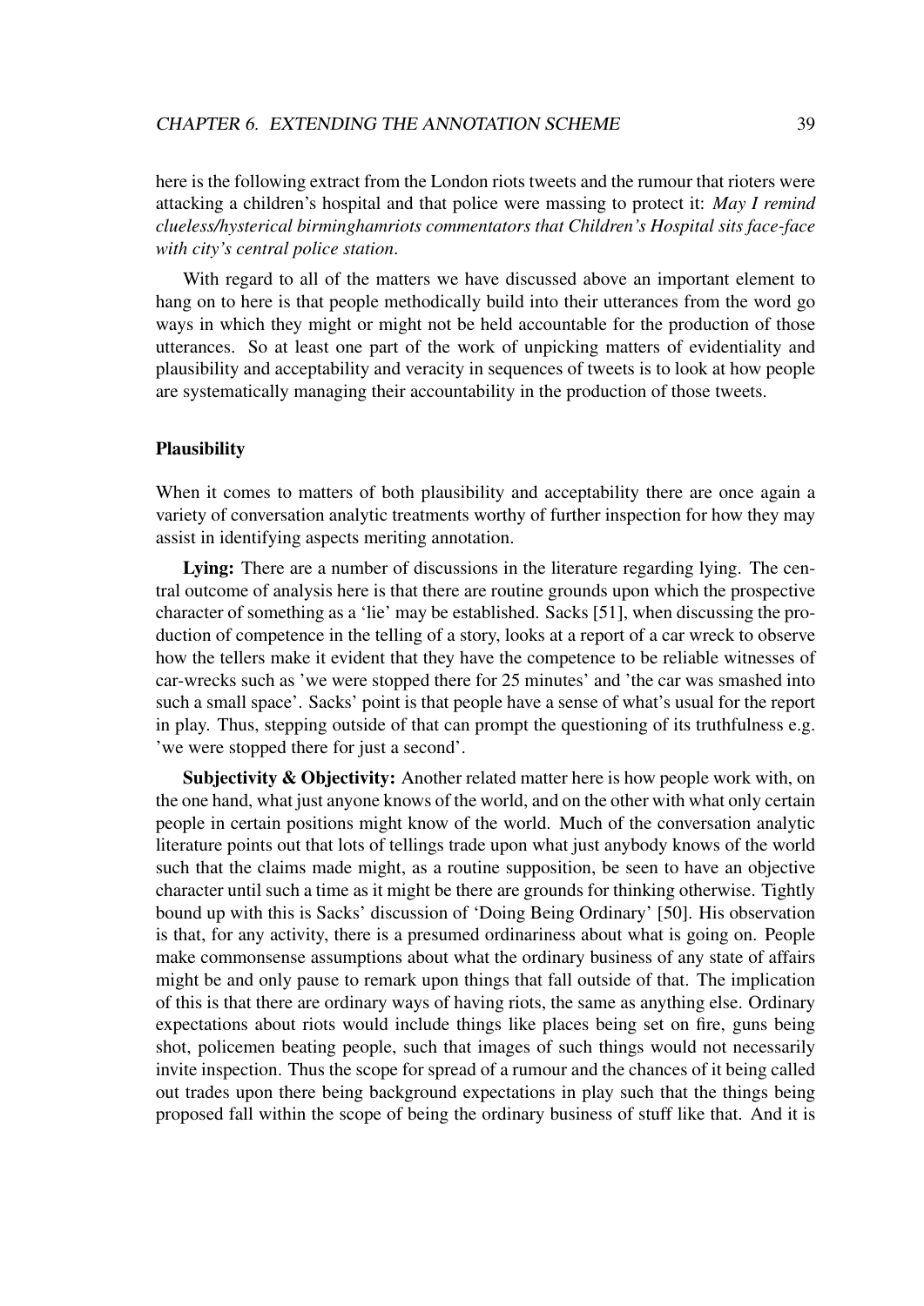here is the following extract from the London riots tweets and the rumour that rioters were attacking a children's hospital and that police were massing to protect it: *May I remind clueless/hysterical birminghamriots commentators that Children's Hospital sits face-face with city's central police station*.

With regard to all of the matters we have discussed above an important element to hang on to here is that people methodically build into their utterances from the word go ways in which they might or might not be held accountable for the production of those utterances. So at least one part of the work of unpicking matters of evidentiality and plausibility and acceptability and veracity in sequences of tweets is to look at how people are systematically managing their accountability in the production of those tweets.

### Plausibility

When it comes to matters of both plausibility and acceptability there are once again a variety of conversation analytic treatments worthy of further inspection for how they may assist in identifying aspects meriting annotation.

**Lying:** There are a number of discussions in the literature regarding lying. The central outcome of analysis here is that there are routine grounds upon which the prospective character of something as a 'lie' may be established. Sacks [51], when discussing the production of competence in the telling of a story, looks at a report of a car wreck to observe how the tellers make it evident that they have the competence to be reliable witnesses of car-wrecks such as 'we were stopped there for 25 minutes' and 'the car was smashed into such a small space'. Sacks' point is that people have a sense of what's usual for the report in play. Thus, stepping outside of that can prompt the questioning of its truthfulness e.g. 'we were stopped there for just a second'.

**Subjectivity & Objectivity:** Another related matter here is how people work with, on the one hand, what just anyone knows of the world, and on the other with what only certain people in certain positions might know of the world. Much of the conversation analytic literature points out that lots of tellings trade upon what just anybody knows of the world such that the claims made might, as a routine supposition, be seen to have an objective character until such a time as it might be there are grounds for thinking otherwise. Tightly bound up with this is Sacks' discussion of 'Doing Being Ordinary' [50]. His observation is that, for any activity, there is a presumed ordinariness about what is going on. People make commonsense assumptions about what the ordinary business of any state of affairs might be and only pause to remark upon things that fall outside of that. The implication of this is that there are ordinary ways of having riots, the same as anything else. Ordinary expectations about riots would include things like places being set on fire, guns being shot, policemen beating people, such that images of such things would not necessarily invite inspection. Thus the scope for spread of a rumour and the chances of it being called out trades upon there being background expectations in play such that the things being proposed fall within the scope of being the ordinary business of stuff like that. And it is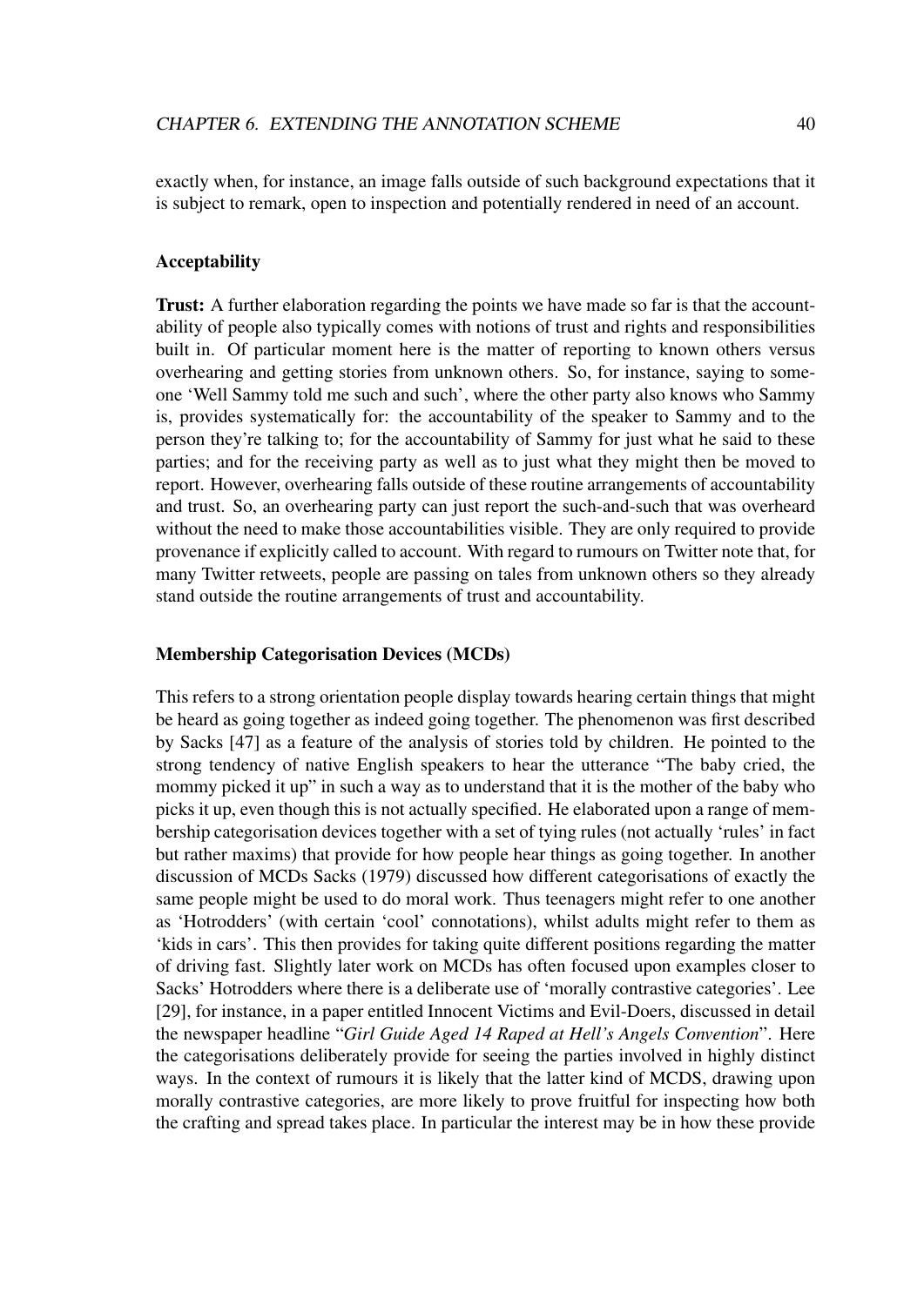exactly when, for instance, an image falls outside of such background expectations that it is subject to remark, open to inspection and potentially rendered in need of an account.

### Acceptability

**Trust:** A further elaboration regarding the points we have made so far is that the accountability of people also typically comes with notions of trust and rights and responsibilities built in. Of particular moment here is the matter of reporting to known others versus overhearing and getting stories from unknown others. So, for instance, saying to someone 'Well Sammy told me such and such', where the other party also knows who Sammy is, provides systematically for: the accountability of the speaker to Sammy and to the person they're talking to; for the accountability of Sammy for just what he said to these parties; and for the receiving party as well as to just what they might then be moved to report. However, overhearing falls outside of these routine arrangements of accountability and trust. So, an overhearing party can just report the such-and-such that was overheard without the need to make those accountabilities visible. They are only required to provide provenance if explicitly called to account. With regard to rumours on Twitter note that, for many Twitter retweets, people are passing on tales from unknown others so they already stand outside the routine arrangements of trust and accountability.

### Membership Categorisation Devices (MCDs)

This refers to a strong orientation people display towards hearing certain things that might be heard as going together as indeed going together. The phenomenon was first described by Sacks [47] as a feature of the analysis of stories told by children. He pointed to the strong tendency of native English speakers to hear the utterance "The baby cried, the mommy picked it up" in such a way as to understand that it is the mother of the baby who picks it up, even though this is not actually specified. He elaborated upon a range of membership categorisation devices together with a set of tying rules (not actually 'rules' in fact but rather maxims) that provide for how people hear things as going together. In another discussion of MCDs Sacks (1979) discussed how different categorisations of exactly the same people might be used to do moral work. Thus teenagers might refer to one another as 'Hotrodders' (with certain 'cool' connotations), whilst adults might refer to them as 'kids in cars'. This then provides for taking quite different positions regarding the matter of driving fast. Slightly later work on MCDs has often focused upon examples closer to Sacks' Hotrodders where there is a deliberate use of 'morally contrastive categories'. Lee [29], for instance, in a paper entitled Innocent Victims and Evil-Doers, discussed in detail the newspaper headline "*Girl Guide Aged 14 Raped at Hell's Angels Convention*". Here the categorisations deliberately provide for seeing the parties involved in highly distinct ways. In the context of rumours it is likely that the latter kind of MCDS, drawing upon morally contrastive categories, are more likely to prove fruitful for inspecting how both the crafting and spread takes place. In particular the interest may be in how these provide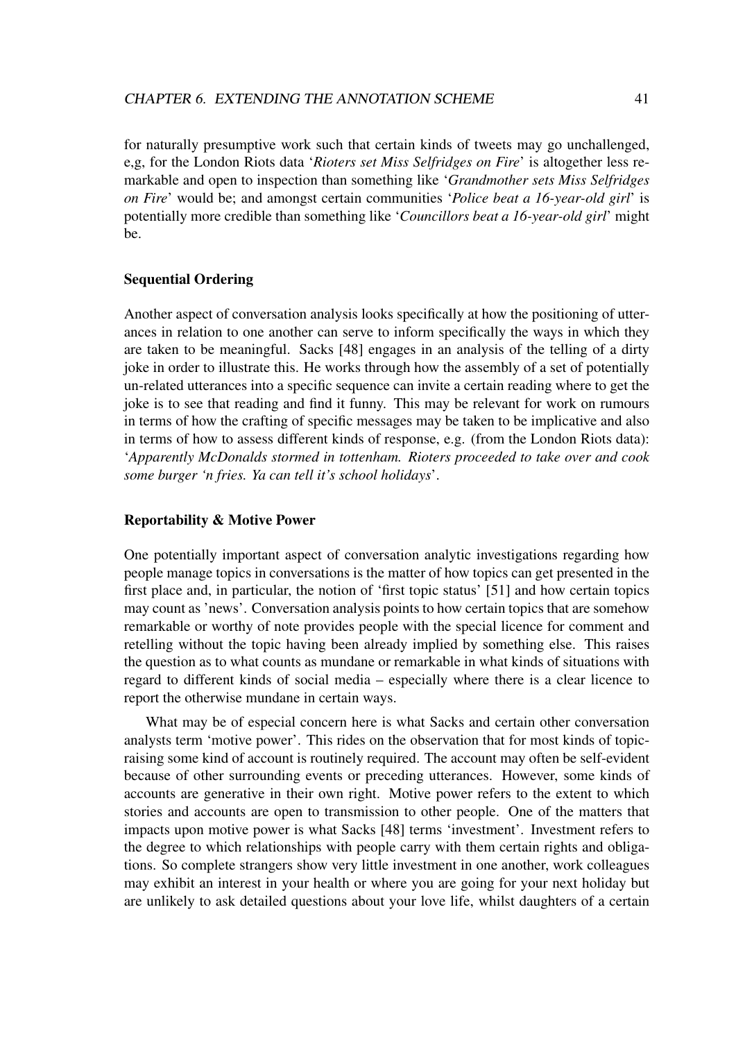for naturally presumptive work such that certain kinds of tweets may go unchallenged, e,g, for the London Riots data '*Rioters set Miss Selfridges on Fire*' is altogether less remarkable and open to inspection than something like '*Grandmother sets Miss Selfridges on Fire*' would be; and amongst certain communities '*Police beat a 16-year-old girl*' is potentially more credible than something like '*Councillors beat a 16-year-old girl*' might be.

**Sequential Ordering**

Another aspect of conversation analysis looks specifically at how the positioning of utterances in relation to one another can serve to inform specifically the ways in which they are taken to be meaningful. Sacks [48] engages in an analysis of the telling of a dirty joke in order to illustrate this. He works through how the assembly of a set of potentially un-related utterances into a specific sequence can invite a certain reading where to get the joke is to see that reading and find it funny. This may be relevant for work on rumours in terms of how the crafting of specific messages may be taken to be implicative and also in terms of how to assess different kinds of response, e.g. (from the London Riots data): '*Apparently McDonalds stormed in tottenham. Rioters proceeded to take over and cook some burger 'n fries. Ya can tell it's school holidays*'.

**Reportability & Motive Power**

One potentially important aspect of conversation analytic investigations regarding how people manage topics in conversations is the matter of how topics can get presented in the first place and, in particular, the notion of 'first topic status' [51] and how certain topics may count as 'news'. Conversation analysis points to how certain topics that are somehow remarkable or worthy of note provides people with the special licence for comment and retelling without the topic having been already implied by something else. This raises the question as to what counts as mundane or remarkable in what kinds of situations with regard to different kinds of social media – especially where there is a clear licence to report the otherwise mundane in certain ways.

What may be of especial concern here is what Sacks and certain other conversation analysts term 'motive power'. This rides on the observation that for most kinds of topic-raising some kind of account is routinely required. The account may often be self-evident because of other surrounding events or preceding utterances. However, some kinds of accounts are generative in their own right. Motive power refers to the extent to which stories and accounts are open to transmission to other people. One of the matters that impacts upon motive power is what Sacks [48] terms 'investment'. Investment refers to the degree to which relationships with people carry with them certain rights and obligations. So complete strangers show very little investment in one another, work colleagues may exhibit an interest in your health or where you are going for your next holiday but are unlikely to ask detailed questions about your love life, whilst daughters of a certain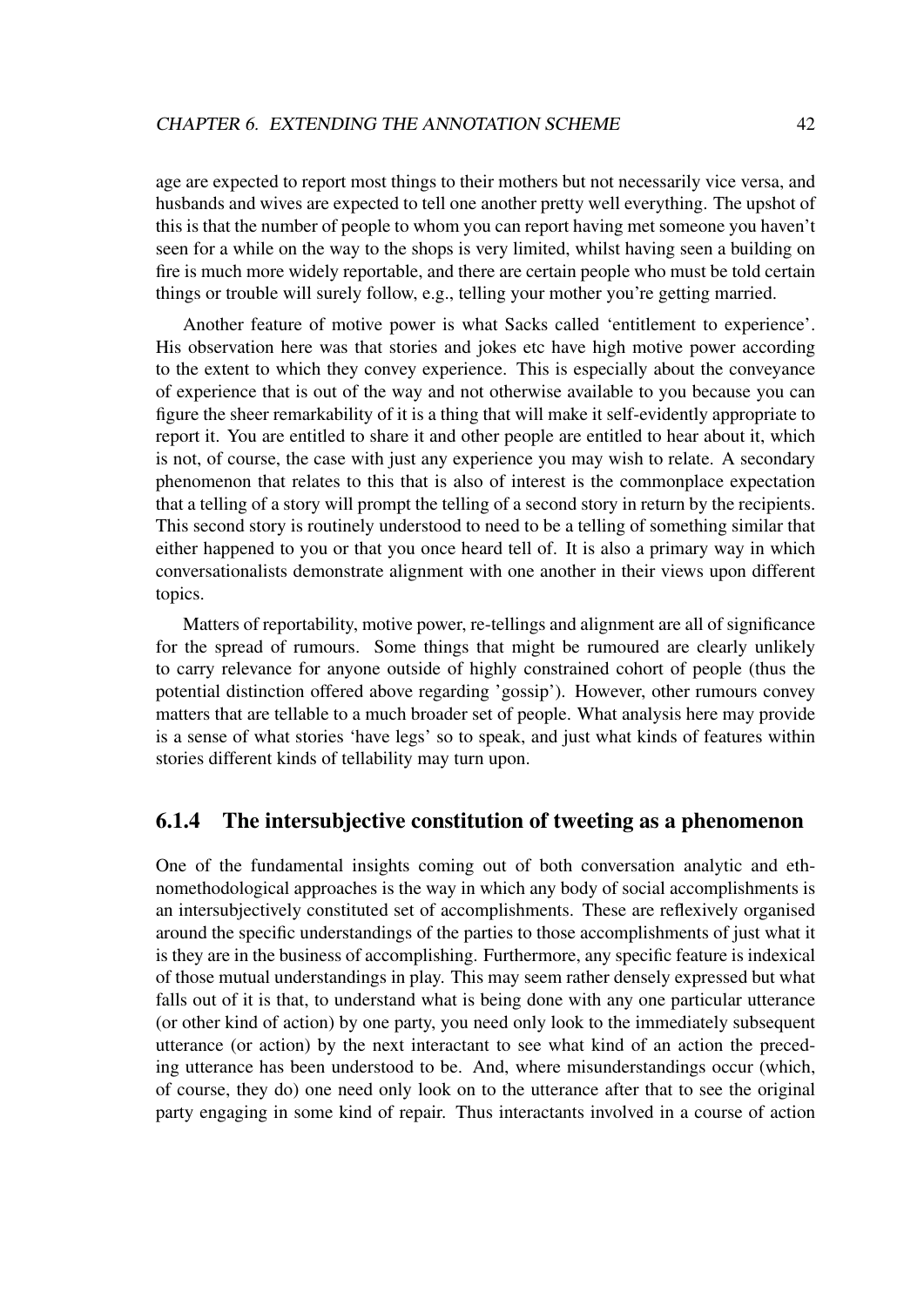age are expected to report most things to their mothers but not necessarily vice versa, and husbands and wives are expected to tell one another pretty well everything. The upshot of this is that the number of people to whom you can report having met someone you haven't seen for a while on the way to the shops is very limited, whilst having seen a building on fire is much more widely reportable, and there are certain people who must be told certain things or trouble will surely follow, e.g., telling your mother you're getting married.

Another feature of motive power is what Sacks called 'entitlement to experience'. His observation here was that stories and jokes etc have high motive power according to the extent to which they convey experience. This is especially about the conveyance of experience that is out of the way and not otherwise available to you because you can figure the sheer remarkability of it is a thing that will make it self-evidently appropriate to report it. You are entitled to share it and other people are entitled to hear about it, which is not, of course, the case with just any experience you may wish to relate. A secondary phenomenon that relates to this that is also of interest is the commonplace expectation that a telling of a story will prompt the telling of a second story in return by the recipients. This second story is routinely understood to need to be a telling of something similar that either happened to you or that you once heard tell of. It is also a primary way in which conversationalists demonstrate alignment with one another in their views upon different topics.

Matters of reportability, motive power, re-tellings and alignment are all of significance for the spread of rumours. Some things that might be rumoured are clearly unlikely to carry relevance for anyone outside of highly constrained cohort of people (thus the potential distinction offered above regarding 'gossip'). However, other rumours convey matters that are tellable to a much broader set of people. What analysis here may provide is a sense of what stories 'have legs' so to speak, and just what kinds of features within stories different kinds of tellability may turn upon.

### 6.1.4 The intersubjective constitution of tweeting as a phenomenon

One of the fundamental insights coming out of both conversation analytic and ethnomethodological approaches is the way in which any body of social accomplishments is an intersubjectively constituted set of accomplishments. These are reflexively organised around the specific understandings of the parties to those accomplishments of just what it is they are in the business of accomplishing. Furthermore, any specific feature is indexical of those mutual understandings in play. This may seem rather densely expressed but what falls out of it is that, to understand what is being done with any one particular utterance (or other kind of action) by one party, you need only look to the immediately subsequent utterance (or action) by the next interactant to see what kind of an action the preceding utterance has been understood to be. And, where misunderstandings occur (which, of course, they do) one need only look on to the utterance after that to see the original party engaging in some kind of repair. Thus interactants involved in a course of action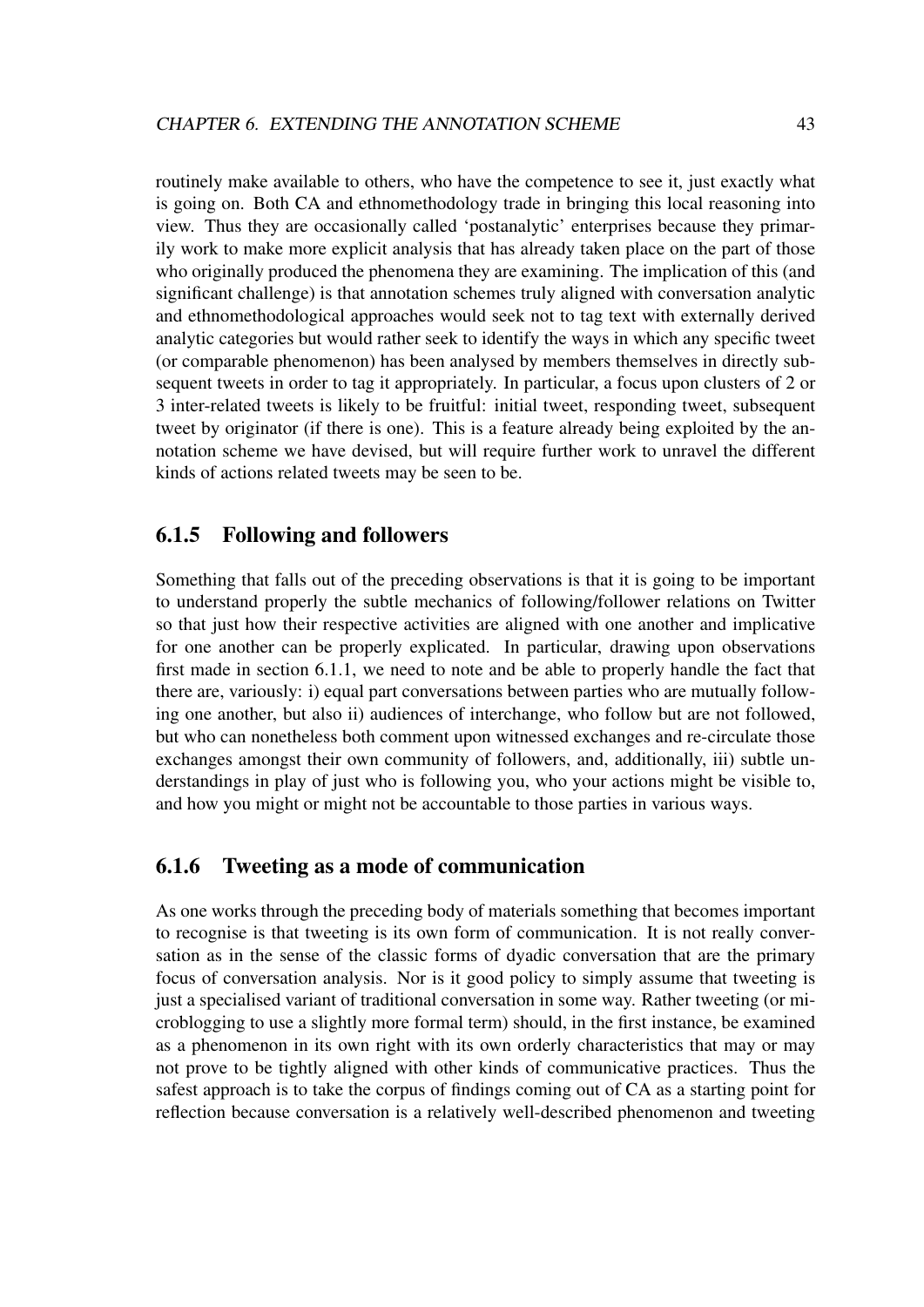routinely make available to others, who have the competence to see it, just exactly what is going on. Both CA and ethnomethodology trade in bringing this local reasoning into view. Thus they are occasionally called 'postanalytic' enterprises because they primarily work to make more explicit analysis that has already taken place on the part of those who originally produced the phenomena they are examining. The implication of this (and significant challenge) is that annotation schemes truly aligned with conversation analytic and ethnomethodological approaches would seek not to tag text with externally derived analytic categories but would rather seek to identify the ways in which any specific tweet (or comparable phenomenon) has been analysed by members themselves in directly subsequent tweets in order to tag it appropriately. In particular, a focus upon clusters of 2 or 3 inter-related tweets is likely to be fruitful: initial tweet, responding tweet, subsequent tweet by originator (if there is one). This is a feature already being exploited by the annotation scheme we have devised, but will require further work to unravel the different kinds of actions related tweets may be seen to be.

### 6.1.5 Following and followers

Something that falls out of the preceding observations is that it is going to be important to understand properly the subtle mechanics of following/follower relations on Twitter so that just how their respective activities are aligned with one another and implicative for one another can be properly explicated. In particular, drawing upon observations first made in section 6.1.1, we need to note and be able to properly handle the fact that there are, variously: i) equal part conversations between parties who are mutually following one another, but also ii) audiences of interchange, who follow but are not followed, but who can nonetheless both comment upon witnessed exchanges and re-circulate those exchanges amongst their own community of followers, and, additionally, iii) subtle understandings in play of just who is following you, who your actions might be visible to, and how you might or might not be accountable to those parties in various ways.

### 6.1.6 Tweeting as a mode of communication

As one works through the preceding body of materials something that becomes important to recognise is that tweeting is its own form of communication. It is not really conversation as in the sense of the classic forms of dyadic conversation that are the primary focus of conversation analysis. Nor is it good policy to simply assume that tweeting is just a specialised variant of traditional conversation in some way. Rather tweeting (or microblogging to use a slightly more formal term) should, in the first instance, be examined as a phenomenon in its own right with its own orderly characteristics that may or may not prove to be tightly aligned with other kinds of communicative practices. Thus the safest approach is to take the corpus of findings coming out of CA as a starting point for reflection because conversation is a relatively well-described phenomenon and tweeting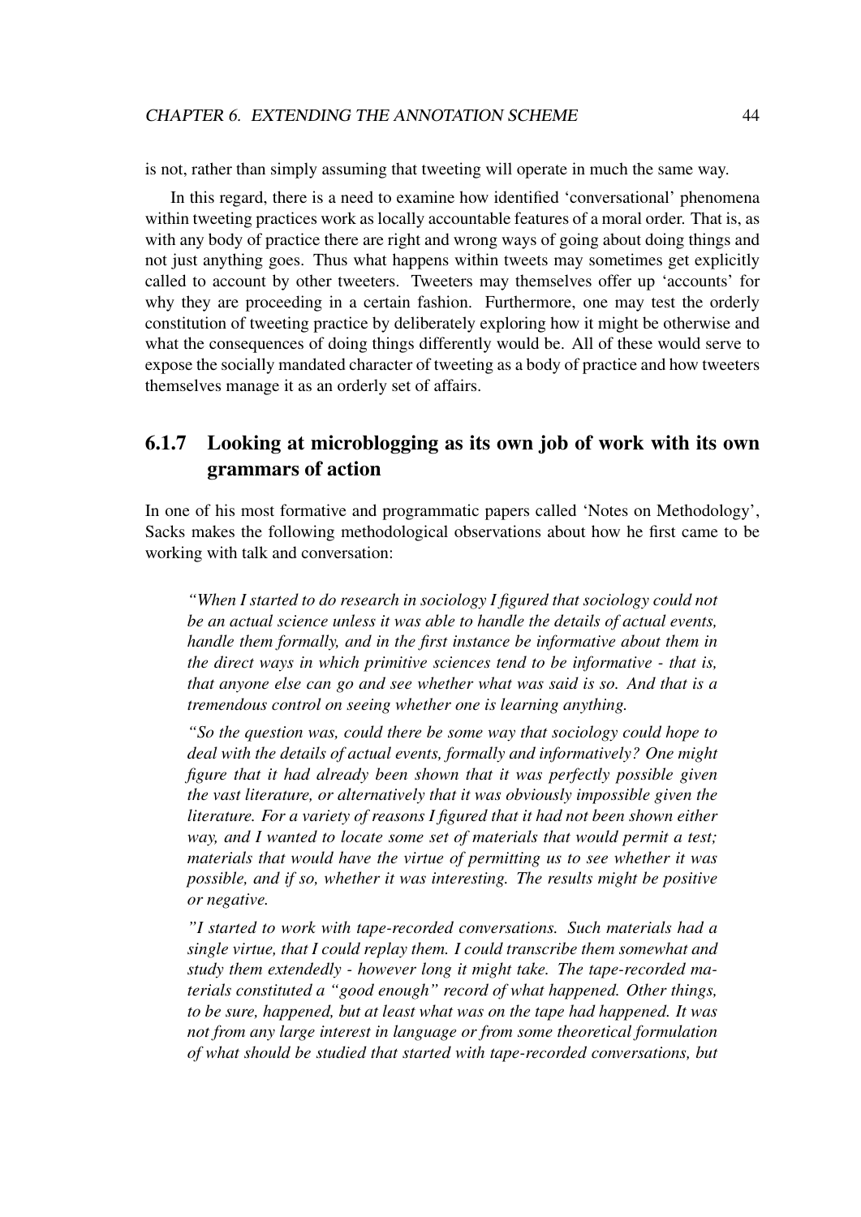is not, rather than simply assuming that tweeting will operate in much the same way.

In this regard, there is a need to examine how identified 'conversational' phenomena within tweeting practices work as locally accountable features of a moral order. That is, as with any body of practice there are right and wrong ways of going about doing things and not just anything goes. Thus what happens within tweets may sometimes get explicitly called to account by other tweeters. Tweeters may themselves offer up 'accounts' for why they are proceeding in a certain fashion. Furthermore, one may test the orderly constitution of tweeting practice by deliberately exploring how it might be otherwise and what the consequences of doing things differently would be. All of these would serve to expose the socially mandated character of tweeting as a body of practice and how tweeters themselves manage it as an orderly set of affairs.

### 6.1.7 Looking at microblogging as its own job of work with its own grammars of action

In one of his most formative and programmatic papers called 'Notes on Methodology', Sacks makes the following methodological observations about how he first came to be working with talk and conversation:

> *"When I started to do research in sociology I figured that sociology could not be an actual science unless it was able to handle the details of actual events, handle them formally, and in the first instance be informative about them in the direct ways in which primitive sciences tend to be informative - that is, that anyone else can go and see whether what was said is so. And that is a tremendous control on seeing whether one is learning anything.*
>
> *"So the question was, could there be some way that sociology could hope to deal with the details of actual events, formally and informatively? One might figure that it had already been shown that it was perfectly possible given the vast literature, or alternatively that it was obviously impossible given the literature. For a variety of reasons I figured that it had not been shown either way, and I wanted to locate some set of materials that would permit a test; materials that would have the virtue of permitting us to see whether it was possible, and if so, whether it was interesting. The results might be positive or negative.*
>
> *"I started to work with tape-recorded conversations. Such materials had a single virtue, that I could replay them. I could transcribe them somewhat and study them extendedly - however long it might take. The tape-recorded materials constituted a "good enough" record of what happened. Other things, to be sure, happened, but at least what was on the tape had happened. It was not from any large interest in language or from some theoretical formulation of what should be studied that started with tape-recorded conversations, but*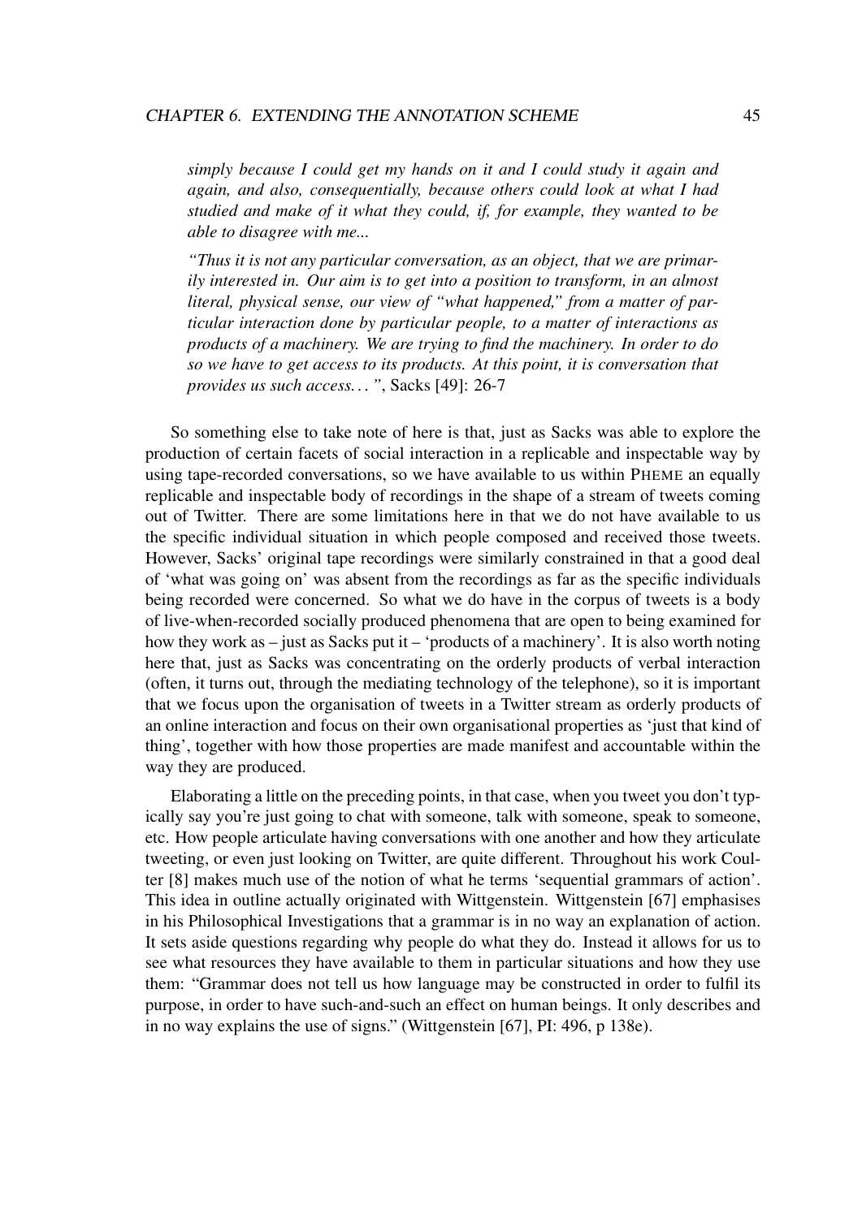*simply because I could get my hands on it and I could study it again and again, and also, consequentially, because others could look at what I had studied and make of it what they could, if, for example, they wanted to be able to disagree with me...*

*"Thus it is not any particular conversation, as an object, that we are primarily interested in. Our aim is to get into a position to transform, in an almost literal, physical sense, our view of "what happened," from a matter of particular interaction done by particular people, to a matter of interactions as products of a machinery. We are trying to find the machinery. In order to do so we have to get access to its products. At this point, it is conversation that provides us such access. . . "*, Sacks [49]: 26-7

So something else to take note of here is that, just as Sacks was able to explore the production of certain facets of social interaction in a replicable and inspectable way by using tape-recorded conversations, so we have available to us within PHEME an equally replicable and inspectable body of recordings in the shape of a stream of tweets coming out of Twitter. There are some limitations here in that we do not have available to us the specific individual situation in which people composed and received those tweets. However, Sacks' original tape recordings were similarly constrained in that a good deal of 'what was going on' was absent from the recordings as far as the specific individuals being recorded were concerned. So what we do have in the corpus of tweets is a body of live-when-recorded socially produced phenomena that are open to being examined for how they work as – just as Sacks put it – 'products of a machinery'. It is also worth noting here that, just as Sacks was concentrating on the orderly products of verbal interaction (often, it turns out, through the mediating technology of the telephone), so it is important that we focus upon the organisation of tweets in a Twitter stream as orderly products of an online interaction and focus on their own organisational properties as 'just that kind of thing', together with how those properties are made manifest and accountable within the way they are produced.

Elaborating a little on the preceding points, in that case, when you tweet you don't typically say you're just going to chat with someone, talk with someone, speak to someone, etc. How people articulate having conversations with one another and how they articulate tweeting, or even just looking on Twitter, are quite different. Throughout his work Coulter [8] makes much use of the notion of what he terms 'sequential grammars of action'. This idea in outline actually originated with Wittgenstein. Wittgenstein [67] emphasises in his Philosophical Investigations that a grammar is in no way an explanation of action. It sets aside questions regarding why people do what they do. Instead it allows for us to see what resources they have available to them in particular situations and how they use them: "Grammar does not tell us how language may be constructed in order to fulfil its purpose, in order to have such-and-such an effect on human beings. It only describes and in no way explains the use of signs." (Wittgenstein [67], PI: 496, p 138e).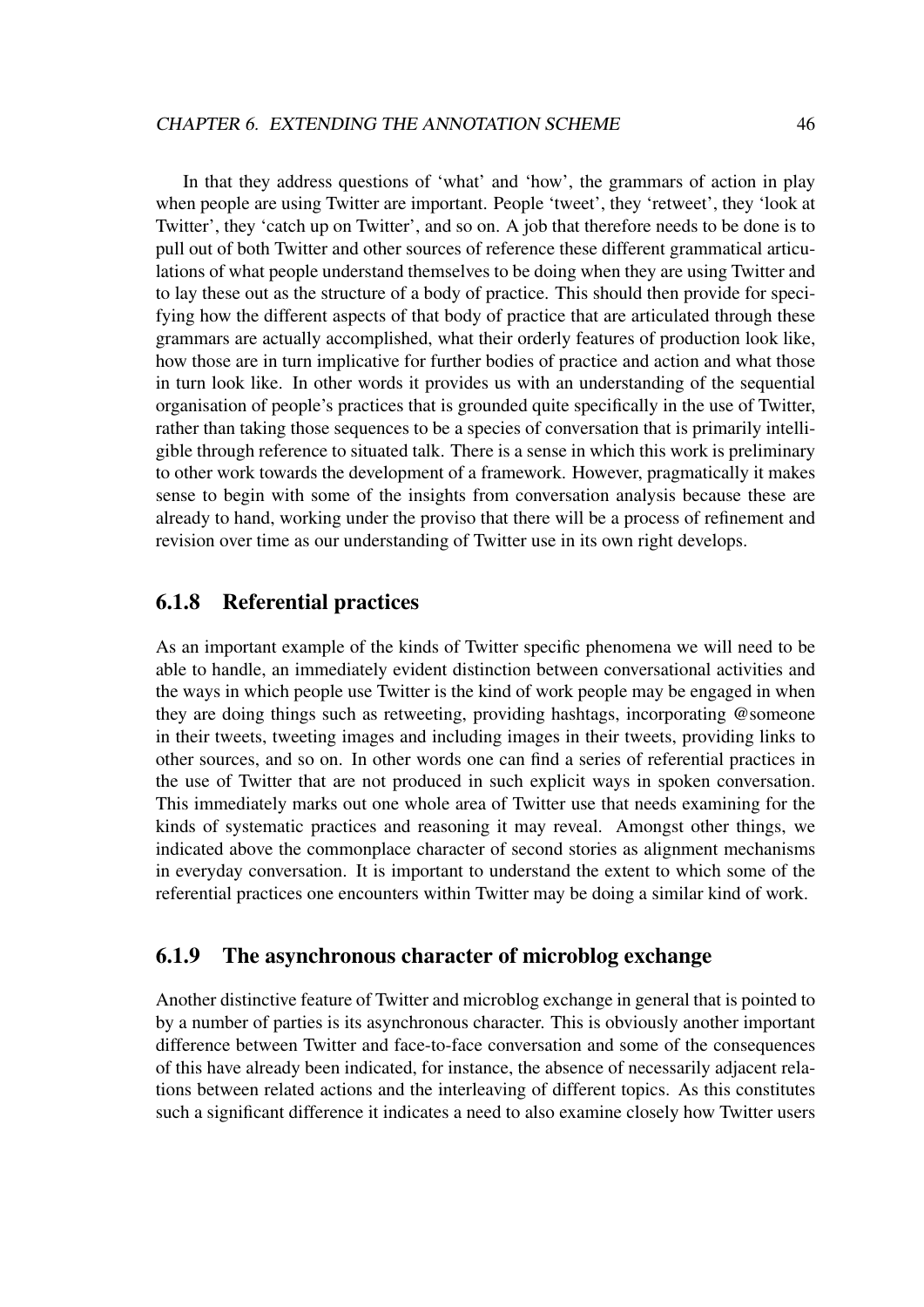In that they address questions of 'what' and 'how', the grammars of action in play when people are using Twitter are important. People 'tweet', they 'retweet', they 'look at Twitter', they 'catch up on Twitter', and so on. A job that therefore needs to be done is to pull out of both Twitter and other sources of reference these different grammatical articulations of what people understand themselves to be doing when they are using Twitter and to lay these out as the structure of a body of practice. This should then provide for specifying how the different aspects of that body of practice that are articulated through these grammars are actually accomplished, what their orderly features of production look like, how those are in turn implicative for further bodies of practice and action and what those in turn look like. In other words it provides us with an understanding of the sequential organisation of people's practices that is grounded quite specifically in the use of Twitter, rather than taking those sequences to be a species of conversation that is primarily intelligible through reference to situated talk. There is a sense in which this work is preliminary to other work towards the development of a framework. However, pragmatically it makes sense to begin with some of the insights from conversation analysis because these are already to hand, working under the proviso that there will be a process of refinement and revision over time as our understanding of Twitter use in its own right develops.

### 6.1.8 Referential practices

As an important example of the kinds of Twitter specific phenomena we will need to be able to handle, an immediately evident distinction between conversational activities and the ways in which people use Twitter is the kind of work people may be engaged in when they are doing things such as retweeting, providing hashtags, incorporating @someone in their tweets, tweeting images and including images in their tweets, providing links to other sources, and so on. In other words one can find a series of referential practices in the use of Twitter that are not produced in such explicit ways in spoken conversation. This immediately marks out one whole area of Twitter use that needs examining for the kinds of systematic practices and reasoning it may reveal. Amongst other things, we indicated above the commonplace character of second stories as alignment mechanisms in everyday conversation. It is important to understand the extent to which some of the referential practices one encounters within Twitter may be doing a similar kind of work.

### 6.1.9 The asynchronous character of microblog exchange

Another distinctive feature of Twitter and microblog exchange in general that is pointed to by a number of parties is its asynchronous character. This is obviously another important difference between Twitter and face-to-face conversation and some of the consequences of this have already been indicated, for instance, the absence of necessarily adjacent relations between related actions and the interleaving of different topics. As this constitutes such a significant difference it indicates a need to also examine closely how Twitter users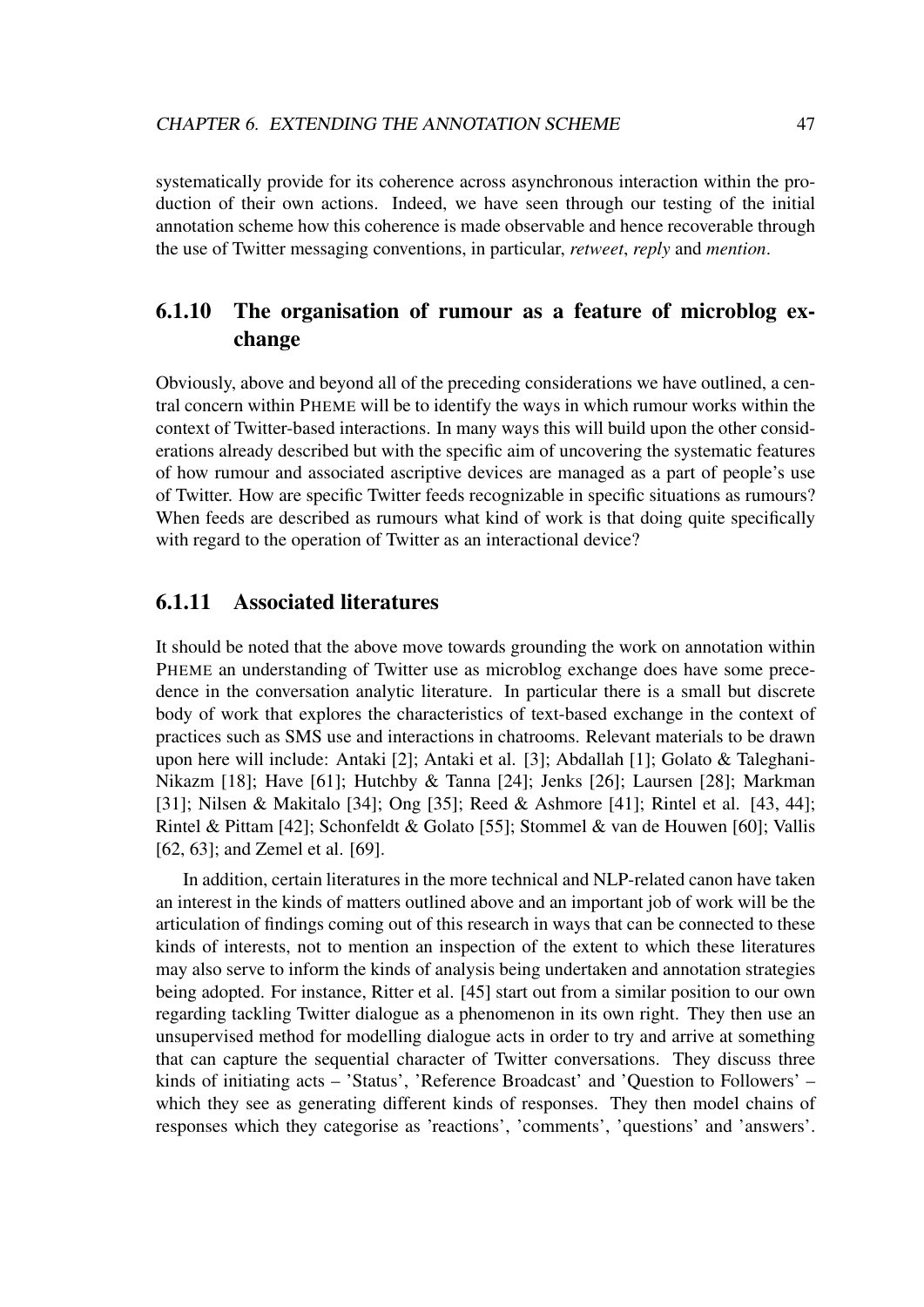systematically provide for its coherence across asynchronous interaction within the production of their own actions. Indeed, we have seen through our testing of the initial annotation scheme how this coherence is made observable and hence recoverable through the use of Twitter messaging conventions, in particular, *retweet*, *reply* and *mention*.

### 6.1.10 The organisation of rumour as a feature of microblog exchange

Obviously, above and beyond all of the preceding considerations we have outlined, a central concern within PHEME will be to identify the ways in which rumour works within the context of Twitter-based interactions. In many ways this will build upon the other considerations already described but with the specific aim of uncovering the systematic features of how rumour and associated ascriptive devices are managed as a part of people's use of Twitter. How are specific Twitter feeds recognizable in specific situations as rumours? When feeds are described as rumours what kind of work is that doing quite specifically with regard to the operation of Twitter as an interactional device?

### 6.1.11 Associated literatures

It should be noted that the above move towards grounding the work on annotation within PHEME an understanding of Twitter use as microblog exchange does have some precedence in the conversation analytic literature. In particular there is a small but discrete body of work that explores the characteristics of text-based exchange in the context of practices such as SMS use and interactions in chatrooms. Relevant materials to be drawn upon here will include: Antaki [2]; Antaki et al. [3]; Abdallah [1]; Golato & Taleghani-Nikazm [18]; Have [61]; Hutchby & Tanna [24]; Jenks [26]; Laursen [28]; Markman [31]; Nilsen & Makitalo [34]; Ong [35]; Reed & Ashmore [41]; Rintel et al. [43, 44]; Rintel & Pittam [42]; Schonfeldt & Golato [55]; Stommel & van de Houwen [60]; Vallis [62, 63]; and Zemel et al. [69].

In addition, certain literatures in the more technical and NLP-related canon have taken an interest in the kinds of matters outlined above and an important job of work will be the articulation of findings coming out of this research in ways that can be connected to these kinds of interests, not to mention an inspection of the extent to which these literatures may also serve to inform the kinds of analysis being undertaken and annotation strategies being adopted. For instance, Ritter et al. [45] start out from a similar position to our own regarding tackling Twitter dialogue as a phenomenon in its own right. They then use an unsupervised method for modelling dialogue acts in order to try and arrive at something that can capture the sequential character of Twitter conversations. They discuss three kinds of initiating acts – 'Status', 'Reference Broadcast' and 'Question to Followers' – which they see as generating different kinds of responses. They then model chains of responses which they categorise as 'reactions', 'comments', 'questions' and 'answers'.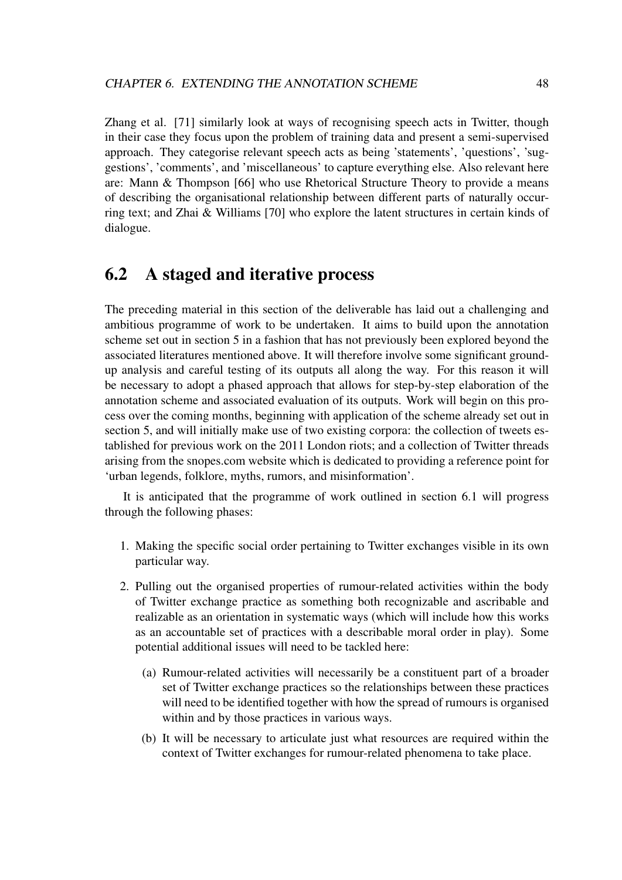Zhang et al. [71] similarly look at ways of recognising speech acts in Twitter, though in their case they focus upon the problem of training data and present a semi-supervised approach. They categorise relevant speech acts as being 'statements', 'questions', 'suggestions', 'comments', and 'miscellaneous' to capture everything else. Also relevant here are: Mann & Thompson [66] who use Rhetorical Structure Theory to provide a means of describing the organisational relationship between different parts of naturally occurring text; and Zhai & Williams [70] who explore the latent structures in certain kinds of dialogue.

## 6.2 A staged and iterative process

The preceding material in this section of the deliverable has laid out a challenging and ambitious programme of work to be undertaken. It aims to build upon the annotation scheme set out in section 5 in a fashion that has not previously been explored beyond the associated literatures mentioned above. It will therefore involve some significant ground-up analysis and careful testing of its outputs all along the way. For this reason it will be necessary to adopt a phased approach that allows for step-by-step elaboration of the annotation scheme and associated evaluation of its outputs. Work will begin on this process over the coming months, beginning with application of the scheme already set out in section 5, and will initially make use of two existing corpora: the collection of tweets established for previous work on the 2011 London riots; and a collection of Twitter threads arising from the snopes.com website which is dedicated to providing a reference point for 'urban legends, folklore, myths, rumors, and misinformation'.

It is anticipated that the programme of work outlined in section 6.1 will progress through the following phases:

1. Making the specific social order pertaining to Twitter exchanges visible in its own particular way.
2. Pulling out the organised properties of rumour-related activities within the body of Twitter exchange practice as something both recognizable and ascribable and realizable as an orientation in systematic ways (which will include how this works as an accountable set of practices with a describable moral order in play). Some potential additional issues will need to be tackled here:
   (a) Rumour-related activities will necessarily be a constituent part of a broader set of Twitter exchange practices so the relationships between these practices will need to be identified together with how the spread of rumours is organised within and by those practices in various ways.
   (b) It will be necessary to articulate just what resources are required within the context of Twitter exchanges for rumour-related phenomena to take place.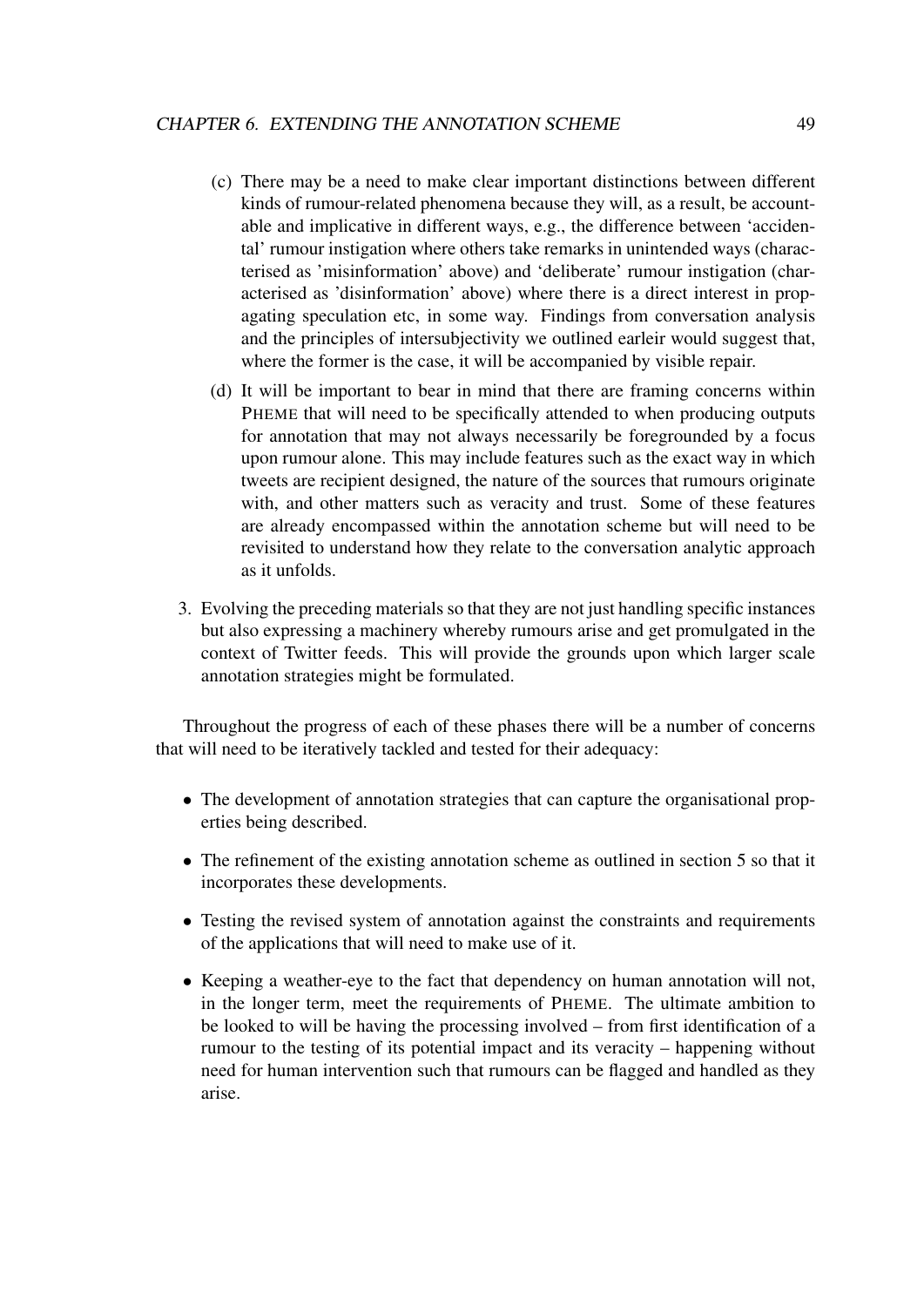(c) There may be a need to make clear important distinctions between different kinds of rumour-related phenomena because they will, as a result, be accountable and implicative in different ways, e.g., the difference between 'accidental' rumour instigation where others take remarks in unintended ways (characterised as 'misinformation' above) and 'deliberate' rumour instigation (characterised as 'disinformation' above) where there is a direct interest in propagating speculation etc, in some way. Findings from conversation analysis and the principles of intersubjectivity we outlined earleir would suggest that, where the former is the case, it will be accompanied by visible repair.

(d) It will be important to bear in mind that there are framing concerns within PHEME that will need to be specifically attended to when producing outputs for annotation that may not always necessarily be foregrounded by a focus upon rumour alone. This may include features such as the exact way in which tweets are recipient designed, the nature of the sources that rumours originate with, and other matters such as veracity and trust. Some of these features are already encompassed within the annotation scheme but will need to be revisited to understand how they relate to the conversation analytic approach as it unfolds.

3. Evolving the preceding materials so that they are not just handling specific instances but also expressing a machinery whereby rumours arise and get promulgated in the context of Twitter feeds. This will provide the grounds upon which larger scale annotation strategies might be formulated.

Throughout the progress of each of these phases there will be a number of concerns that will need to be iteratively tackled and tested for their adequacy:

- The development of annotation strategies that can capture the organisational properties being described.
- The refinement of the existing annotation scheme as outlined in section 5 so that it incorporates these developments.
- Testing the revised system of annotation against the constraints and requirements of the applications that will need to make use of it.
- Keeping a weather-eye to the fact that dependency on human annotation will not, in the longer term, meet the requirements of PHEME. The ultimate ambition to be looked to will be having the processing involved – from first identification of a rumour to the testing of its potential impact and its veracity – happening without need for human intervention such that rumours can be flagged and handled as they arise.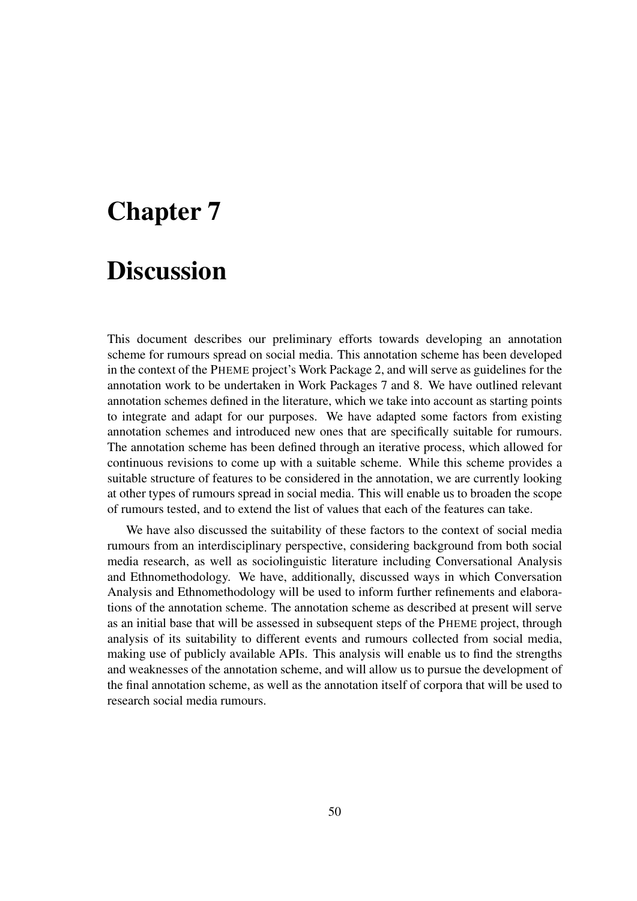# Chapter 7

# Discussion

This document describes our preliminary efforts towards developing an annotation scheme for rumours spread on social media. This annotation scheme has been developed in the context of the PHEME project's Work Package 2, and will serve as guidelines for the annotation work to be undertaken in Work Packages 7 and 8. We have outlined relevant annotation schemes defined in the literature, which we take into account as starting points to integrate and adapt for our purposes. We have adapted some factors from existing annotation schemes and introduced new ones that are specifically suitable for rumours. The annotation scheme has been defined through an iterative process, which allowed for continuous revisions to come up with a suitable scheme. While this scheme provides a suitable structure of features to be considered in the annotation, we are currently looking at other types of rumours spread in social media. This will enable us to broaden the scope of rumours tested, and to extend the list of values that each of the features can take.

We have also discussed the suitability of these factors to the context of social media rumours from an interdisciplinary perspective, considering background from both social media research, as well as sociolinguistic literature including Conversational Analysis and Ethnomethodology. We have, additionally, discussed ways in which Conversation Analysis and Ethnomethodology will be used to inform further refinements and elaborations of the annotation scheme. The annotation scheme as described at present will serve as an initial base that will be assessed in subsequent steps of the PHEME project, through analysis of its suitability to different events and rumours collected from social media, making use of publicly available APIs. This analysis will enable us to find the strengths and weaknesses of the annotation scheme, and will allow us to pursue the development of the final annotation scheme, as well as the annotation itself of corpora that will be used to research social media rumours.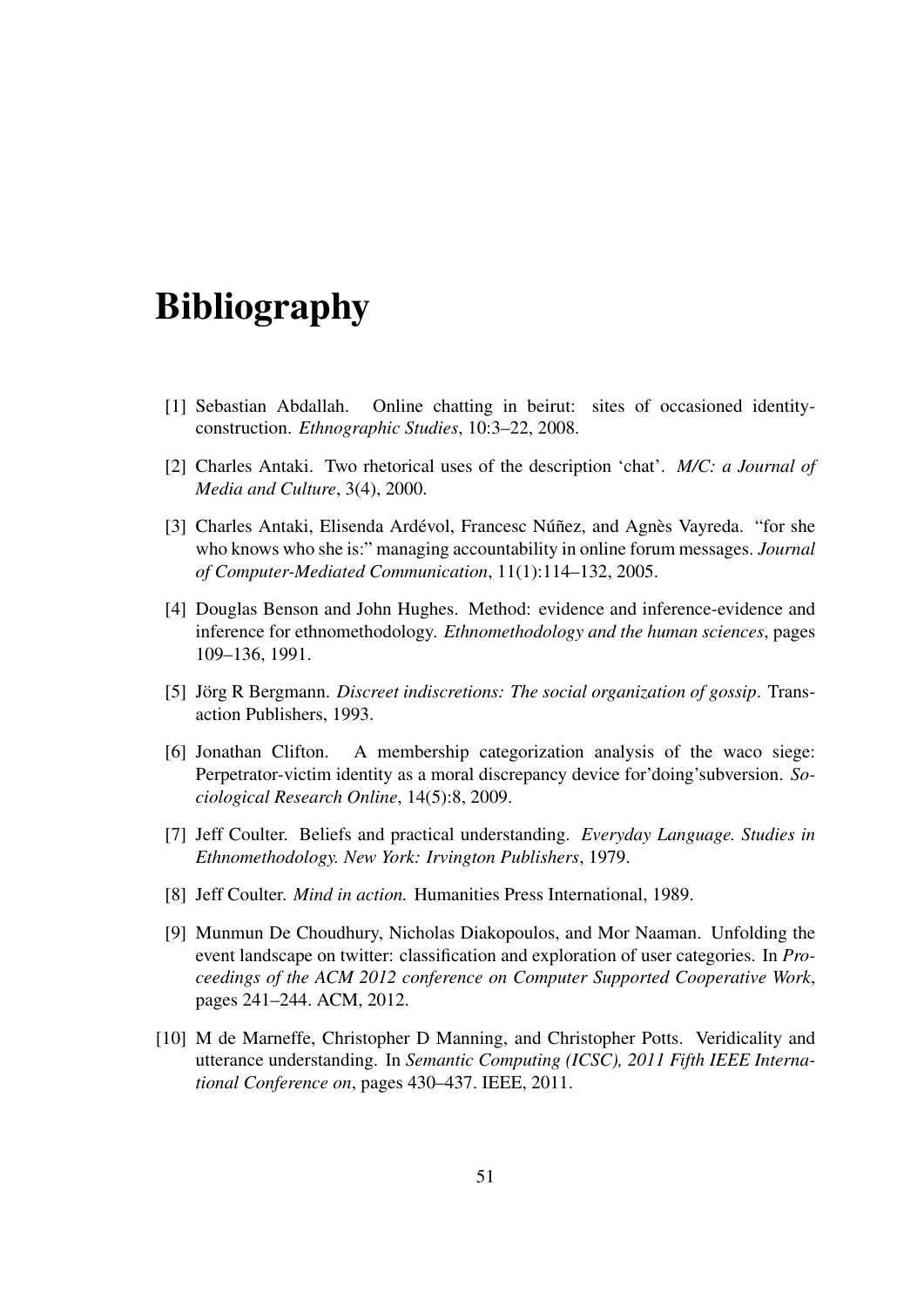# Bibliography

[1] Sebastian Abdallah. Online chatting in beirut: sites of occasioned identity-construction. *Ethnographic Studies*, 10:3–22, 2008.

[2] Charles Antaki. Two rhetorical uses of the description 'chat'. *M/C: a Journal of Media and Culture*, 3(4), 2000.

[3] Charles Antaki, Elisenda Ardévol, Francesc Núñez, and Agnès Vayreda. "for she who knows who she is:" managing accountability in online forum messages. *Journal of Computer-Mediated Communication*, 11(1):114–132, 2005.

[4] Douglas Benson and John Hughes. Method: evidence and inference-evidence and inference for ethnomethodology. *Ethnomethodology and the human sciences*, pages 109–136, 1991.

[5] Jörg R Bergmann. *Discreet indiscretions: The social organization of gossip*. Transaction Publishers, 1993.

[6] Jonathan Clifton. A membership categorization analysis of the waco siege: Perpetrator-victim identity as a moral discrepancy device for'doing'subversion. *Sociological Research Online*, 14(5):8, 2009.

[7] Jeff Coulter. Beliefs and practical understanding. *Everyday Language. Studies in Ethnomethodology. New York: Irvington Publishers*, 1979.

[8] Jeff Coulter. *Mind in action.* Humanities Press International, 1989.

[9] Munmun De Choudhury, Nicholas Diakopoulos, and Mor Naaman. Unfolding the event landscape on twitter: classification and exploration of user categories. In *Proceedings of the ACM 2012 conference on Computer Supported Cooperative Work*, pages 241–244. ACM, 2012.

[10] M de Marneffe, Christopher D Manning, and Christopher Potts. Veridicality and utterance understanding. In *Semantic Computing (ICSC), 2011 Fifth IEEE International Conference on*, pages 430–437. IEEE, 2011.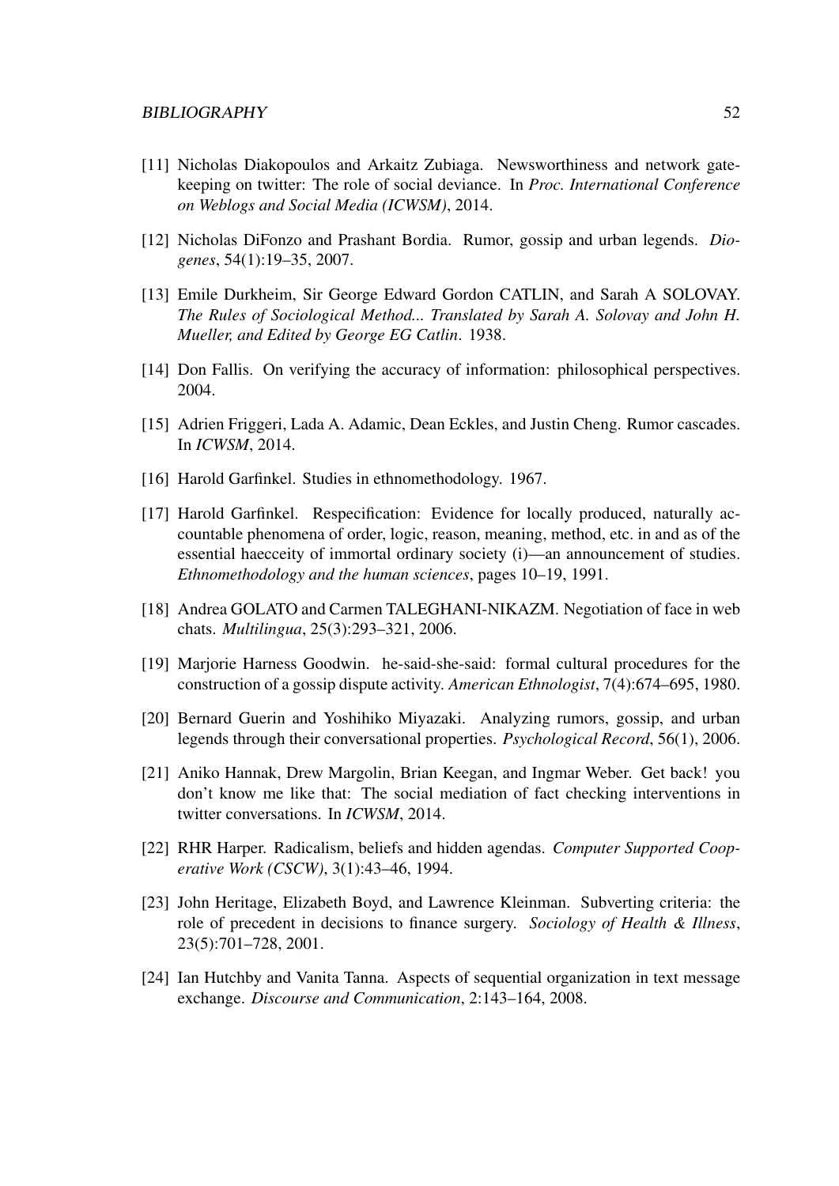[11] Nicholas Diakopoulos and Arkaitz Zubiaga. Newsworthiness and network gatekeeping on twitter: The role of social deviance. In *Proc. International Conference on Weblogs and Social Media (ICWSM)*, 2014.

[12] Nicholas DiFonzo and Prashant Bordia. Rumor, gossip and urban legends. *Diogenes*, 54(1):19–35, 2007.

[13] Emile Durkheim, Sir George Edward Gordon CATLIN, and Sarah A SOLOVAY. *The Rules of Sociological Method... Translated by Sarah A. Solovay and John H. Mueller, and Edited by George EG Catlin*. 1938.

[14] Don Fallis. On verifying the accuracy of information: philosophical perspectives. 2004.

[15] Adrien Friggeri, Lada A. Adamic, Dean Eckles, and Justin Cheng. Rumor cascades. In *ICWSM*, 2014.

[16] Harold Garfinkel. Studies in ethnomethodology. 1967.

[17] Harold Garfinkel. Respecification: Evidence for locally produced, naturally accountable phenomena of order, logic, reason, meaning, method, etc. in and as of the essential haecceity of immortal ordinary society (i)—an announcement of studies. *Ethnomethodology and the human sciences*, pages 10–19, 1991.

[18] Andrea GOLATO and Carmen TALEGHANI-NIKAZM. Negotiation of face in web chats. *Multilingua*, 25(3):293–321, 2006.

[19] Marjorie Harness Goodwin. he-said-she-said: formal cultural procedures for the construction of a gossip dispute activity. *American Ethnologist*, 7(4):674–695, 1980.

[20] Bernard Guerin and Yoshihiko Miyazaki. Analyzing rumors, gossip, and urban legends through their conversational properties. *Psychological Record*, 56(1), 2006.

[21] Aniko Hannak, Drew Margolin, Brian Keegan, and Ingmar Weber. Get back! you don't know me like that: The social mediation of fact checking interventions in twitter conversations. In *ICWSM*, 2014.

[22] RHR Harper. Radicalism, beliefs and hidden agendas. *Computer Supported Cooperative Work (CSCW)*, 3(1):43–46, 1994.

[23] John Heritage, Elizabeth Boyd, and Lawrence Kleinman. Subverting criteria: the role of precedent in decisions to finance surgery. *Sociology of Health & Illness*, 23(5):701–728, 2001.

[24] Ian Hutchby and Vanita Tanna. Aspects of sequential organization in text message exchange. *Discourse and Communication*, 2:143–164, 2008.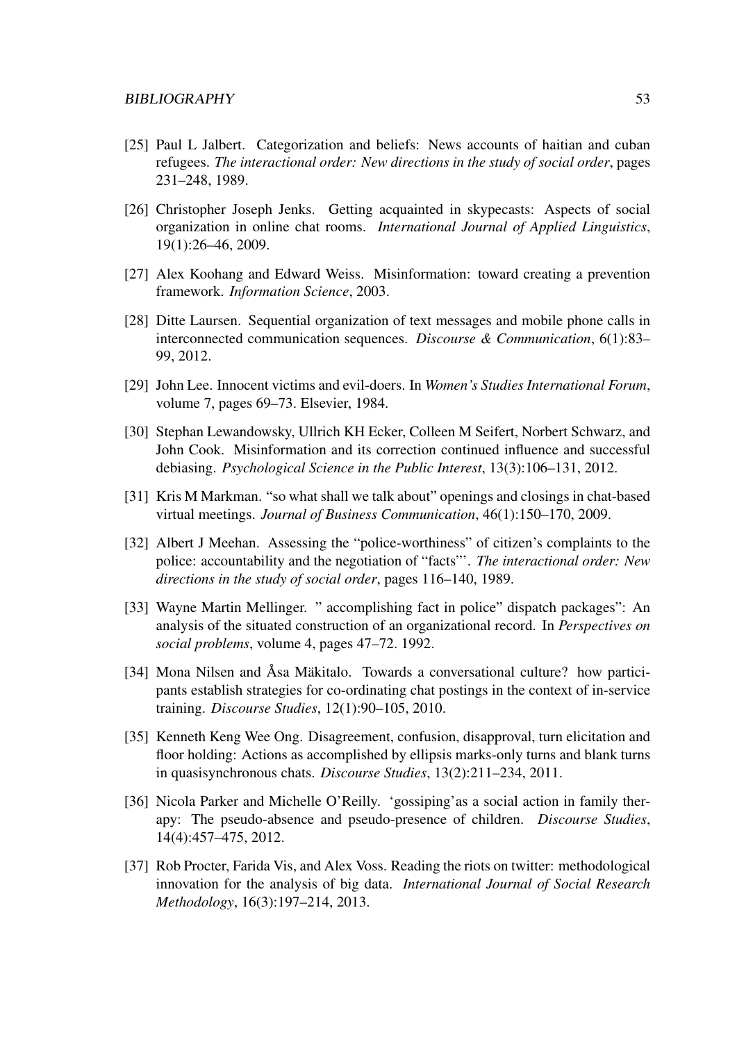[25] Paul L Jalbert. Categorization and beliefs: News accounts of haitian and cuban refugees. *The interactional order: New directions in the study of social order*, pages 231–248, 1989.

[26] Christopher Joseph Jenks. Getting acquainted in skypecasts: Aspects of social organization in online chat rooms. *International Journal of Applied Linguistics*, 19(1):26–46, 2009.

[27] Alex Koohang and Edward Weiss. Misinformation: toward creating a prevention framework. *Information Science*, 2003.

[28] Ditte Laursen. Sequential organization of text messages and mobile phone calls in interconnected communication sequences. *Discourse & Communication*, 6(1):83–99, 2012.

[29] John Lee. Innocent victims and evil-doers. In *Women's Studies International Forum*, volume 7, pages 69–73. Elsevier, 1984.

[30] Stephan Lewandowsky, Ullrich KH Ecker, Colleen M Seifert, Norbert Schwarz, and John Cook. Misinformation and its correction continued influence and successful debiasing. *Psychological Science in the Public Interest*, 13(3):106–131, 2012.

[31] Kris M Markman. "so what shall we talk about" openings and closings in chat-based virtual meetings. *Journal of Business Communication*, 46(1):150–170, 2009.

[32] Albert J Meehan. Assessing the "police-worthiness" of citizen's complaints to the police: accountability and the negotiation of "facts"'. *The interactional order: New directions in the study of social order*, pages 116–140, 1989.

[33] Wayne Martin Mellinger. " accomplishing fact in police" dispatch packages": An analysis of the situated construction of an organizational record. In *Perspectives on social problems*, volume 4, pages 47–72. 1992.

[34] Mona Nilsen and Åsa Mäkitalo. Towards a conversational culture? how participants establish strategies for co-ordinating chat postings in the context of in-service training. *Discourse Studies*, 12(1):90–105, 2010.

[35] Kenneth Keng Wee Ong. Disagreement, confusion, disapproval, turn elicitation and floor holding: Actions as accomplished by ellipsis marks-only turns and blank turns in quasisynchronous chats. *Discourse Studies*, 13(2):211–234, 2011.

[36] Nicola Parker and Michelle O'Reilly. 'gossiping'as a social action in family therapy: The pseudo-absence and pseudo-presence of children. *Discourse Studies*, 14(4):457–475, 2012.

[37] Rob Procter, Farida Vis, and Alex Voss. Reading the riots on twitter: methodological innovation for the analysis of big data. *International Journal of Social Research Methodology*, 16(3):197–214, 2013.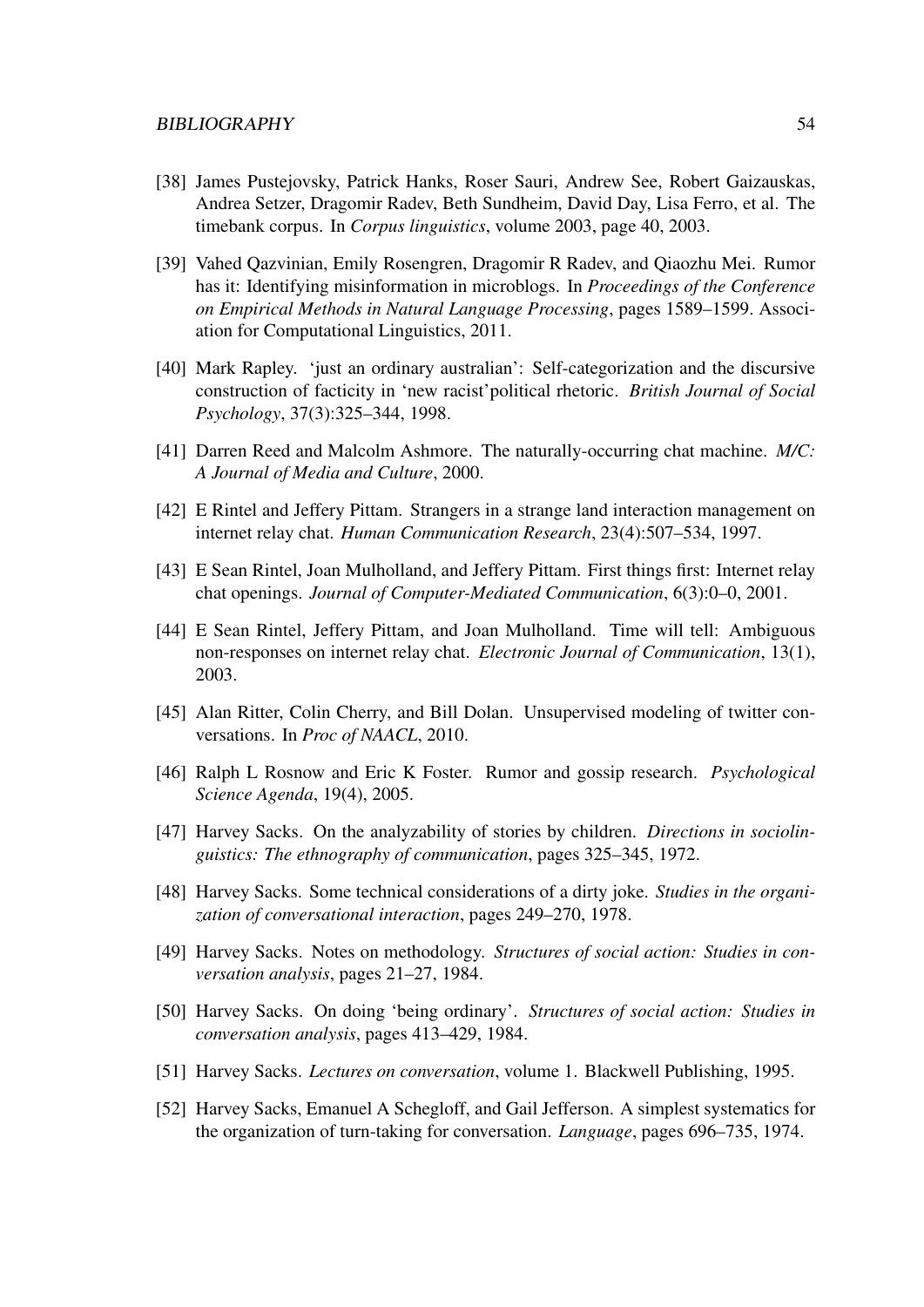[38] James Pustejovsky, Patrick Hanks, Roser Sauri, Andrew See, Robert Gaizauskas, Andrea Setzer, Dragomir Radev, Beth Sundheim, David Day, Lisa Ferro, et al. The timebank corpus. In *Corpus linguistics*, volume 2003, page 40, 2003.

[39] Vahed Qazvinian, Emily Rosengren, Dragomir R Radev, and Qiaozhu Mei. Rumor has it: Identifying misinformation in microblogs. In *Proceedings of the Conference on Empirical Methods in Natural Language Processing*, pages 1589–1599. Association for Computational Linguistics, 2011.

[40] Mark Rapley. 'just an ordinary australian': Self-categorization and the discursive construction of facticity in 'new racist'political rhetoric. *British Journal of Social Psychology*, 37(3):325–344, 1998.

[41] Darren Reed and Malcolm Ashmore. The naturally-occurring chat machine. *M/C: A Journal of Media and Culture*, 2000.

[42] E Rintel and Jeffery Pittam. Strangers in a strange land interaction management on internet relay chat. *Human Communication Research*, 23(4):507–534, 1997.

[43] E Sean Rintel, Joan Mulholland, and Jeffery Pittam. First things first: Internet relay chat openings. *Journal of Computer-Mediated Communication*, 6(3):0–0, 2001.

[44] E Sean Rintel, Jeffery Pittam, and Joan Mulholland. Time will tell: Ambiguous non-responses on internet relay chat. *Electronic Journal of Communication*, 13(1), 2003.

[45] Alan Ritter, Colin Cherry, and Bill Dolan. Unsupervised modeling of twitter conversations. In *Proc of NAACL*, 2010.

[46] Ralph L Rosnow and Eric K Foster. Rumor and gossip research. *Psychological Science Agenda*, 19(4), 2005.

[47] Harvey Sacks. On the analyzability of stories by children. *Directions in sociolinguistics: The ethnography of communication*, pages 325–345, 1972.

[48] Harvey Sacks. Some technical considerations of a dirty joke. *Studies in the organization of conversational interaction*, pages 249–270, 1978.

[49] Harvey Sacks. Notes on methodology. *Structures of social action: Studies in conversation analysis*, pages 21–27, 1984.

[50] Harvey Sacks. On doing 'being ordinary'. *Structures of social action: Studies in conversation analysis*, pages 413–429, 1984.

[51] Harvey Sacks. *Lectures on conversation*, volume 1. Blackwell Publishing, 1995.

[52] Harvey Sacks, Emanuel A Schegloff, and Gail Jefferson. A simplest systematics for the organization of turn-taking for conversation. *Language*, pages 696–735, 1974.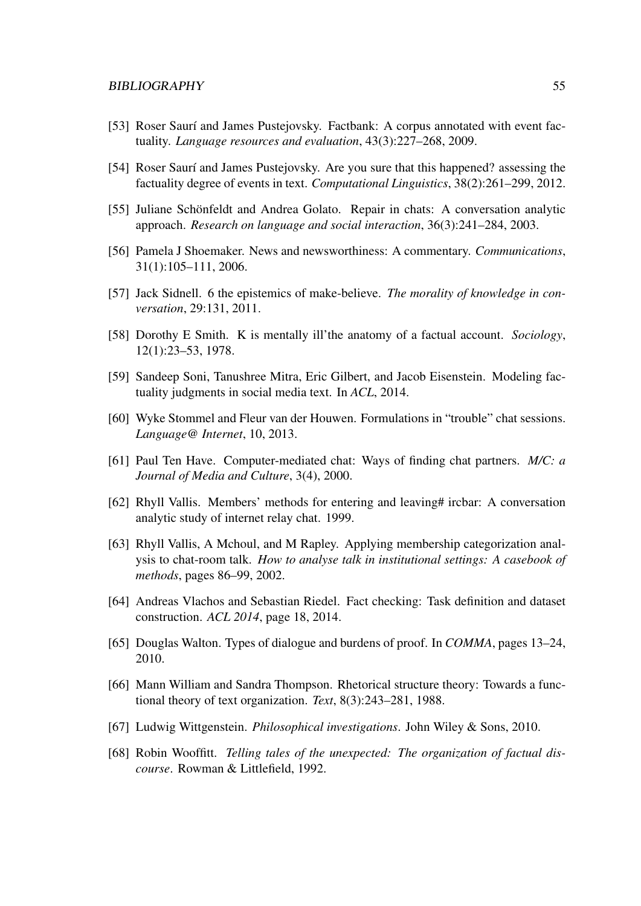[53] Roser Saurí and James Pustejovsky. Factbank: A corpus annotated with event factuality. *Language resources and evaluation*, 43(3):227–268, 2009.

[54] Roser Saurí and James Pustejovsky. Are you sure that this happened? assessing the factuality degree of events in text. *Computational Linguistics*, 38(2):261–299, 2012.

[55] Juliane Schönfeldt and Andrea Golato. Repair in chats: A conversation analytic approach. *Research on language and social interaction*, 36(3):241–284, 2003.

[56] Pamela J Shoemaker. News and newsworthiness: A commentary. *Communications*, 31(1):105–111, 2006.

[57] Jack Sidnell. 6 the epistemics of make-believe. *The morality of knowledge in conversation*, 29:131, 2011.

[58] Dorothy E Smith. K is mentally ill'the anatomy of a factual account. *Sociology*, 12(1):23–53, 1978.

[59] Sandeep Soni, Tanushree Mitra, Eric Gilbert, and Jacob Eisenstein. Modeling factuality judgments in social media text. In *ACL*, 2014.

[60] Wyke Stommel and Fleur van der Houwen. Formulations in "trouble" chat sessions. *Language@ Internet*, 10, 2013.

[61] Paul Ten Have. Computer-mediated chat: Ways of finding chat partners. *M/C: a Journal of Media and Culture*, 3(4), 2000.

[62] Rhyll Vallis. Members' methods for entering and leaving# ircbar: A conversation analytic study of internet relay chat. 1999.

[63] Rhyll Vallis, A Mchoul, and M Rapley. Applying membership categorization analysis to chat-room talk. *How to analyse talk in institutional settings: A casebook of methods*, pages 86–99, 2002.

[64] Andreas Vlachos and Sebastian Riedel. Fact checking: Task definition and dataset construction. *ACL 2014*, page 18, 2014.

[65] Douglas Walton. Types of dialogue and burdens of proof. In *COMMA*, pages 13–24, 2010.

[66] Mann William and Sandra Thompson. Rhetorical structure theory: Towards a functional theory of text organization. *Text*, 8(3):243–281, 1988.

[67] Ludwig Wittgenstein. *Philosophical investigations*. John Wiley & Sons, 2010.

[68] Robin Wooffitt. *Telling tales of the unexpected: The organization of factual discourse*. Rowman & Littlefield, 1992.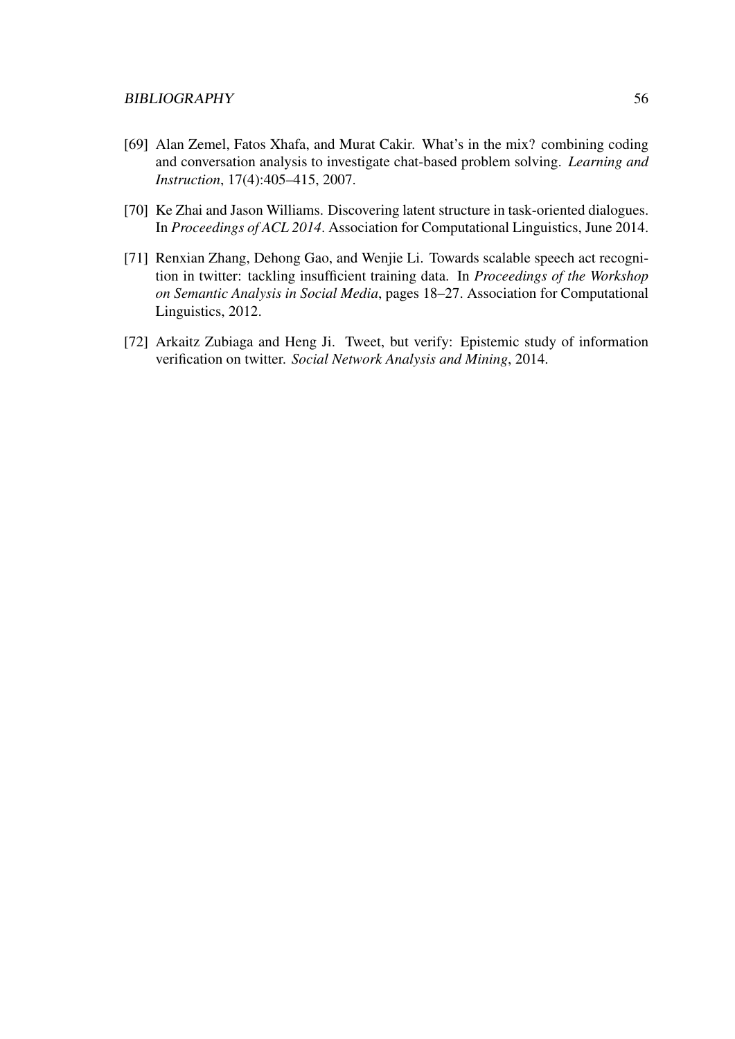[69] Alan Zemel, Fatos Xhafa, and Murat Cakir. What's in the mix? combining coding and conversation analysis to investigate chat-based problem solving. *Learning and Instruction*, 17(4):405–415, 2007.

[70] Ke Zhai and Jason Williams. Discovering latent structure in task-oriented dialogues. In *Proceedings of ACL 2014*. Association for Computational Linguistics, June 2014.

[71] Renxian Zhang, Dehong Gao, and Wenjie Li. Towards scalable speech act recognition in twitter: tackling insufficient training data. In *Proceedings of the Workshop on Semantic Analysis in Social Media*, pages 18–27. Association for Computational Linguistics, 2012.

[72] Arkaitz Zubiaga and Heng Ji. Tweet, but verify: Epistemic study of information verification on twitter. *Social Network Analysis and Mining*, 2014.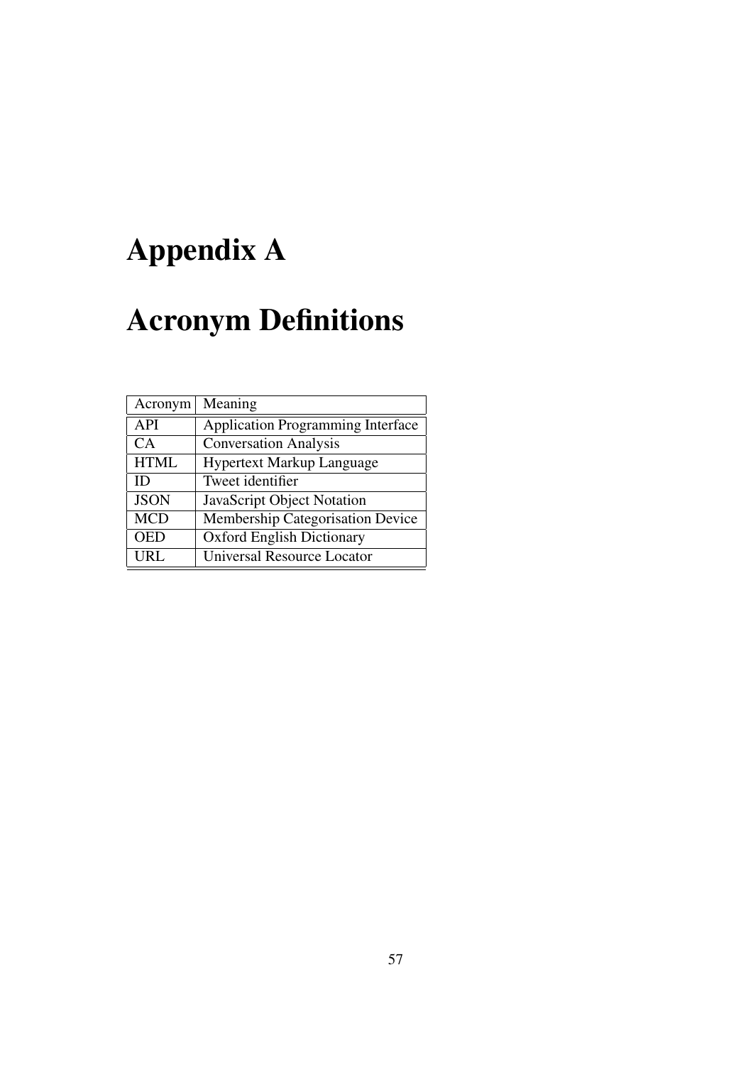# Appendix A

# Acronym Definitions

| Acronym | Meaning |
|---|---|
| API | Application Programming Interface |
| CA | Conversation Analysis |
| HTML | Hypertext Markup Language |
| ID | Tweet identifier |
| JSON | JavaScript Object Notation |
| MCD | Membership Categorisation Device |
| OED | Oxford English Dictionary |
| URL | Universal Resource Locator |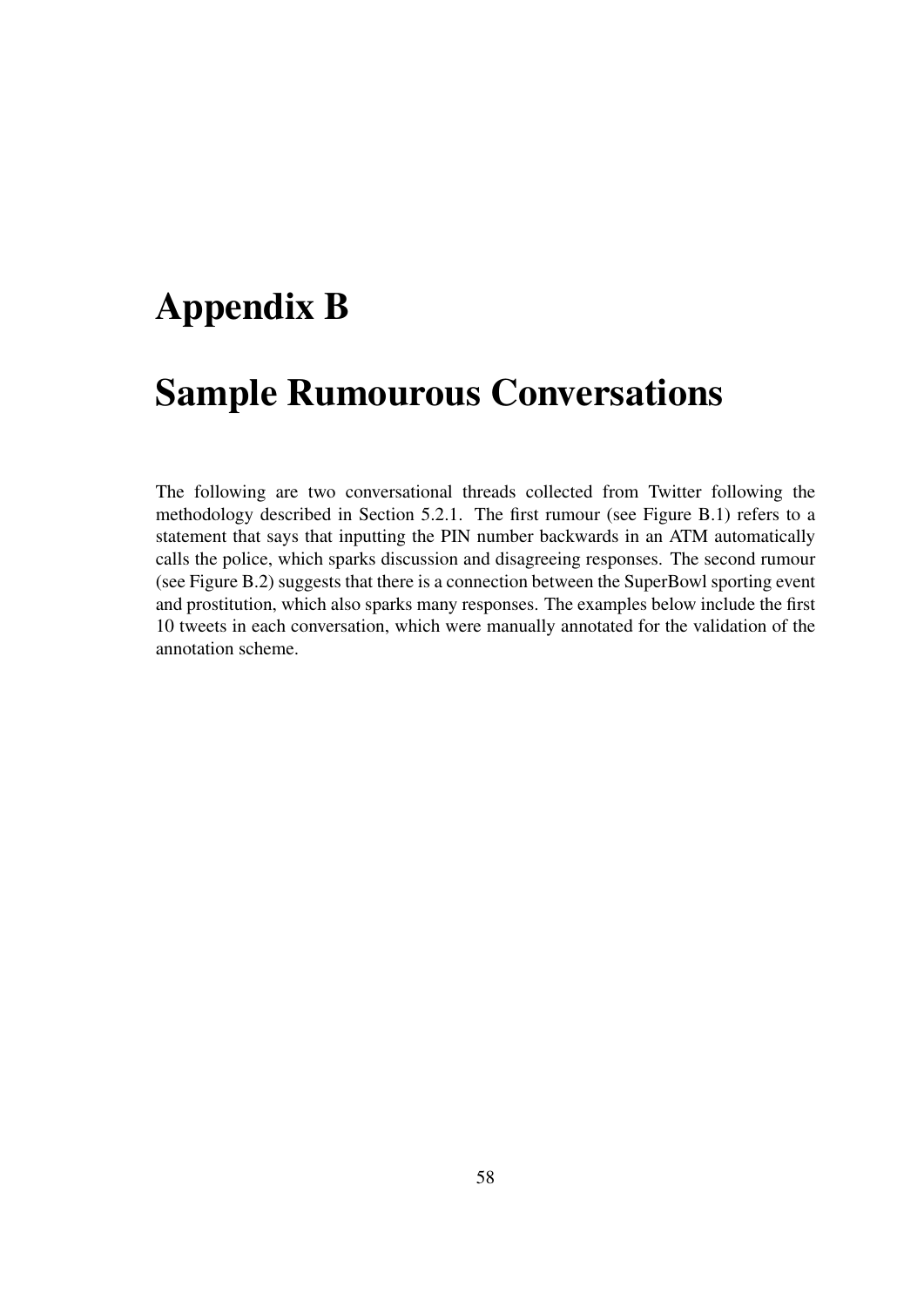# Appendix B

# Sample Rumourous Conversations

The following are two conversational threads collected from Twitter following the methodology described in Section 5.2.1. The first rumour (see Figure B.1) refers to a statement that says that inputting the PIN number backwards in an ATM automatically calls the police, which sparks discussion and disagreeing responses. The second rumour (see Figure B.2) suggests that there is a connection between the SuperBowl sporting event and prostitution, which also sparks many responses. The examples below include the first 10 tweets in each conversation, which were manually annotated for the validation of the annotation scheme.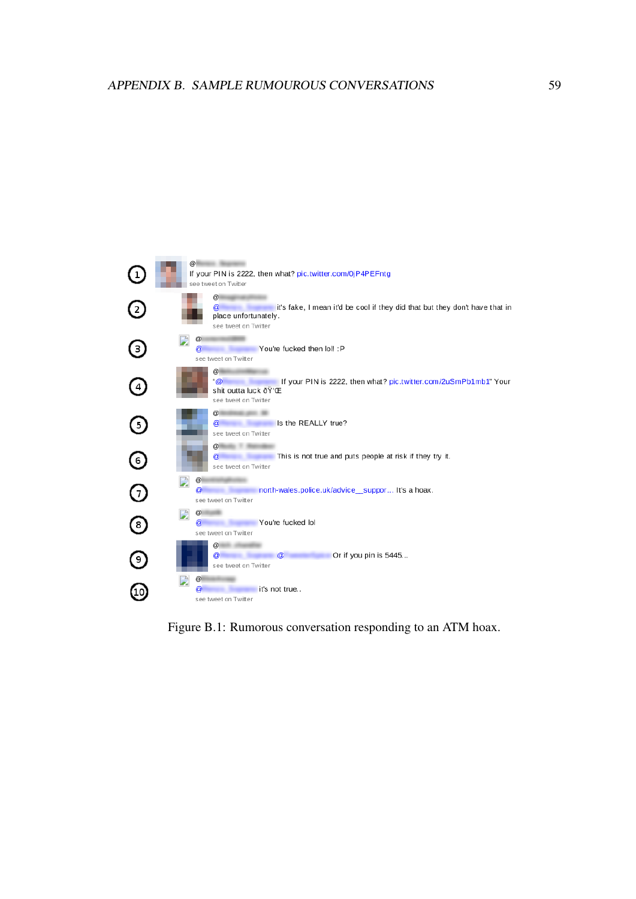1. @
   If your PIN is 2222, then what? pic.twitter.com/0jP4PEFntg
   see tweet on Twitter

2. @
   @ it's fake, I mean it'd be cool if they did that but they don't have that in place unfortunately.
   see tweet on Twitter

3. @
   @ You're fucked then lol! :P
   see tweet on Twitter

4. @
   "@ If your PIN is 2222, then what? pic.twitter.com/2uSmPb1mb1" Your shit outta luck ðŸ'Œ
   see tweet on Twitter

5. @
   @ Is the REALLY true?
   see tweet on Twitter

6. @
   @ This is not true and puts people at risk if they try it.
   see tweet on Twitter

7. @
   @ north-wales.police.uk/advice__suppor... It's a hoax.
   see tweet on Twitter

8. @
   @ You're fucked lol
   see tweet on Twitter

9. @
   @ @ Or if you pin is 5445...
   see tweet on Twitter

10. @
    @ it's not true..
    see tweet on Twitter

Figure B.1: Rumorous conversation responding to an ATM hoax.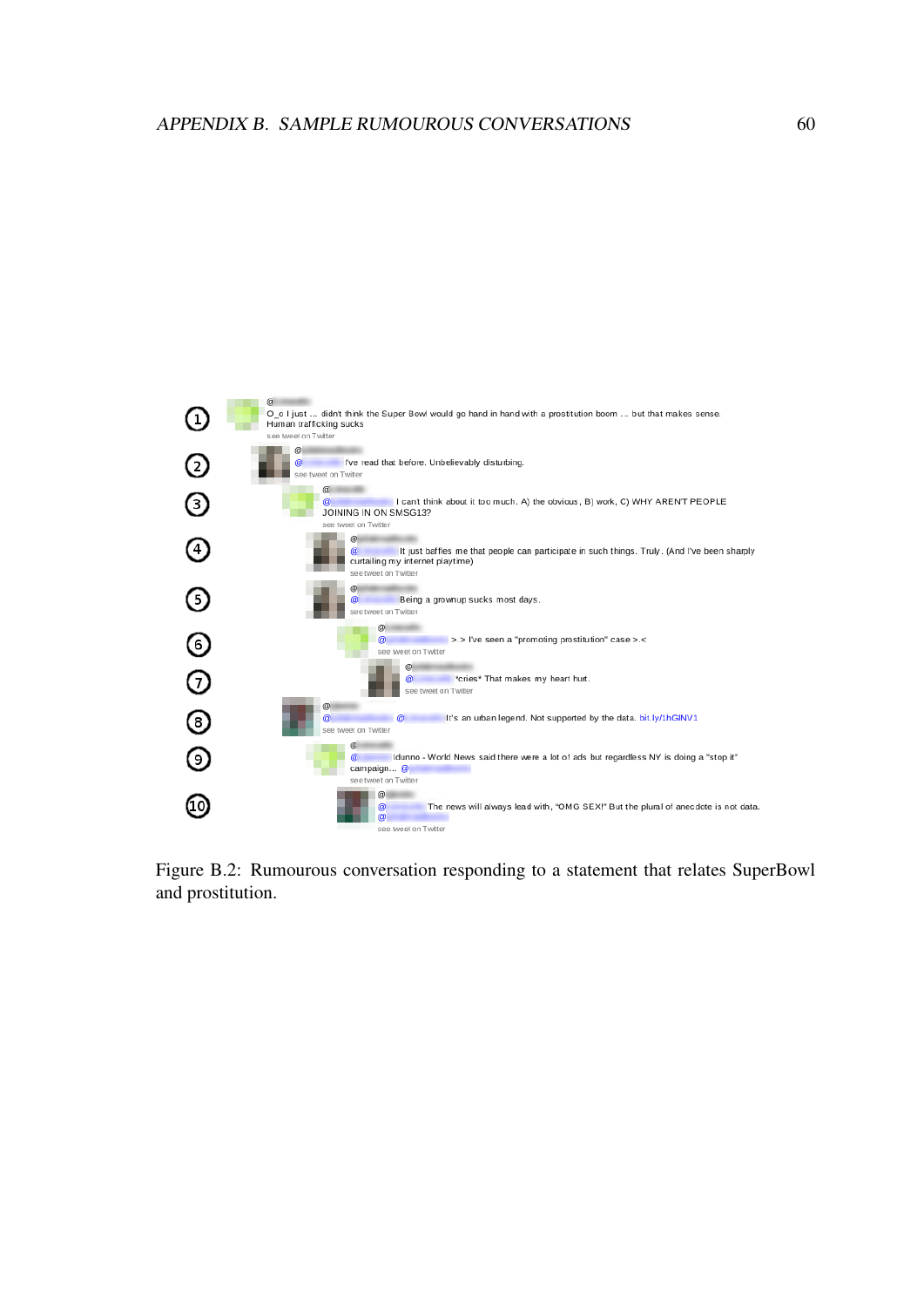① @
O_o I just ... didnt think the Super Bowl would go hand in hand with a prostitution boom ... but that makes sense. Human trafficking sucks
see tweet on Twitter

② @
@ I've read that before. Unbelievably disturbing.
see tweet on Twitter

③ @
@ I cant think about it too much. A) the obvious, B) work, C) WHY ARENT PEOPLE JOINING IN ON SMSG13?
see tweet on Twitter

④ @
@ It just baffles me that people can participate in such things. Truly. (And I've been sharply curtailing my internet playtime)
see tweet on Twitter

⑤ @
@ Being a grownup sucks most days.
see tweet on Twitter

⑥ @
@ > > I've seen a "promoting prostitution" case >.<
see tweet on Twitter

⑦ @
@ *cries* That makes my heart hurt.
see tweet on Twitter

⑧ @
@ @ It's an urban legend. Not supported by the data. bit.ly/1hGlNV1
see tweet on Twitter

⑨ @
@ Idunno - World News said there were a lot of ads but regardless NY is doing a "stop it" campaign... @
see tweet on Twitter

⑩ @
@ The news will always lead with, "OMG SEX!" But the plural of anecdote is not data.
@
see tweet on Twitter

Figure B.2: Rumourous conversation responding to a statement that relates SuperBowl and prostitution.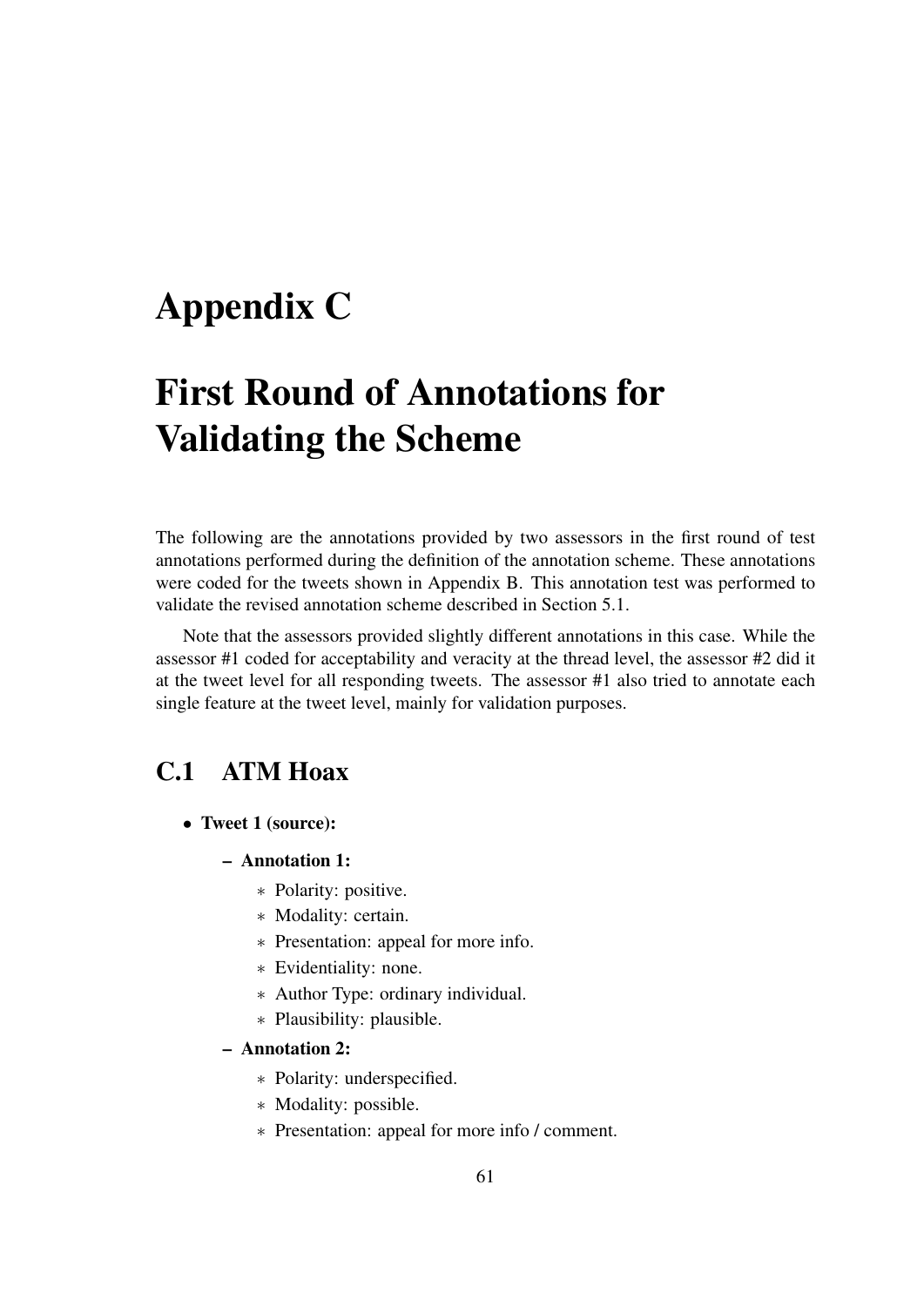# Appendix C

# First Round of Annotations for Validating the Scheme

The following are the annotations provided by two assessors in the first round of test annotations performed during the definition of the annotation scheme. These annotations were coded for the tweets shown in Appendix B. This annotation test was performed to validate the revised annotation scheme described in Section 5.1.

Note that the assessors provided slightly different annotations in this case. While the assessor #1 coded for acceptability and veracity at the thread level, the assessor #2 did it at the tweet level for all responding tweets. The assessor #1 also tried to annotate each single feature at the tweet level, mainly for validation purposes.

## C.1 ATM Hoax

- **Tweet 1 (source):**
  - **Annotation 1:**
    - Polarity: positive.
    - Modality: certain.
    - Presentation: appeal for more info.
    - Evidentiality: none.
    - Author Type: ordinary individual.
    - Plausibility: plausible.
  - **Annotation 2:**
    - Polarity: underspecified.
    - Modality: possible.
    - Presentation: appeal for more info / comment.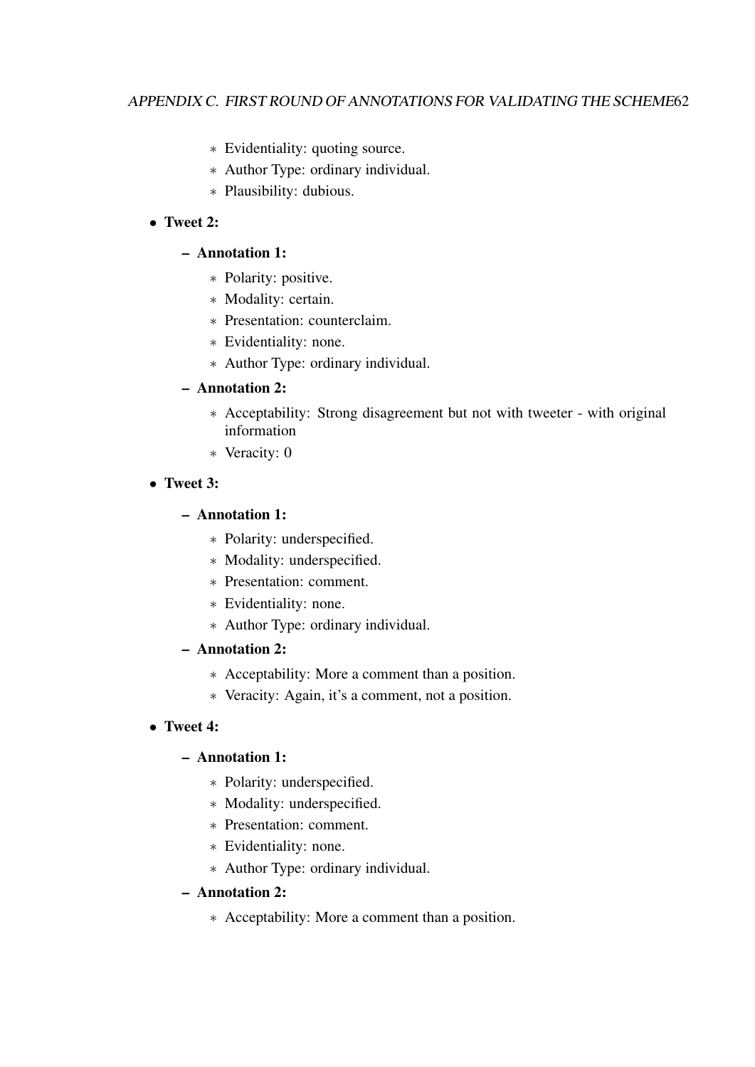- Evidentiality: quoting source.
    - Author Type: ordinary individual.
    - Plausibility: dubious.

- **Tweet 2:**
  - **Annotation 1:**
    - Polarity: positive.
    - Modality: certain.
    - Presentation: counterclaim.
    - Evidentiality: none.
    - Author Type: ordinary individual.
  - **Annotation 2:**
    - Acceptability: Strong disagreement but not with tweeter - with original information
    - Veracity: 0

- **Tweet 3:**
  - **Annotation 1:**
    - Polarity: underspecified.
    - Modality: underspecified.
    - Presentation: comment.
    - Evidentiality: none.
    - Author Type: ordinary individual.
  - **Annotation 2:**
    - Acceptability: More a comment than a position.
    - Veracity: Again, it's a comment, not a position.

- **Tweet 4:**
  - **Annotation 1:**
    - Polarity: underspecified.
    - Modality: underspecified.
    - Presentation: comment.
    - Evidentiality: none.
    - Author Type: ordinary individual.
  - **Annotation 2:**
    - Acceptability: More a comment than a position.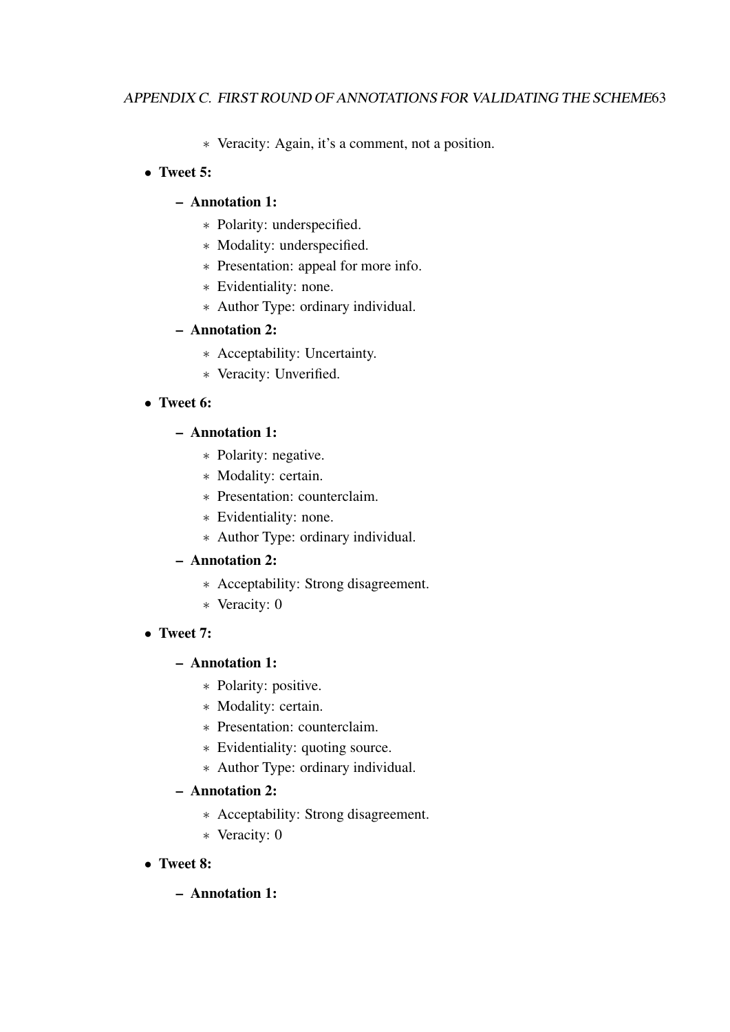* Veracity: Again, it's a comment, not a position.

- **Tweet 5:**
  - **Annotation 1:**
    * Polarity: underspecified.
    * Modality: underspecified.
    * Presentation: appeal for more info.
    * Evidentiality: none.
    * Author Type: ordinary individual.
  - **Annotation 2:**
    * Acceptability: Uncertainty.
    * Veracity: Unverified.
- **Tweet 6:**
  - **Annotation 1:**
    * Polarity: negative.
    * Modality: certain.
    * Presentation: counterclaim.
    * Evidentiality: none.
    * Author Type: ordinary individual.
  - **Annotation 2:**
    * Acceptability: Strong disagreement.
    * Veracity: 0
- **Tweet 7:**
  - **Annotation 1:**
    * Polarity: positive.
    * Modality: certain.
    * Presentation: counterclaim.
    * Evidentiality: quoting source.
    * Author Type: ordinary individual.
  - **Annotation 2:**
    * Acceptability: Strong disagreement.
    * Veracity: 0
- **Tweet 8:**
  - **Annotation 1:**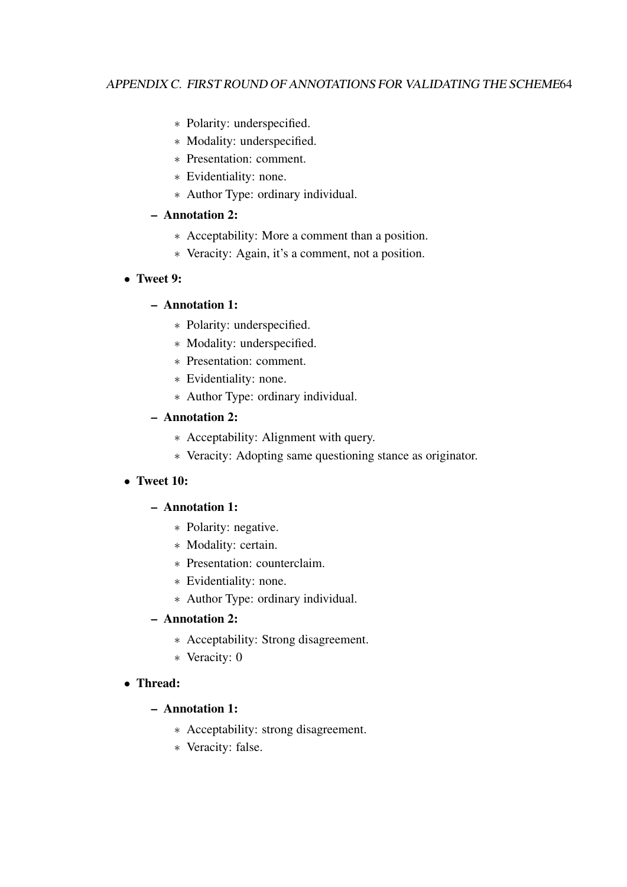- Polarity: underspecified.
    - Modality: underspecified.
    - Presentation: comment.
    - Evidentiality: none.
    - Author Type: ordinary individual.
  - **Annotation 2:**
    - Acceptability: More a comment than a position.
    - Veracity: Again, it's a comment, not a position.

- **Tweet 9:**
  - **Annotation 1:**
    - Polarity: underspecified.
    - Modality: underspecified.
    - Presentation: comment.
    - Evidentiality: none.
    - Author Type: ordinary individual.
  - **Annotation 2:**
    - Acceptability: Alignment with query.
    - Veracity: Adopting same questioning stance as originator.

- **Tweet 10:**
  - **Annotation 1:**
    - Polarity: negative.
    - Modality: certain.
    - Presentation: counterclaim.
    - Evidentiality: none.
    - Author Type: ordinary individual.
  - **Annotation 2:**
    - Acceptability: Strong disagreement.
    - Veracity: 0

- **Thread:**
  - **Annotation 1:**
    - Acceptability: strong disagreement.
    - Veracity: false.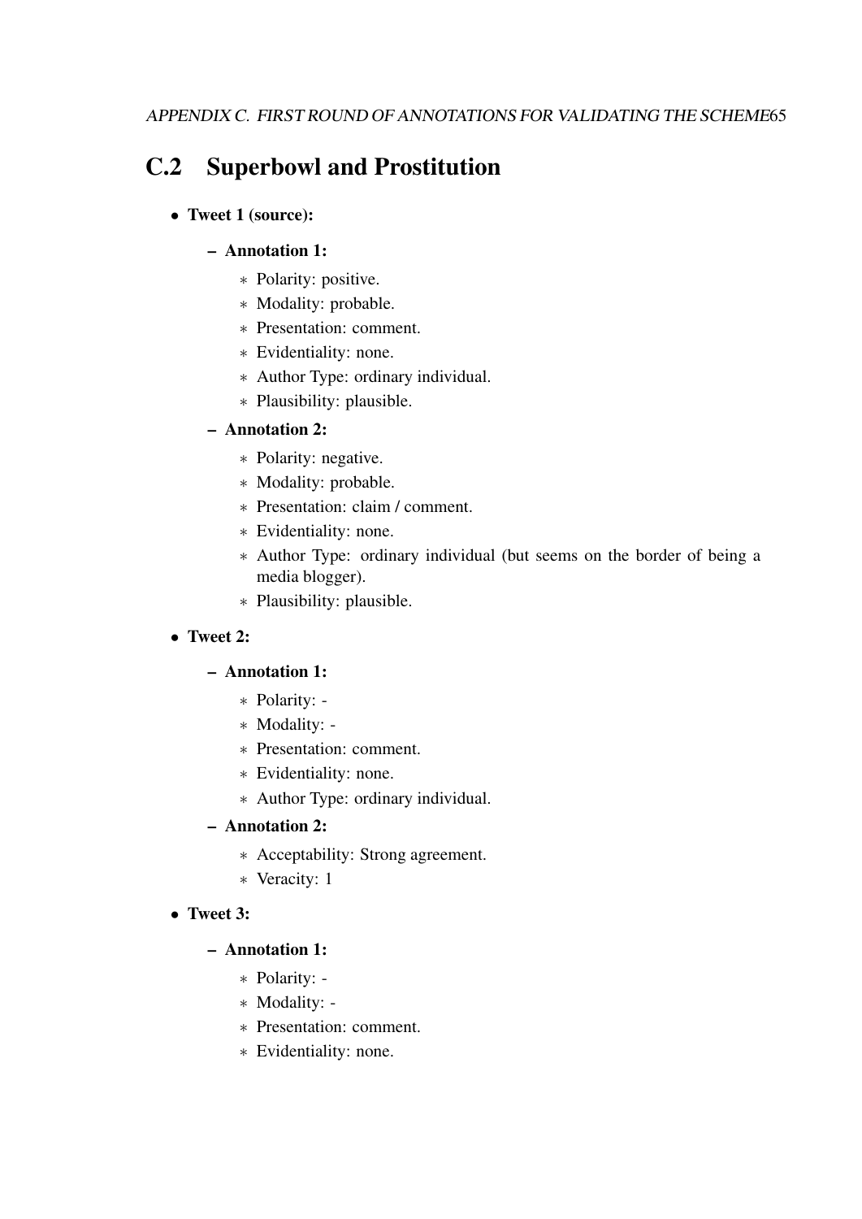## C.2 Superbowl and Prostitution

- **Tweet 1 (source):**
  - **Annotation 1:**
    - Polarity: positive.
    - Modality: probable.
    - Presentation: comment.
    - Evidentiality: none.
    - Author Type: ordinary individual.
    - Plausibility: plausible.
  - **Annotation 2:**
    - Polarity: negative.
    - Modality: probable.
    - Presentation: claim / comment.
    - Evidentiality: none.
    - Author Type: ordinary individual (but seems on the border of being a media blogger).
    - Plausibility: plausible.
- **Tweet 2:**
  - **Annotation 1:**
    - Polarity: -
    - Modality: -
    - Presentation: comment.
    - Evidentiality: none.
    - Author Type: ordinary individual.
  - **Annotation 2:**
    - Acceptability: Strong agreement.
    - Veracity: 1
- **Tweet 3:**
  - **Annotation 1:**
    - Polarity: -
    - Modality: -
    - Presentation: comment.
    - Evidentiality: none.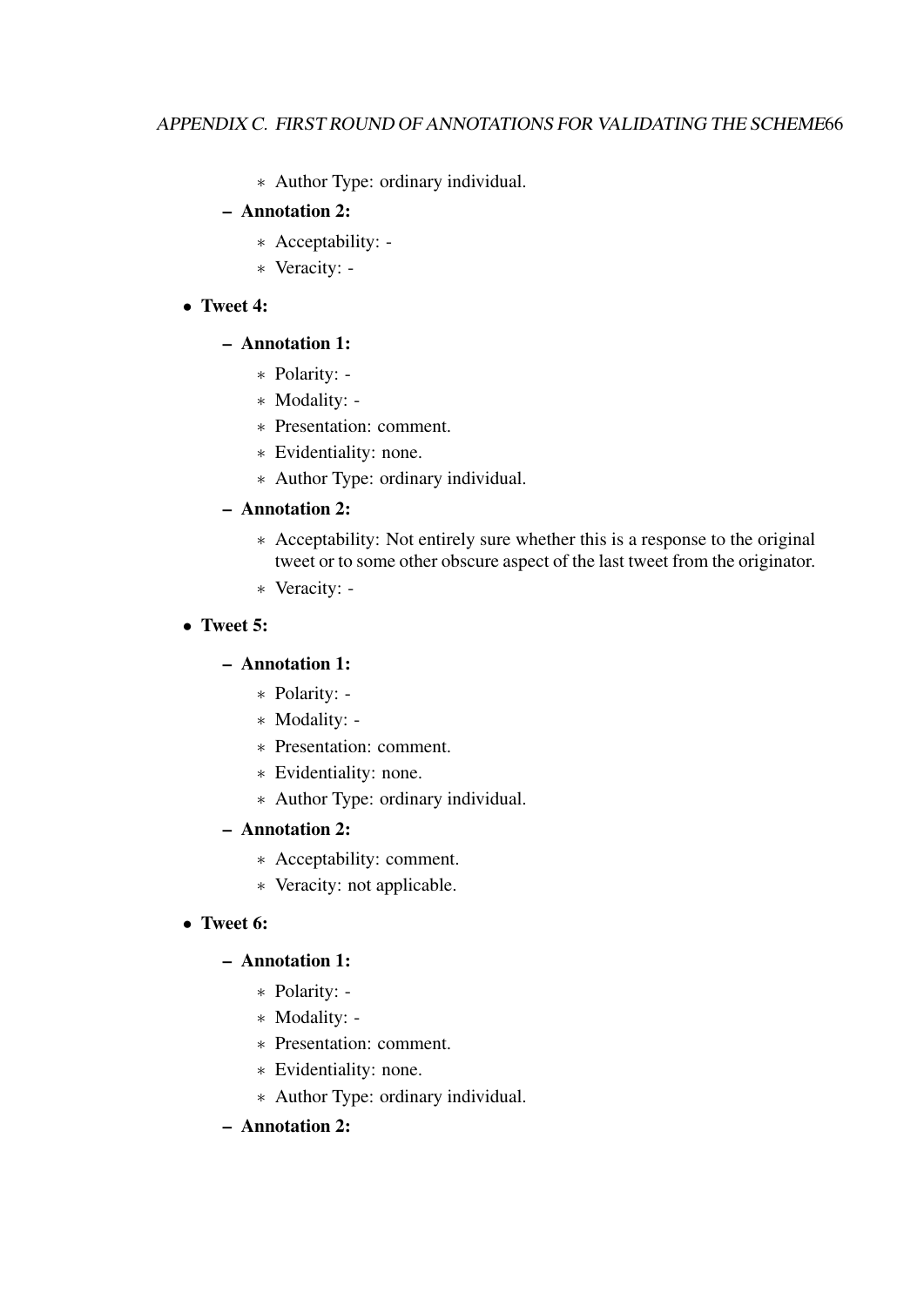* Author Type: ordinary individual.
  - **Annotation 2:**
    * Acceptability: -
    * Veracity: -

- **Tweet 4:**
  - **Annotation 1:**
    * Polarity: -
    * Modality: -
    * Presentation: comment.
    * Evidentiality: none.
    * Author Type: ordinary individual.
  - **Annotation 2:**
    * Acceptability: Not entirely sure whether this is a response to the original tweet or to some other obscure aspect of the last tweet from the originator.
    * Veracity: -

- **Tweet 5:**
  - **Annotation 1:**
    * Polarity: -
    * Modality: -
    * Presentation: comment.
    * Evidentiality: none.
    * Author Type: ordinary individual.
  - **Annotation 2:**
    * Acceptability: comment.
    * Veracity: not applicable.

- **Tweet 6:**
  - **Annotation 1:**
    * Polarity: -
    * Modality: -
    * Presentation: comment.
    * Evidentiality: none.
    * Author Type: ordinary individual.
  - **Annotation 2:**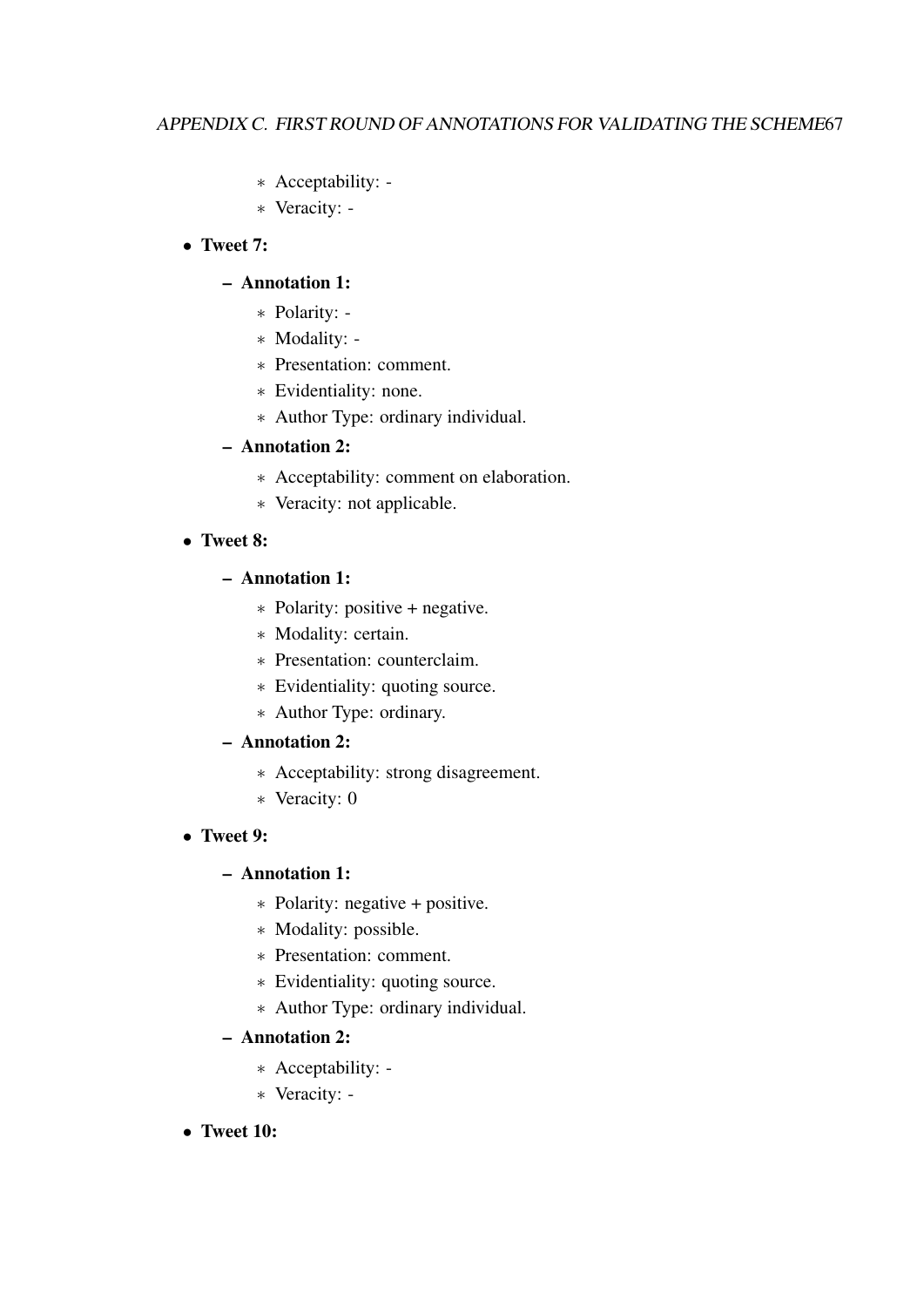- Acceptability: -
    - Veracity: -

- **Tweet 7:**
  - **Annotation 1:**
    - Polarity: -
    - Modality: -
    - Presentation: comment.
    - Evidentiality: none.
    - Author Type: ordinary individual.
  - **Annotation 2:**
    - Acceptability: comment on elaboration.
    - Veracity: not applicable.

- **Tweet 8:**
  - **Annotation 1:**
    - Polarity: positive + negative.
    - Modality: certain.
    - Presentation: counterclaim.
    - Evidentiality: quoting source.
    - Author Type: ordinary.
  - **Annotation 2:**
    - Acceptability: strong disagreement.
    - Veracity: 0

- **Tweet 9:**
  - **Annotation 1:**
    - Polarity: negative + positive.
    - Modality: possible.
    - Presentation: comment.
    - Evidentiality: quoting source.
    - Author Type: ordinary individual.
  - **Annotation 2:**
    - Acceptability: -
    - Veracity: -

- **Tweet 10:**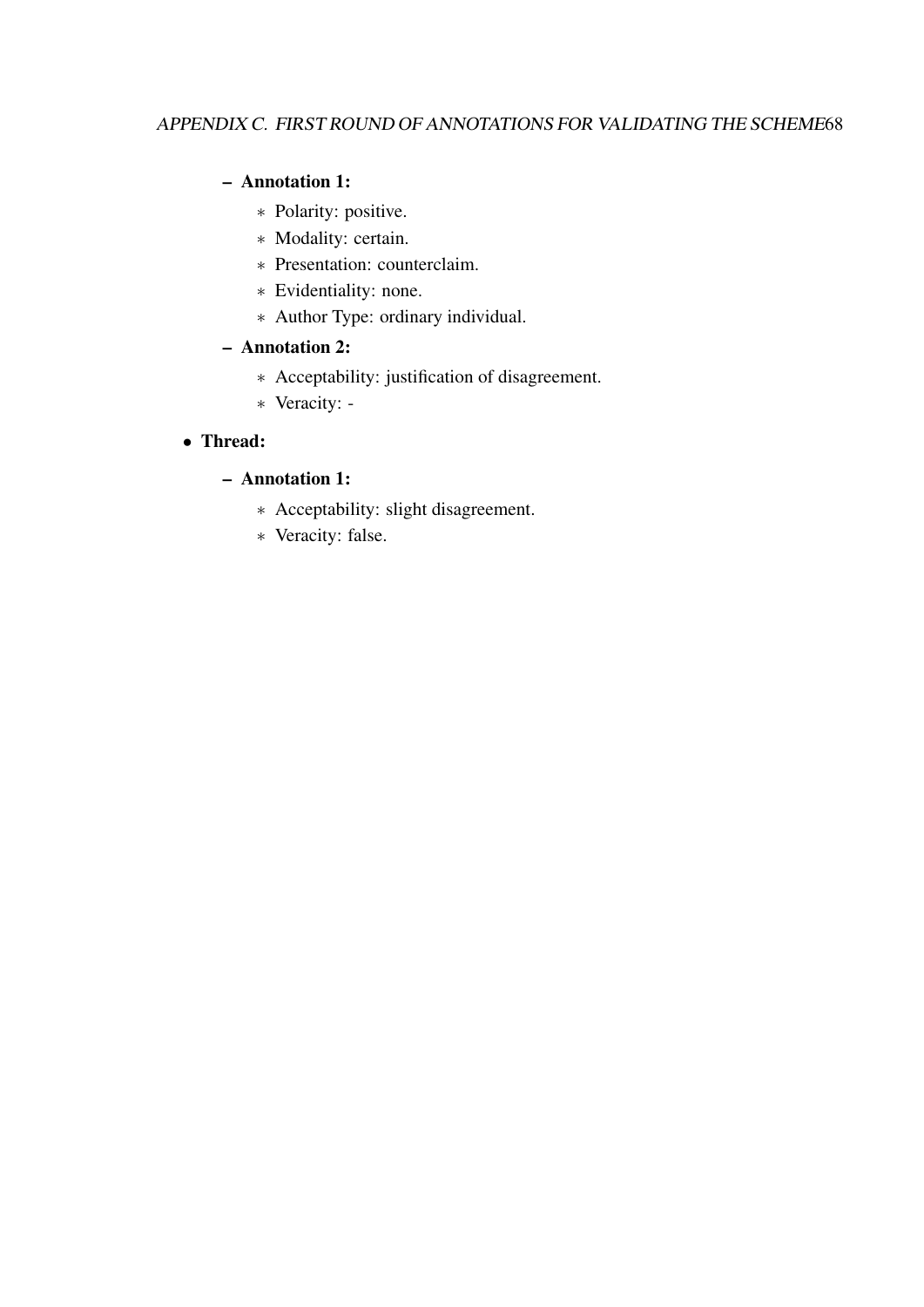- **Annotation 1:**
  - Polarity: positive.
  - Modality: certain.
  - Presentation: counterclaim.
  - Evidentiality: none.
  - Author Type: ordinary individual.
- **Annotation 2:**
  - Acceptability: justification of disagreement.
  - Veracity: -

- **Thread:**
  - **Annotation 1:**
    - Acceptability: slight disagreement.
    - Veracity: false.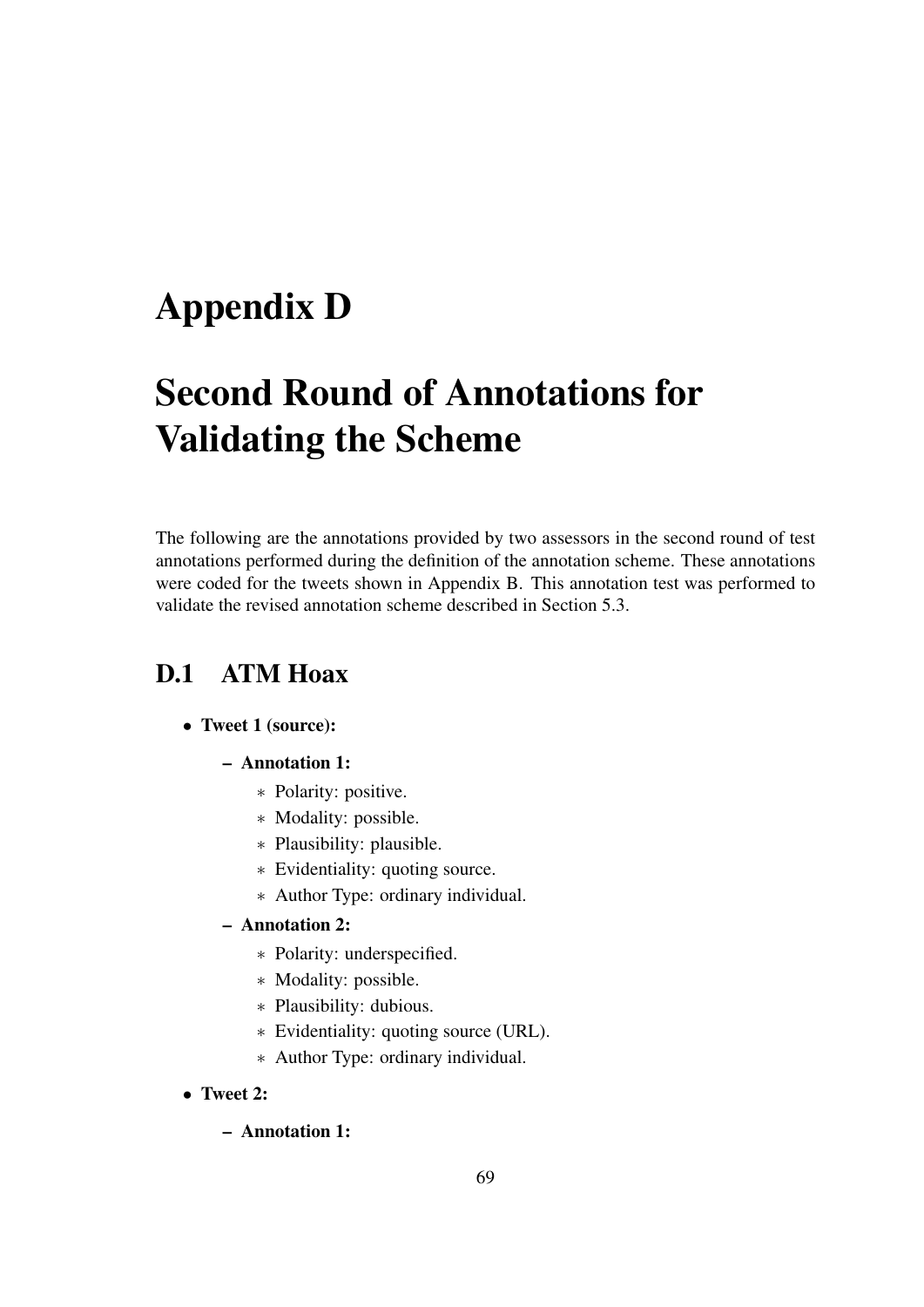# Appendix D

# Second Round of Annotations for Validating the Scheme

The following are the annotations provided by two assessors in the second round of test annotations performed during the definition of the annotation scheme. These annotations were coded for the tweets shown in Appendix B. This annotation test was performed to validate the revised annotation scheme described in Section 5.3.

## D.1 ATM Hoax

- **Tweet 1 (source):**
  - **Annotation 1:**
    - Polarity: positive.
    - Modality: possible.
    - Plausibility: plausible.
    - Evidentiality: quoting source.
    - Author Type: ordinary individual.
  - **Annotation 2:**
    - Polarity: underspecified.
    - Modality: possible.
    - Plausibility: dubious.
    - Evidentiality: quoting source (URL).
    - Author Type: ordinary individual.
- **Tweet 2:**
  - **Annotation 1:**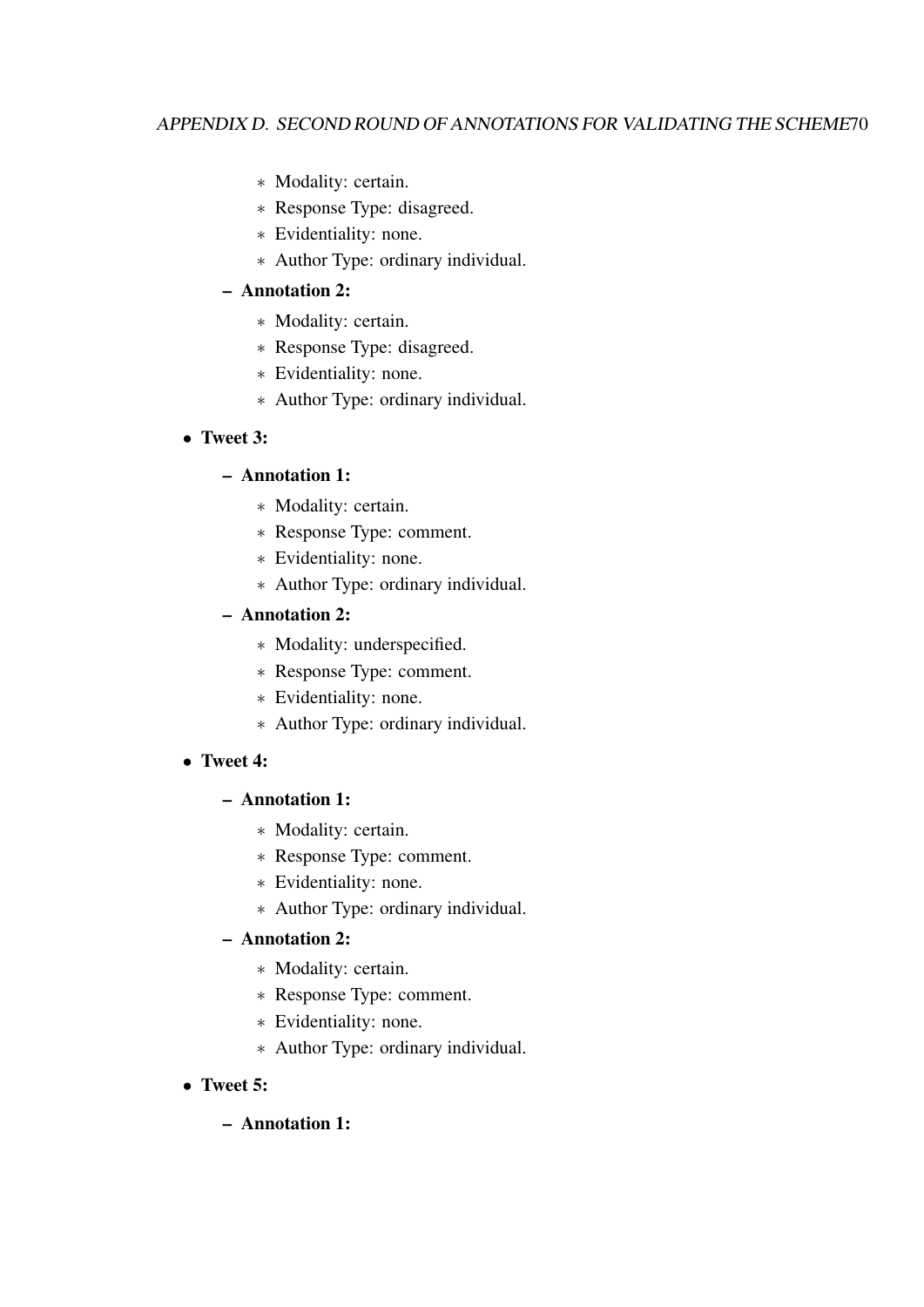- Modality: certain.
    - Response Type: disagreed.
    - Evidentiality: none.
    - Author Type: ordinary individual.
  - **Annotation 2:**
    - Modality: certain.
    - Response Type: disagreed.
    - Evidentiality: none.
    - Author Type: ordinary individual.

- **Tweet 3:**
  - **Annotation 1:**
    - Modality: certain.
    - Response Type: comment.
    - Evidentiality: none.
    - Author Type: ordinary individual.
  - **Annotation 2:**
    - Modality: underspecified.
    - Response Type: comment.
    - Evidentiality: none.
    - Author Type: ordinary individual.

- **Tweet 4:**
  - **Annotation 1:**
    - Modality: certain.
    - Response Type: comment.
    - Evidentiality: none.
    - Author Type: ordinary individual.
  - **Annotation 2:**
    - Modality: certain.
    - Response Type: comment.
    - Evidentiality: none.
    - Author Type: ordinary individual.

- **Tweet 5:**
  - **Annotation 1:**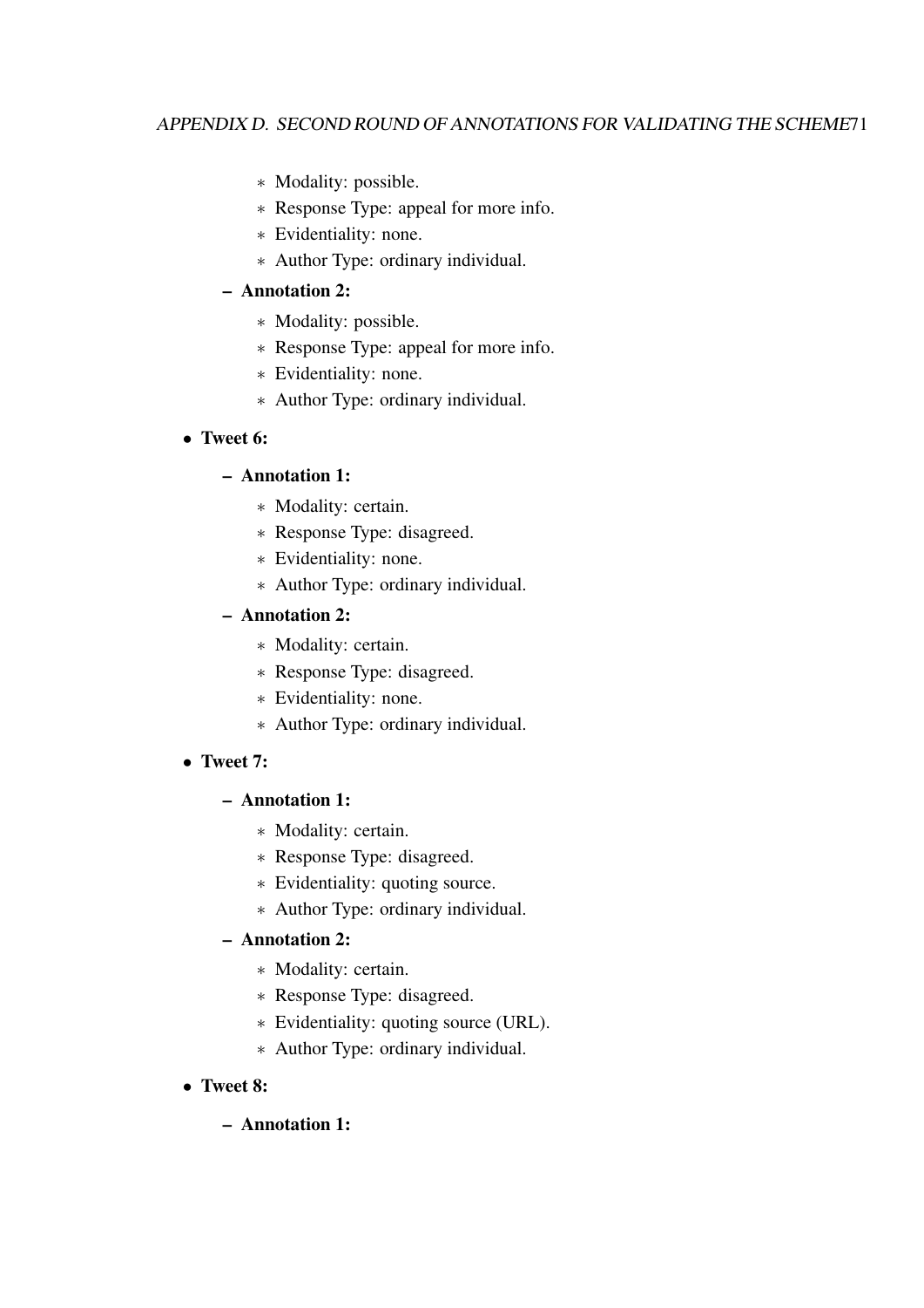- Modality: possible.
    - Response Type: appeal for more info.
    - Evidentiality: none.
    - Author Type: ordinary individual.
  - **Annotation 2:**
    - Modality: possible.
    - Response Type: appeal for more info.
    - Evidentiality: none.
    - Author Type: ordinary individual.

- **Tweet 6:**
  - **Annotation 1:**
    - Modality: certain.
    - Response Type: disagreed.
    - Evidentiality: none.
    - Author Type: ordinary individual.
  - **Annotation 2:**
    - Modality: certain.
    - Response Type: disagreed.
    - Evidentiality: none.
    - Author Type: ordinary individual.

- **Tweet 7:**
  - **Annotation 1:**
    - Modality: certain.
    - Response Type: disagreed.
    - Evidentiality: quoting source.
    - Author Type: ordinary individual.
  - **Annotation 2:**
    - Modality: certain.
    - Response Type: disagreed.
    - Evidentiality: quoting source (URL).
    - Author Type: ordinary individual.

- **Tweet 8:**
  - **Annotation 1:**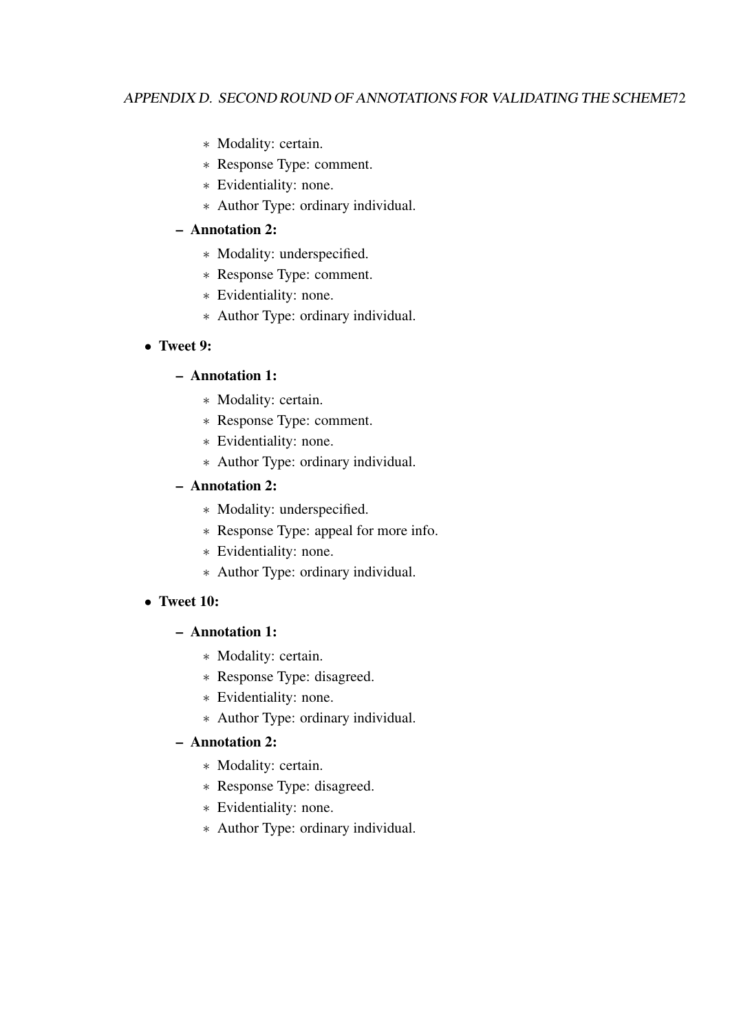- Modality: certain.
    - Response Type: comment.
    - Evidentiality: none.
    - Author Type: ordinary individual.
  - **Annotation 2:**
    - Modality: underspecified.
    - Response Type: comment.
    - Evidentiality: none.
    - Author Type: ordinary individual.

- **Tweet 9:**
  - **Annotation 1:**
    - Modality: certain.
    - Response Type: comment.
    - Evidentiality: none.
    - Author Type: ordinary individual.
  - **Annotation 2:**
    - Modality: underspecified.
    - Response Type: appeal for more info.
    - Evidentiality: none.
    - Author Type: ordinary individual.

- **Tweet 10:**
  - **Annotation 1:**
    - Modality: certain.
    - Response Type: disagreed.
    - Evidentiality: none.
    - Author Type: ordinary individual.
  - **Annotation 2:**
    - Modality: certain.
    - Response Type: disagreed.
    - Evidentiality: none.
    - Author Type: ordinary individual.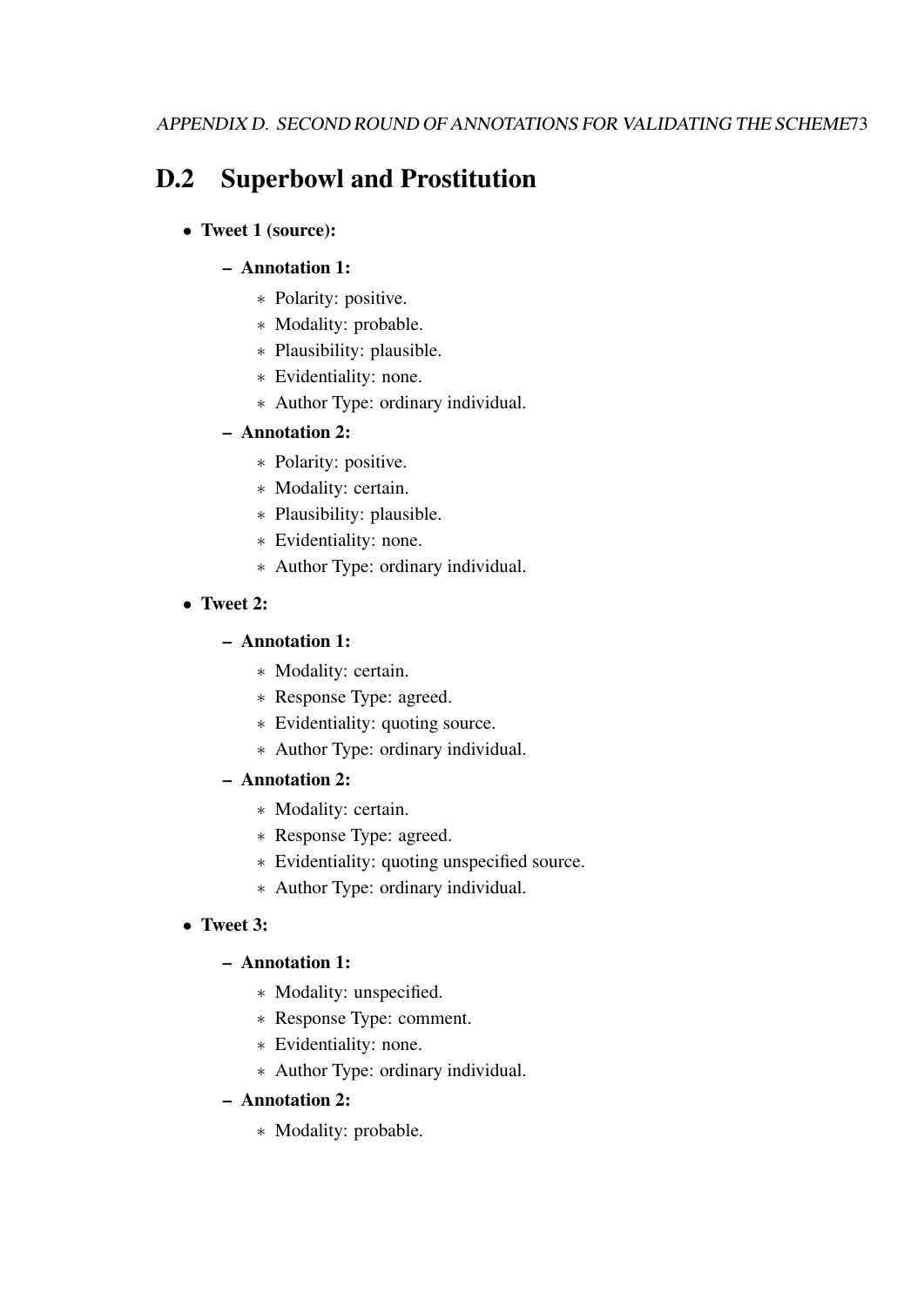## D.2 Superbowl and Prostitution

- **Tweet 1 (source):**
  - **Annotation 1:**
    - Polarity: positive.
    - Modality: probable.
    - Plausibility: plausible.
    - Evidentiality: none.
    - Author Type: ordinary individual.
  - **Annotation 2:**
    - Polarity: positive.
    - Modality: certain.
    - Plausibility: plausible.
    - Evidentiality: none.
    - Author Type: ordinary individual.
- **Tweet 2:**
  - **Annotation 1:**
    - Modality: certain.
    - Response Type: agreed.
    - Evidentiality: quoting source.
    - Author Type: ordinary individual.
  - **Annotation 2:**
    - Modality: certain.
    - Response Type: agreed.
    - Evidentiality: quoting unspecified source.
    - Author Type: ordinary individual.
- **Tweet 3:**
  - **Annotation 1:**
    - Modality: unspecified.
    - Response Type: comment.
    - Evidentiality: none.
    - Author Type: ordinary individual.
  - **Annotation 2:**
    - Modality: probable.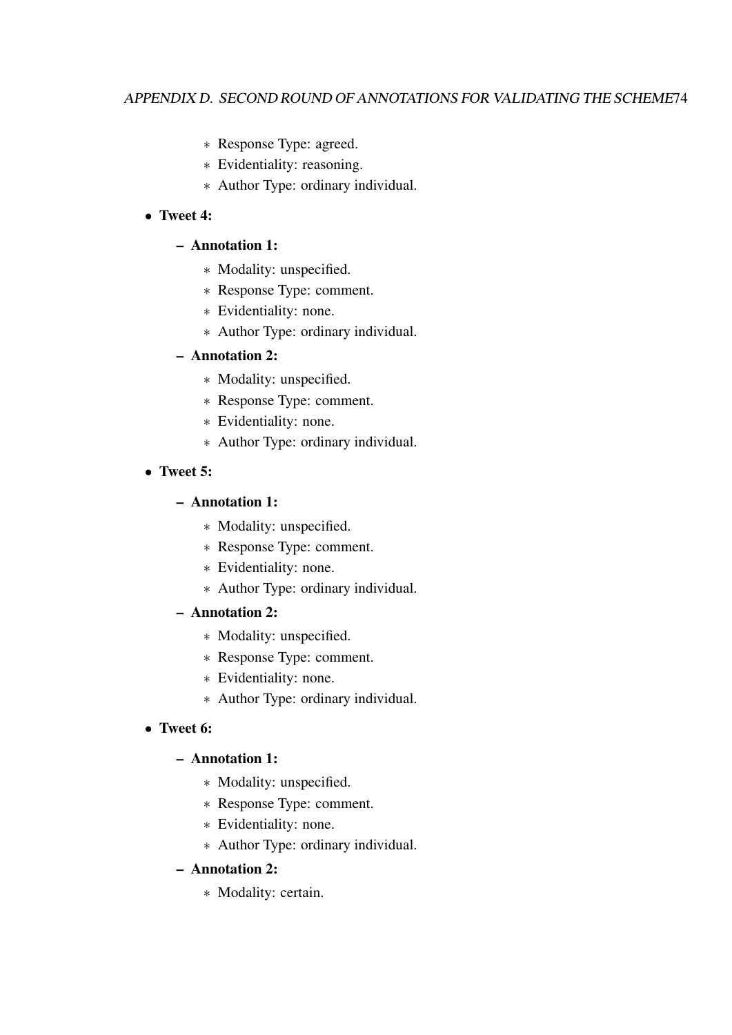- Response Type: agreed.
    - Evidentiality: reasoning.
    - Author Type: ordinary individual.

- **Tweet 4:**
  - **Annotation 1:**
    - Modality: unspecified.
    - Response Type: comment.
    - Evidentiality: none.
    - Author Type: ordinary individual.
  - **Annotation 2:**
    - Modality: unspecified.
    - Response Type: comment.
    - Evidentiality: none.
    - Author Type: ordinary individual.
- **Tweet 5:**
  - **Annotation 1:**
    - Modality: unspecified.
    - Response Type: comment.
    - Evidentiality: none.
    - Author Type: ordinary individual.
  - **Annotation 2:**
    - Modality: unspecified.
    - Response Type: comment.
    - Evidentiality: none.
    - Author Type: ordinary individual.
- **Tweet 6:**
  - **Annotation 1:**
    - Modality: unspecified.
    - Response Type: comment.
    - Evidentiality: none.
    - Author Type: ordinary individual.
  - **Annotation 2:**
    - Modality: certain.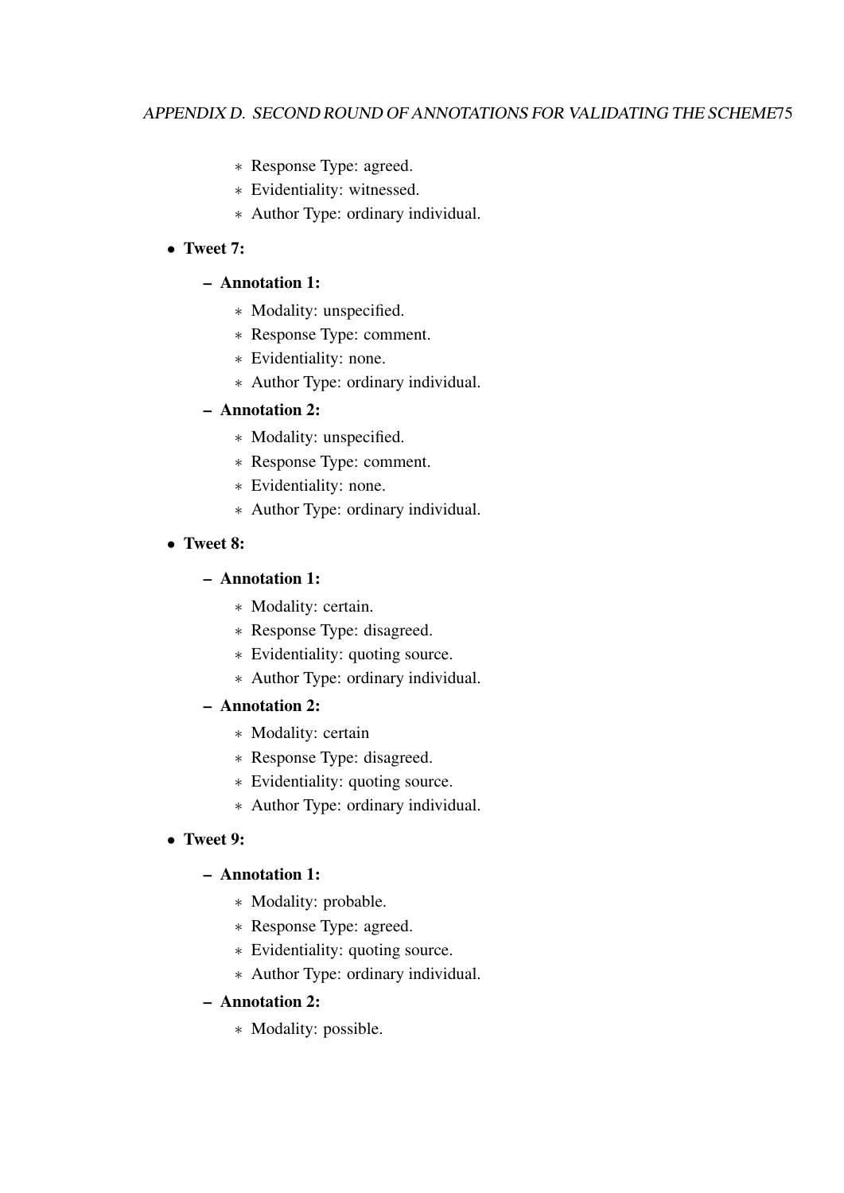- Response Type: agreed.
    - Evidentiality: witnessed.
    - Author Type: ordinary individual.

- **Tweet 7:**
  - **Annotation 1:**
    - Modality: unspecified.
    - Response Type: comment.
    - Evidentiality: none.
    - Author Type: ordinary individual.
  - **Annotation 2:**
    - Modality: unspecified.
    - Response Type: comment.
    - Evidentiality: none.
    - Author Type: ordinary individual.
- **Tweet 8:**
  - **Annotation 1:**
    - Modality: certain.
    - Response Type: disagreed.
    - Evidentiality: quoting source.
    - Author Type: ordinary individual.
  - **Annotation 2:**
    - Modality: certain
    - Response Type: disagreed.
    - Evidentiality: quoting source.
    - Author Type: ordinary individual.
- **Tweet 9:**
  - **Annotation 1:**
    - Modality: probable.
    - Response Type: agreed.
    - Evidentiality: quoting source.
    - Author Type: ordinary individual.
  - **Annotation 2:**
    - Modality: possible.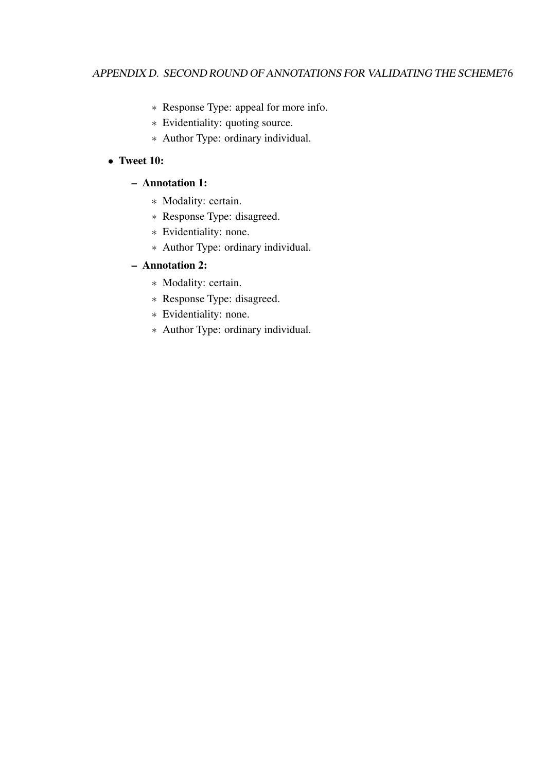- Response Type: appeal for more info.
    - Evidentiality: quoting source.
    - Author Type: ordinary individual.

- **Tweet 10:**
  - **Annotation 1:**
    - Modality: certain.
    - Response Type: disagreed.
    - Evidentiality: none.
    - Author Type: ordinary individual.
  - **Annotation 2:**
    - Modality: certain.
    - Response Type: disagreed.
    - Evidentiality: none.
    - Author Type: ordinary individual.